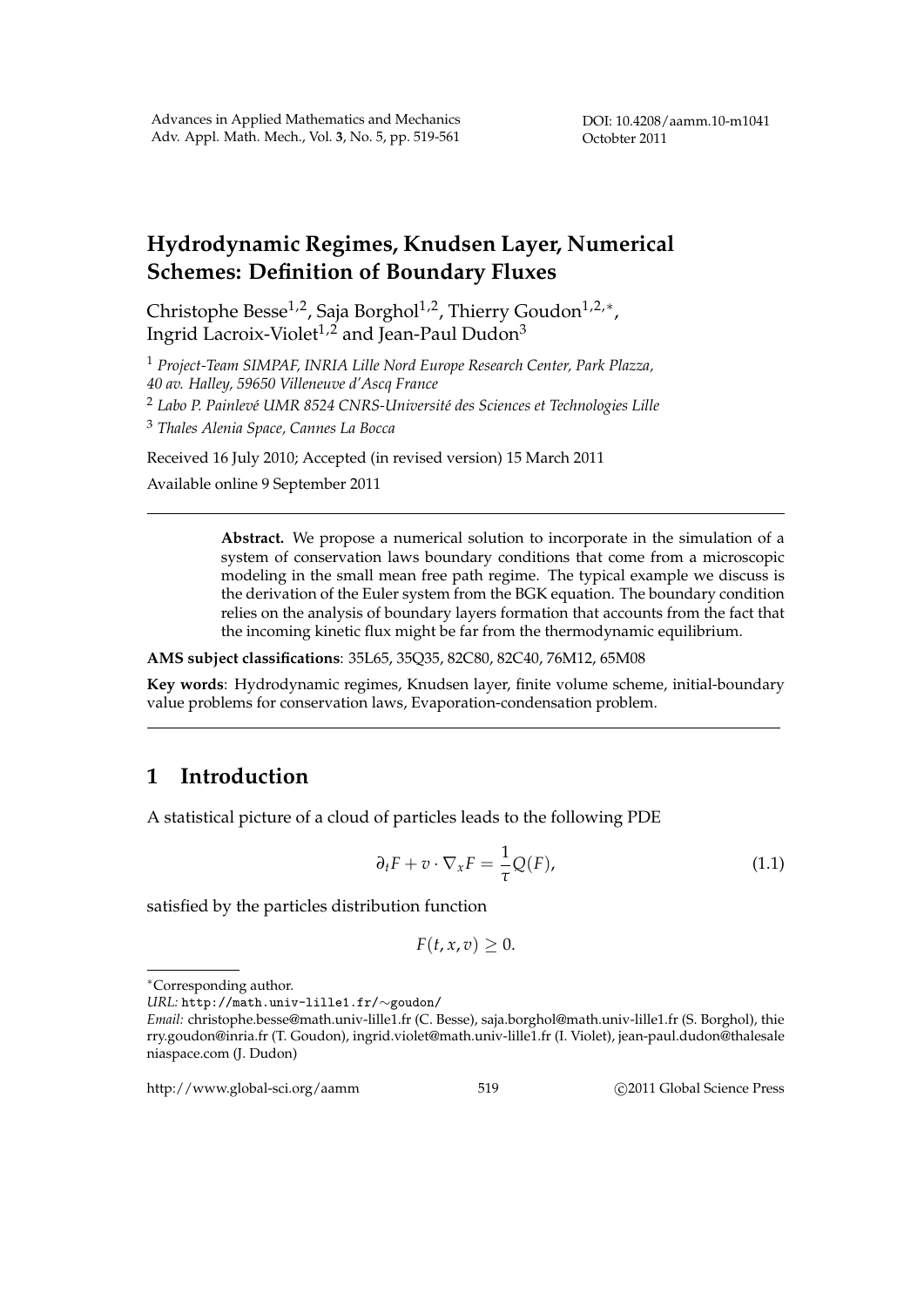# Hydrodynamic Regimes, Knudsen Layer, Numerical Schemes: Definition of Boundary Fluxes

Christophe Besse[1,2], Saja Borghol[1,2], Thierry Goudon[1,2,*], Ingrid Lacroix-Violet[1,2] and Jean-Paul Dudon[3]

[1] *Project-Team SIMPAF, INRIA Lille Nord Europe Research Center, Park Plazza, 40 av. Halley, 59650 Villeneuve d'Ascq France*

[2] *Labo P. Painlevé UMR 8524 CNRS-Université des Sciences et Technologies Lille*

[3] *Thales Alenia Space, Cannes La Bocca*

Received 16 July 2010; Accepted (in revised version) 15 March 2011

Available online 9 September 2011

---

**Abstract.** We propose a numerical solution to incorporate in the simulation of a system of conservation laws boundary conditions that come from a microscopic modeling in the small mean free path regime. The typical example we discuss is the derivation of the Euler system from the BGK equation. The boundary condition relies on the analysis of boundary layers formation that accounts from the fact that the incoming kinetic flux might be far from the thermodynamic equilibrium.

**AMS subject classifications**: 35L65, 35Q35, 82C80, 82C40, 76M12, 65M08

**Key words**: Hydrodynamic regimes, Knudsen layer, finite volume scheme, initial-boundary value problems for conservation laws, Evaporation-condensation problem.

---

## 1 Introduction

A statistical picture of a cloud of particles leads to the following PDE

$$\partial_t F + v \cdot \nabla_x F = \frac{1}{\tau} Q(F), \tag{1.1}$$

satisfied by the particles distribution function

$$F(t,x,v) \geq 0.$$

---

*Corresponding author.

*URL:* http://math.univ-lille1.fr/∼goudon/

*Email:* christophe.besse@math.univ-lille1.fr (C. Besse), saja.borghol@math.univ-lille1.fr (S. Borghol), thierry.goudon@inria.fr (T. Goudon), ingrid.violet@math.univ-lille1.fr (I. Violet), jean-paul.dudon@thalesaleniaspace.com (J. Dudon)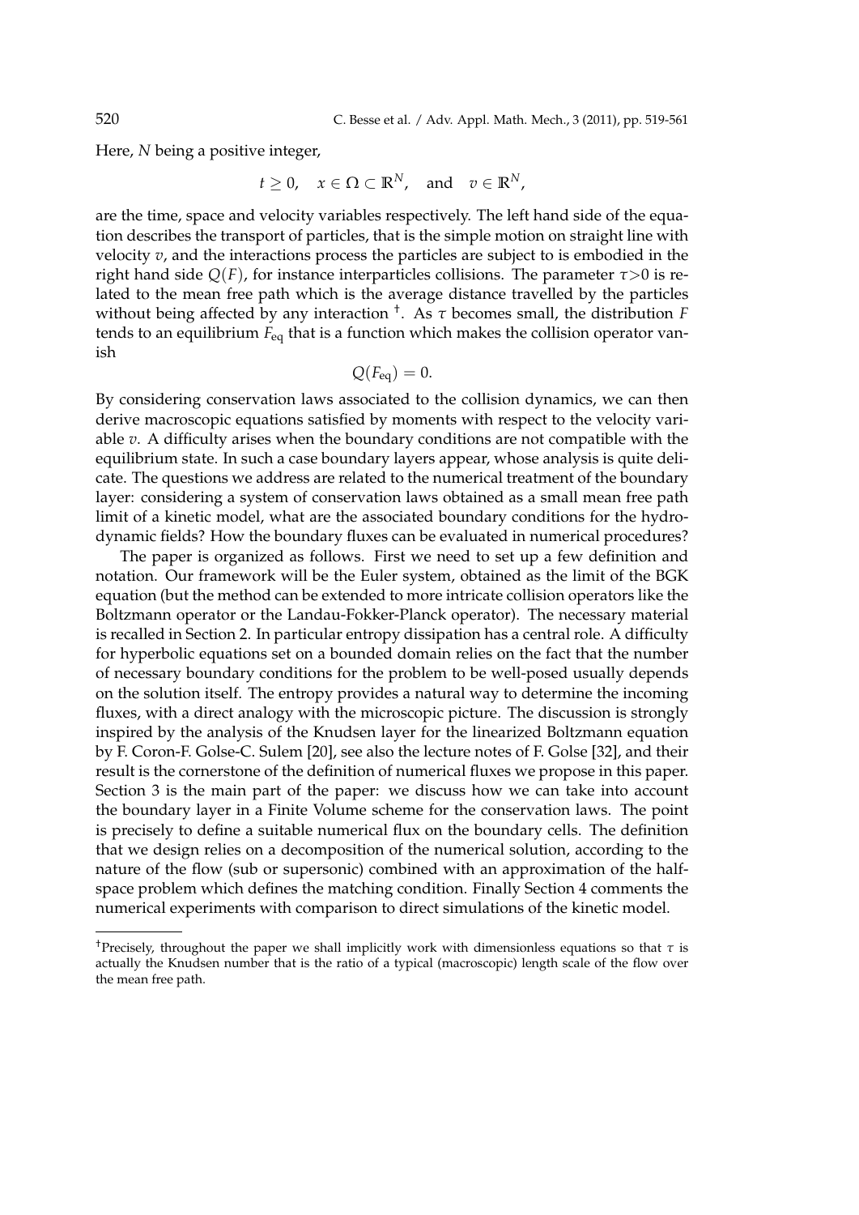Here, $N$ being a positive integer,

$$t \geq 0, \quad x \in \Omega \subset \mathbb{R}^N, \quad \text{and} \quad v \in \mathbb{R}^N,$$

are the time, space and velocity variables respectively. The left hand side of the equation describes the transport of particles, that is the simple motion on straight line with velocity $v$, and the interactions process the particles are subject to is embodied in the right hand side $Q(F)$, for instance interparticles collisions. The parameter $\tau>0$ is related to the mean free path which is the average distance travelled by the particles without being affected by any interaction [†]. As $\tau$ becomes small, the distribution $F$ tends to an equilibrium $F_{\text{eq}}$ that is a function which makes the collision operator vanish

$$Q(F_{\text{eq}}) = 0.$$

By considering conservation laws associated to the collision dynamics, we can then derive macroscopic equations satisfied by moments with respect to the velocity variable $v$. A difficulty arises when the boundary conditions are not compatible with the equilibrium state. In such a case boundary layers appear, whose analysis is quite delicate. The questions we address are related to the numerical treatment of the boundary layer: considering a system of conservation laws obtained as a small mean free path limit of a kinetic model, what are the associated boundary conditions for the hydrodynamic fields? How the boundary fluxes can be evaluated in numerical procedures?

The paper is organized as follows. First we need to set up a few definition and notation. Our framework will be the Euler system, obtained as the limit of the BGK equation (but the method can be extended to more intricate collision operators like the Boltzmann operator or the Landau-Fokker-Planck operator). The necessary material is recalled in Section 2. In particular entropy dissipation has a central role. A difficulty for hyperbolic equations set on a bounded domain relies on the fact that the number of necessary boundary conditions for the problem to be well-posed usually depends on the solution itself. The entropy provides a natural way to determine the incoming fluxes, with a direct analogy with the microscopic picture. The discussion is strongly inspired by the analysis of the Knudsen layer for the linearized Boltzmann equation by F. Coron-F. Golse-C. Sulem [20], see also the lecture notes of F. Golse [32], and their result is the cornerstone of the definition of numerical fluxes we propose in this paper. Section 3 is the main part of the paper: we discuss how we can take into account the boundary layer in a Finite Volume scheme for the conservation laws. The point is precisely to define a suitable numerical flux on the boundary cells. The definition that we design relies on a decomposition of the numerical solution, according to the nature of the flow (sub or supersonic) combined with an approximation of the half-space problem which defines the matching condition. Finally Section 4 comments the numerical experiments with comparison to direct simulations of the kinetic model.

---

[†]Precisely, throughout the paper we shall implicitly work with dimensionless equations so that $\tau$ is actually the Knudsen number that is the ratio of a typical (macroscopic) length scale of the flow over the mean free path.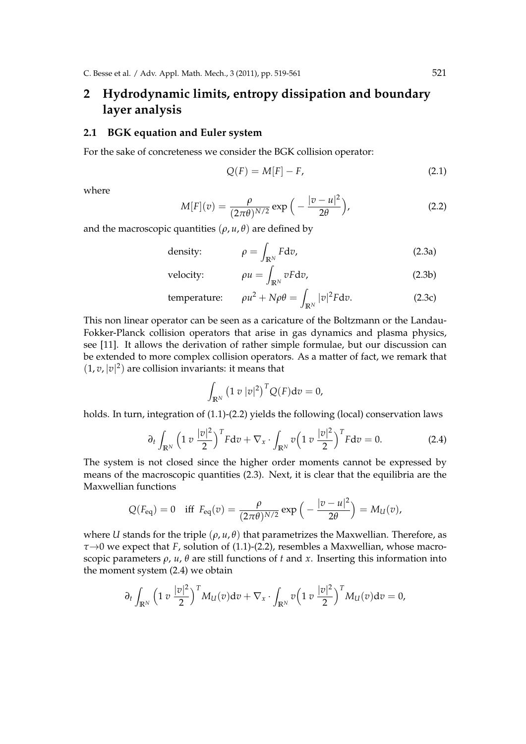## 2 Hydrodynamic limits, entropy dissipation and boundary layer analysis

### 2.1 BGK equation and Euler system

For the sake of concreteness we consider the BGK collision operator:

$$Q(F) = M[F] - F, \tag{2.1}$$

where

$$M[F](v) = \frac{\rho}{(2\pi\theta)^{N/2}} \exp\Big(-\frac{|v-u|^2}{2\theta}\Big), \tag{2.2}$$

and the macroscopic quantities $(\rho, u, \theta)$ are defined by

$$\text{density:} \qquad \rho = \int_{\mathbb{R}^N} F \mathrm{d}v, \tag{2.3a}$$

$$\text{velocity:} \qquad \rho u = \int_{\mathbb{R}^N} vF \mathrm{d}v, \tag{2.3b}$$

$$\text{temperature:} \qquad \rho u^2 + N\rho\theta = \int_{\mathbb{R}^N} |v|^2 F \mathrm{d}v. \tag{2.3c}$$

This non linear operator can be seen as a caricature of the Boltzmann or the Landau-Fokker-Planck collision operators that arise in gas dynamics and plasma physics, see [11]. It allows the derivation of rather simple formulae, but our discussion can be extended to more complex collision operators. As a matter of fact, we remark that $(1, v, |v|^2)$ are collision invariants: it means that

$$\int_{\mathbb{R}^N} \big(1\ v\ |v|^2\big)^T Q(F) \mathrm{d}v = 0,$$

holds. In turn, integration of (1.1)-(2.2) yields the following (local) conservation laws

$$\partial_t \int_{\mathbb{R}^N} \Big(1\ v\ \frac{|v|^2}{2}\Big)^T F \mathrm{d}v + \nabla_x \cdot \int_{\mathbb{R}^N} v\Big(1\ v\ \frac{|v|^2}{2}\Big)^T F \mathrm{d}v = 0. \tag{2.4}$$

The system is not closed since the higher order moments cannot be expressed by means of the macroscopic quantities (2.3). Next, it is clear that the equilibria are the Maxwellian functions

$$Q(F_{\mathrm{eq}}) = 0 \quad \text{iff} \quad F_{\mathrm{eq}}(v) = \frac{\rho}{(2\pi\theta)^{N/2}} \exp\Big(-\frac{|v-u|^2}{2\theta}\Big) = M_U(v),$$

where $U$ stands for the triple $(\rho, u, \theta)$ that parametrizes the Maxwellian. Therefore, as $\tau \to 0$ we expect that $F$, solution of (1.1)-(2.2), resembles a Maxwellian, whose macroscopic parameters $\rho$, $u$, $\theta$ are still functions of $t$ and $x$. Inserting this information into the moment system (2.4) we obtain

$$\partial_t \int_{\mathbb{R}^N} \Big(1\ v\ \frac{|v|^2}{2}\Big)^T M_U(v) \mathrm{d}v + \nabla_x \cdot \int_{\mathbb{R}^N} v\Big(1\ v\ \frac{|v|^2}{2}\Big)^T M_U(v) \mathrm{d}v = 0,$$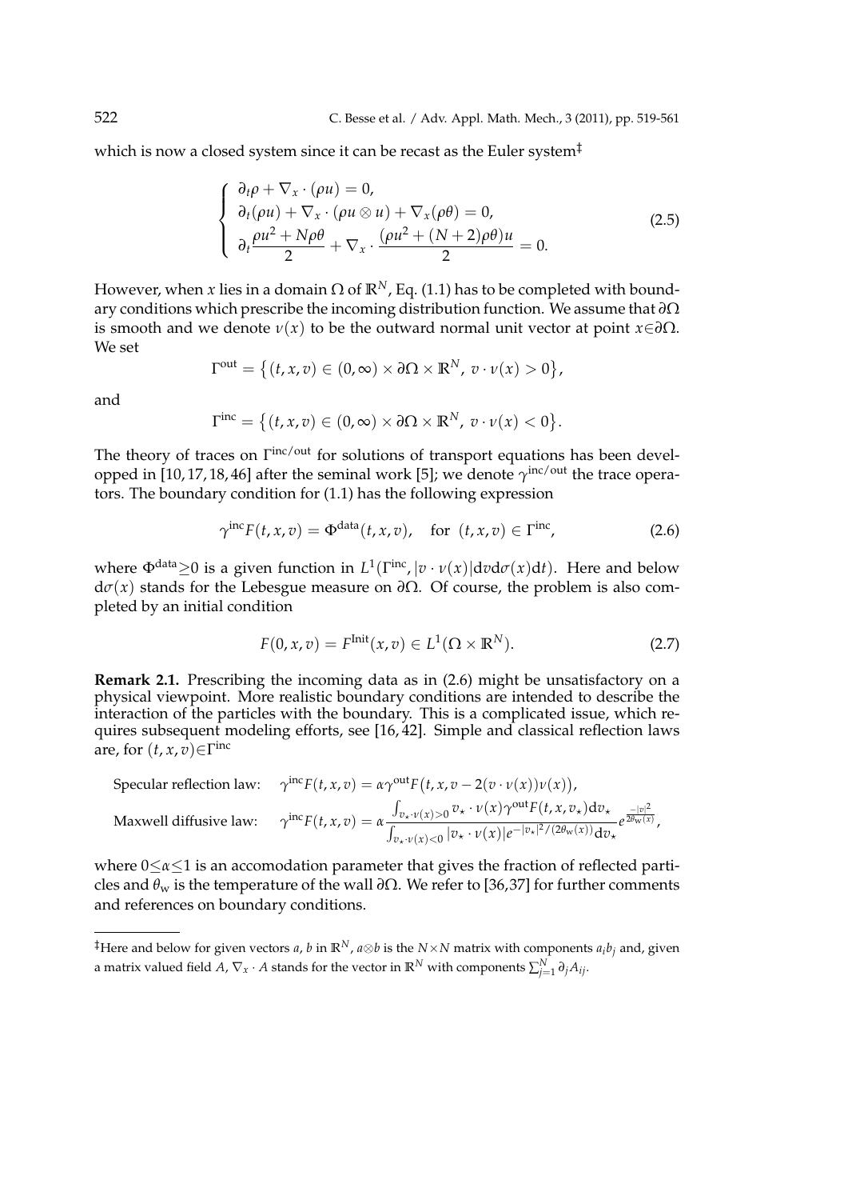which is now a closed system since it can be recast as the Euler system[‡]

$$
\left\{
\begin{array}{l}
\partial_t \rho + \nabla_x \cdot (\rho u) = 0, \\
\partial_t(\rho u) + \nabla_x \cdot (\rho u \otimes u) + \nabla_x(\rho\theta) = 0, \\
\partial_t \dfrac{\rho u^2 + N\rho\theta}{2} + \nabla_x \cdot \dfrac{(\rho u^2 + (N+2)\rho\theta)u}{2} = 0.
\end{array}
\right.
\tag{2.5}
$$

However, when $x$ lies in a domain $\Omega$ of $\mathbb{R}^N$, Eq. (1.1) has to be completed with boundary conditions which prescribe the incoming distribution function. We assume that $\partial\Omega$ is smooth and we denote $\nu(x)$ to be the outward normal unit vector at point $x \in \partial\Omega$. We set

$$
\Gamma^{\text{out}} = \big\{(t,x,v) \in (0,\infty) \times \partial\Omega \times \mathbb{R}^N,\ v \cdot \nu(x) > 0\big\},
$$

and

$$
\Gamma^{\text{inc}} = \big\{(t,x,v) \in (0,\infty) \times \partial\Omega \times \mathbb{R}^N,\ v \cdot \nu(x) < 0\big\}.
$$

The theory of traces on $\Gamma^{\text{inc/out}}$ for solutions of transport equations has been developped in [10, 17, 18, 46] after the seminal work [5]; we denote $\gamma^{\text{inc/out}}$ the trace operators. The boundary condition for (1.1) has the following expression

$$
\gamma^{\text{inc}} F(t,x,v) = \Phi^{\text{data}}(t,x,v), \quad \text{for } (t,x,v) \in \Gamma^{\text{inc}},
\tag{2.6}
$$

where $\Phi^{\text{data}} \geq 0$ is a given function in $L^1(\Gamma^{\text{inc}}, |v \cdot \nu(x)| \mathrm{d}v \mathrm{d}\sigma(x) \mathrm{d}t)$. Here and below $\mathrm{d}\sigma(x)$ stands for the Lebesgue measure on $\partial\Omega$. Of course, the problem is also completed by an initial condition

$$
F(0,x,v) = F^{\text{Init}}(x,v) \in L^1(\Omega \times \mathbb{R}^N).
\tag{2.7}
$$

**Remark 2.1.** Prescribing the incoming data as in (2.6) might be unsatisfactory on a physical viewpoint. More realistic boundary conditions are intended to describe the interaction of the particles with the boundary. This is a complicated issue, which requires subsequent modeling efforts, see [16, 42]. Simple and classical reflection laws are, for $(t,x,v) \in \Gamma^{\text{inc}}$

$$
\text{Specular reflection law:} \quad \gamma^{\text{inc}} F(t,x,v) = \alpha \gamma^{\text{out}} F\big(t,x,v - 2(v \cdot \nu(x))\nu(x)\big),
$$

$$
\text{Maxwell diffusive law:} \quad \gamma^{\text{inc}} F(t,x,v) = \alpha \frac{\int_{v_\star \cdot \nu(x) > 0} v_\star \cdot \nu(x) \gamma^{\text{out}} F(t,x,v_\star) \mathrm{d}v_\star}{\int_{v_\star \cdot \nu(x) < 0} |v_\star \cdot \nu(x)| e^{-|v_\star|^2/(2\theta_{\text{w}}(x))} \mathrm{d}v_\star} e^{\frac{-|v|^2}{2\theta_{\text{w}}(x)}},
$$

where $0 \leq \alpha \leq 1$ is an accomodation parameter that gives the fraction of reflected particles and $\theta_{\text{w}}$ is the temperature of the wall $\partial\Omega$. We refer to [36, 37] for further comments and references on boundary conditions.

---

[‡]Here and below for given vectors $a$, $b$ in $\mathbb{R}^N$, $a \otimes b$ is the $N \times N$ matrix with components $a_i b_j$ and, given a matrix valued field $A$, $\nabla_x \cdot A$ stands for the vector in $\mathbb{R}^N$ with components $\sum_{j=1}^N \partial_j A_{ij}$.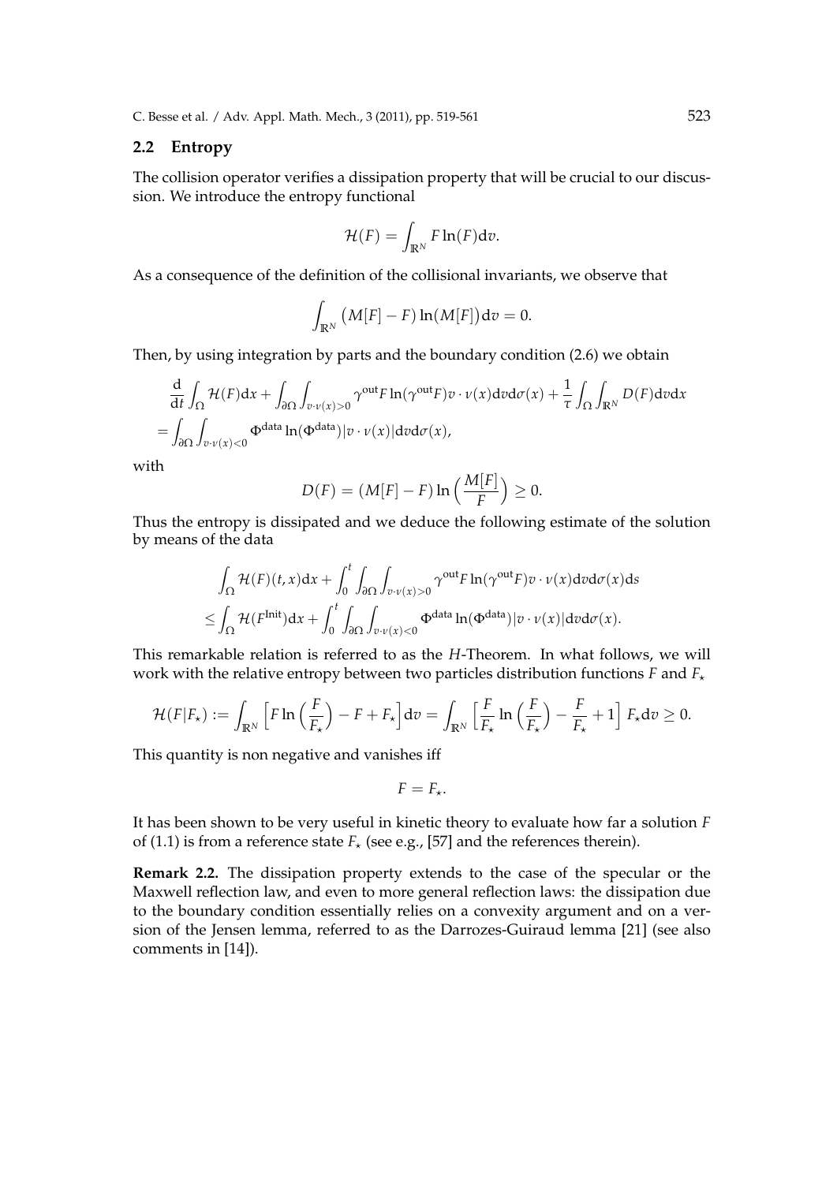## 2.2 Entropy

The collision operator verifies a dissipation property that will be crucial to our discussion. We introduce the entropy functional

$$\mathcal{H}(F) = \int_{\mathbb{R}^N} F \ln(F) \mathrm{d}v.$$

As a consequence of the definition of the collisional invariants, we observe that

$$\int_{\mathbb{R}^N} \big(M[F] - F\big) \ln\big(M[F]\big) \mathrm{d}v = 0.$$

Then, by using integration by parts and the boundary condition (2.6) we obtain

$$\begin{aligned}
&\frac{\mathrm{d}}{\mathrm{d}t} \int_{\Omega} \mathcal{H}(F) \mathrm{d}x + \int_{\partial\Omega} \int_{v\cdot\nu(x)>0} \gamma^{\mathrm{out}} F \ln(\gamma^{\mathrm{out}} F) v \cdot \nu(x) \mathrm{d}v \mathrm{d}\sigma(x) + \frac{1}{\tau} \int_{\Omega} \int_{\mathbb{R}^N} D(F) \mathrm{d}v \mathrm{d}x \\
= &\int_{\partial\Omega} \int_{v\cdot\nu(x)<0} \Phi^{\mathrm{data}} \ln(\Phi^{\mathrm{data}}) |v \cdot \nu(x)| \mathrm{d}v \mathrm{d}\sigma(x),
\end{aligned}$$

with

$$D(F) = (M[F] - F) \ln\Big(\frac{M[F]}{F}\Big) \geq 0.$$

Thus the entropy is dissipated and we deduce the following estimate of the solution by means of the data

$$\begin{aligned}
&\int_{\Omega} \mathcal{H}(F)(t,x) \mathrm{d}x + \int_0^t \int_{\partial\Omega} \int_{v\cdot\nu(x)>0} \gamma^{\mathrm{out}} F \ln(\gamma^{\mathrm{out}} F) v \cdot \nu(x) \mathrm{d}v \mathrm{d}\sigma(x) \mathrm{d}s \\
\leq &\int_{\Omega} \mathcal{H}(F^{\mathrm{Init}}) \mathrm{d}x + \int_0^t \int_{\partial\Omega} \int_{v\cdot\nu(x)<0} \Phi^{\mathrm{data}} \ln(\Phi^{\mathrm{data}}) |v \cdot \nu(x)| \mathrm{d}v \mathrm{d}\sigma(x).
\end{aligned}$$

This remarkable relation is referred to as the $H$-Theorem. In what follows, we will work with the relative entropy between two particles distribution functions $F$ and $F_\star$

$$\mathcal{H}(F|F_\star) := \int_{\mathbb{R}^N} \Big[F \ln\Big(\frac{F}{F_\star}\Big) - F + F_\star\Big] \mathrm{d}v = \int_{\mathbb{R}^N} \Big[\frac{F}{F_\star} \ln\Big(\frac{F}{F_\star}\Big) - \frac{F}{F_\star} + 1\Big] F_\star \mathrm{d}v \geq 0.$$

This quantity is non negative and vanishes iff

$$F = F_\star.$$

It has been shown to be very useful in kinetic theory to evaluate how far a solution $F$ of (1.1) is from a reference state $F_\star$ (see e.g., [57] and the references therein).

**Remark 2.2.** The dissipation property extends to the case of the specular or the Maxwell reflection law, and even to more general reflection laws: the dissipation due to the boundary condition essentially relies on a convexity argument and on a version of the Jensen lemma, referred to as the Darrozes-Guiraud lemma [21] (see also comments in [14]).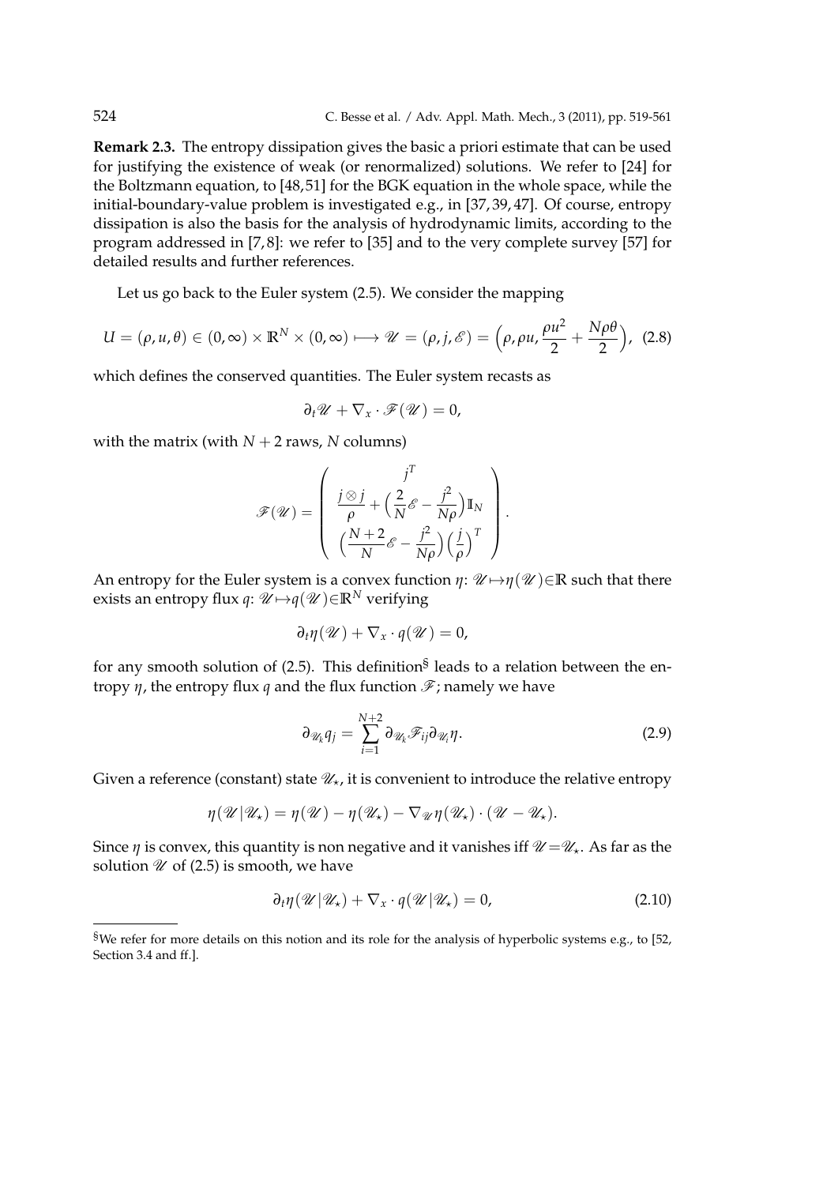**Remark 2.3.** The entropy dissipation gives the basic a priori estimate that can be used for justifying the existence of weak (or renormalized) solutions. We refer to [24] for the Boltzmann equation, to [48,51] for the BGK equation in the whole space, while the initial-boundary-value problem is investigated e.g., in [37,39,47]. Of course, entropy dissipation is also the basis for the analysis of hydrodynamic limits, according to the program addressed in [7,8]: we refer to [35] and to the very complete survey [57] for detailed results and further references.

Let us go back to the Euler system (2.5). We consider the mapping

$$U=(\rho,u,\theta)\in(0,\infty)\times\mathbb{R}^N\times(0,\infty)\longmapsto\mathscr{U}=(\rho,j,\mathscr{E})=\Big(\rho,\rho u,\frac{\rho u^2}{2}+\frac{N\rho\theta}{2}\Big),\tag{2.8}$$

which defines the conserved quantities. The Euler system recasts as

$$\partial_t\mathscr{U}+\nabla_x\cdot\mathscr{F}(\mathscr{U})=0,$$

with the matrix (with $N+2$ raws, $N$ columns)

$$\mathscr{F}(\mathscr{U})=\left(\begin{array}{c} j^T \\ \dfrac{j\otimes j}{\rho}+\Big(\dfrac{2}{N}\mathscr{E}-\dfrac{j^2}{N\rho}\Big)\mathbb{I}_N \\ \Big(\dfrac{N+2}{N}\mathscr{E}-\dfrac{j^2}{N\rho}\Big)\Big(\dfrac{j}{\rho}\Big)^T \end{array}\right).$$

An entropy for the Euler system is a convex function $\eta$: $\mathscr{U}\mapsto\eta(\mathscr{U})\in\mathbb{R}$ such that there exists an entropy flux $q$: $\mathscr{U}\mapsto q(\mathscr{U})\in\mathbb{R}^N$ verifying

$$\partial_t\eta(\mathscr{U})+\nabla_x\cdot q(\mathscr{U})=0,$$

for any smooth solution of (2.5). This definition[§] leads to a relation between the entropy $\eta$, the entropy flux $q$ and the flux function $\mathscr{F}$; namely we have

$$\partial_{\mathscr{U}_k}q_j=\sum_{i=1}^{N+2}\partial_{\mathscr{U}_k}\mathscr{F}_{ij}\partial_{\mathscr{U}_i}\eta.\tag{2.9}$$

Given a reference (constant) state $\mathscr{U}_\star$, it is convenient to introduce the relative entropy

$$\eta(\mathscr{U}|\mathscr{U}_\star)=\eta(\mathscr{U})-\eta(\mathscr{U}_\star)-\nabla_{\mathscr{U}}\eta(\mathscr{U}_\star)\cdot(\mathscr{U}-\mathscr{U}_\star).$$

Since $\eta$ is convex, this quantity is non negative and it vanishes iff $\mathscr{U}=\mathscr{U}_\star$. As far as the solution $\mathscr{U}$ of (2.5) is smooth, we have

$$\partial_t\eta(\mathscr{U}|\mathscr{U}_\star)+\nabla_x\cdot q(\mathscr{U}|\mathscr{U}_\star)=0,\tag{2.10}$$

[§]We refer for more details on this notion and its role for the analysis of hyperbolic systems e.g., to [52, Section 3.4 and ff.].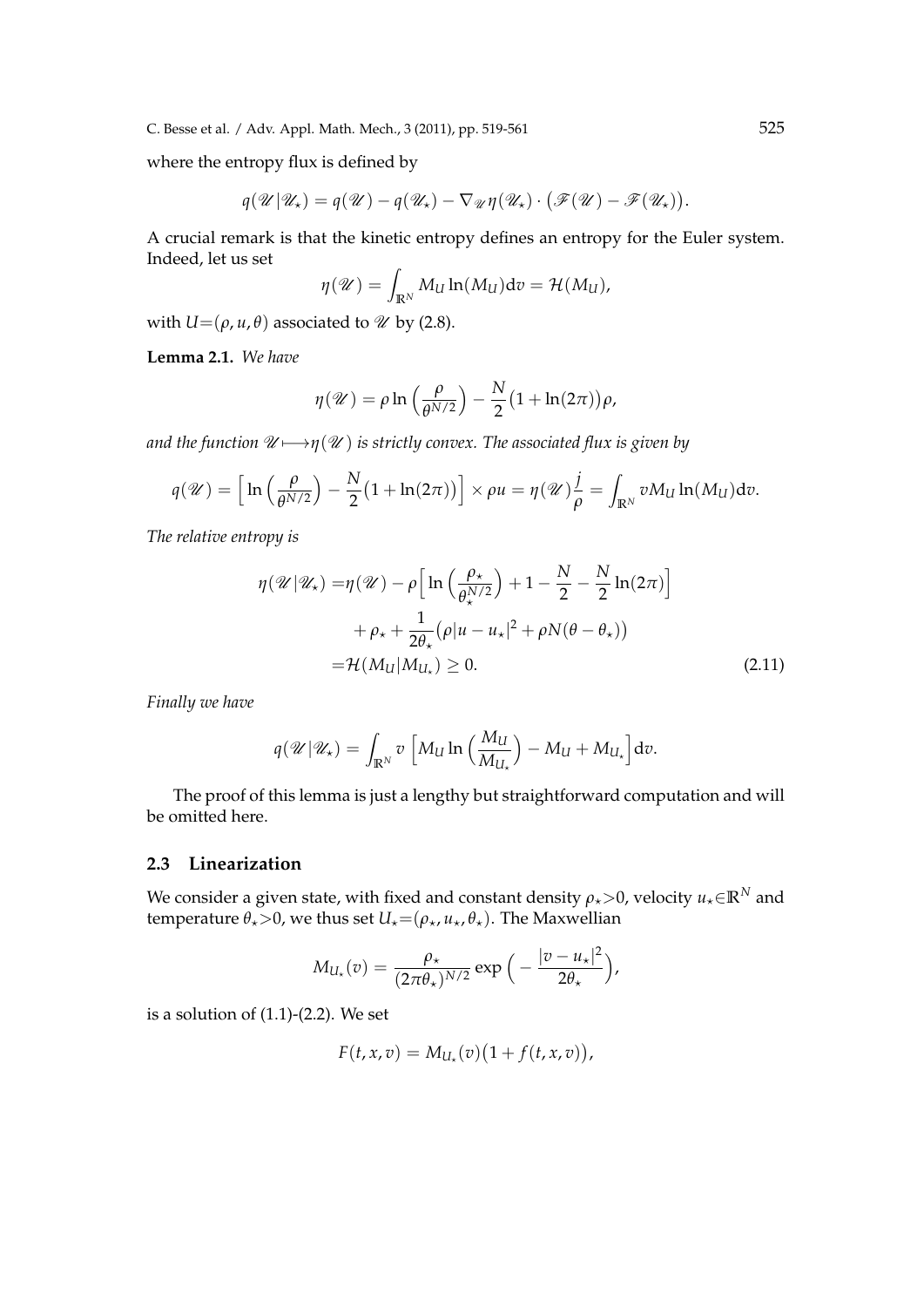where the entropy flux is defined by

$$q(\mathscr{U}|\mathscr{U}_\star) = q(\mathscr{U}) - q(\mathscr{U}_\star) - \nabla_{\mathscr{U}}\eta(\mathscr{U}_\star)\cdot\big(\mathscr{F}(\mathscr{U}) - \mathscr{F}(\mathscr{U}_\star)\big).$$

A crucial remark is that the kinetic entropy defines an entropy for the Euler system. Indeed, let us set

$$\eta(\mathscr{U}) = \int_{\mathbb{R}^N} M_U \ln(M_U)\mathrm{d}v = \mathcal{H}(M_U),$$

with $U=(\rho,u,\theta)$ associated to $\mathscr{U}$ by (2.8).

**Lemma 2.1.** *We have*

$$\eta(\mathscr{U}) = \rho\ln\Big(\frac{\rho}{\theta^{N/2}}\Big) - \frac{N}{2}\big(1+\ln(2\pi)\big)\rho,$$

*and the function $\mathscr{U}\longmapsto\eta(\mathscr{U})$ is strictly convex. The associated flux is given by*

$$q(\mathscr{U}) = \Big[\ln\Big(\frac{\rho}{\theta^{N/2}}\Big) - \frac{N}{2}\big(1+\ln(2\pi)\big)\Big]\times\rho u = \eta(\mathscr{U})\frac{j}{\rho} = \int_{\mathbb{R}^N} vM_U\ln(M_U)\mathrm{d}v.$$

*The relative entropy is*

$$\begin{aligned}\eta(\mathscr{U}|\mathscr{U}_\star) =&\eta(\mathscr{U}) - \rho\Big[\ln\Big(\frac{\rho_\star}{\theta_\star^{N/2}}\Big) + 1 - \frac{N}{2} - \frac{N}{2}\ln(2\pi)\Big]\\ &+\rho_\star + \frac{1}{2\theta_\star}\big(\rho|u-u_\star|^2 + \rho N(\theta-\theta_\star)\big)\\ =&\mathcal{H}(M_U|M_{U_\star})\geq 0.\end{aligned}\tag{2.11}$$

*Finally we have*

$$q(\mathscr{U}|\mathscr{U}_\star) = \int_{\mathbb{R}^N} v\,\Big[M_U\ln\Big(\frac{M_U}{M_{U_\star}}\Big) - M_U + M_{U_\star}\Big]\mathrm{d}v.$$

The proof of this lemma is just a lengthy but straightforward computation and will be omitted here.

### 2.3 Linearization

We consider a given state, with fixed and constant density $\rho_\star>0$, velocity $u_\star\in\mathbb{R}^N$ and temperature $\theta_\star>0$, we thus set $U_\star=(\rho_\star,u_\star,\theta_\star)$. The Maxwellian

$$M_{U_\star}(v) = \frac{\rho_\star}{(2\pi\theta_\star)^{N/2}}\exp\Big(-\frac{|v-u_\star|^2}{2\theta_\star}\Big),$$

is a solution of (1.1)-(2.2). We set

$$F(t,x,v) = M_{U_\star}(v)\big(1+f(t,x,v)\big),$$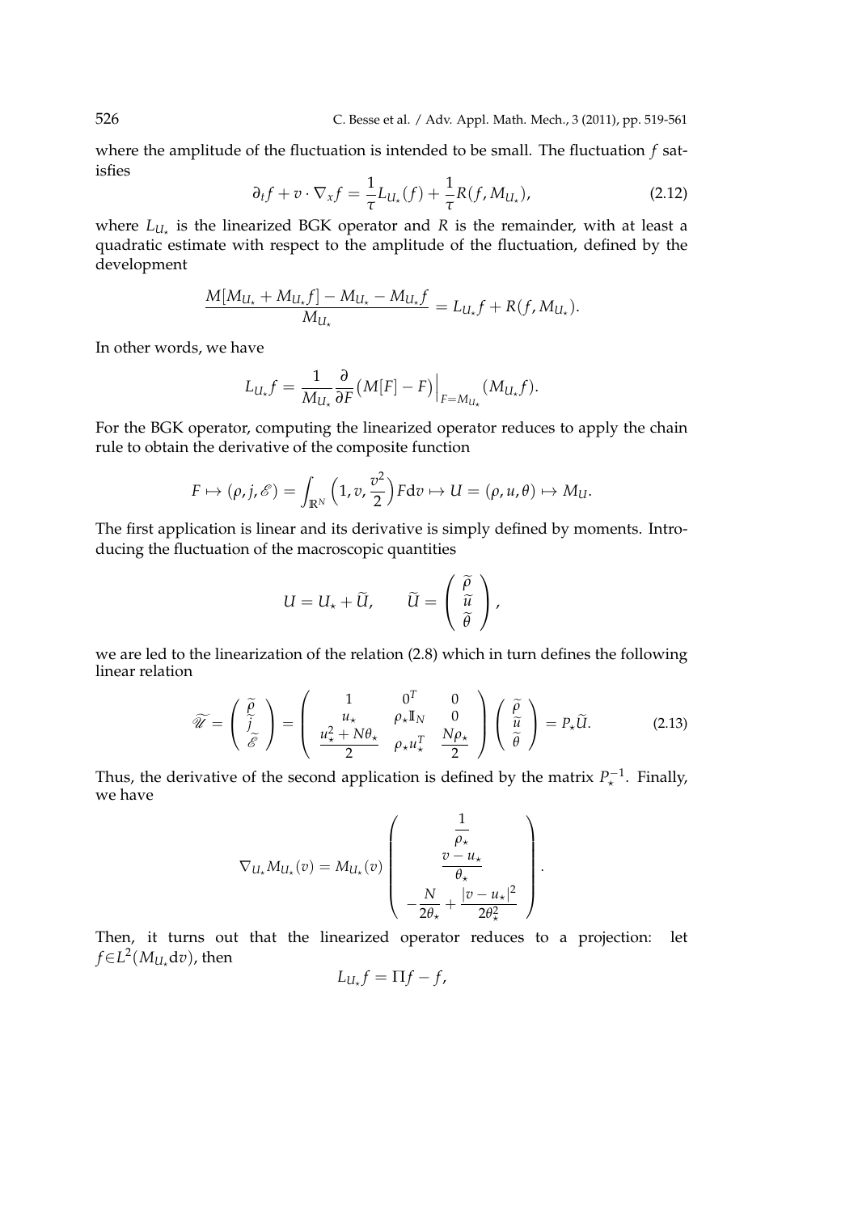where the amplitude of the fluctuation is intended to be small. The fluctuation $f$ satisfies

$$\partial_t f + v \cdot \nabla_x f = \frac{1}{\tau} L_{U_\star}(f) + \frac{1}{\tau} R(f, M_{U_\star}), \tag{2.12}$$

where $L_{U_\star}$ is the linearized BGK operator and $R$ is the remainder, with at least a quadratic estimate with respect to the amplitude of the fluctuation, defined by the development

$$\frac{M[M_{U_\star} + M_{U_\star} f] - M_{U_\star} - M_{U_\star} f}{M_{U_\star}} = L_{U_\star} f + R(f, M_{U_\star}).$$

In other words, we have

$$L_{U_\star} f = \frac{1}{M_{U_\star}} \frac{\partial}{\partial F} \big( M[F] - F \big)\Big|_{F = M_{U_\star}} (M_{U_\star} f).$$

For the BGK operator, computing the linearized operator reduces to apply the chain rule to obtain the derivative of the composite function

$$F \mapsto (\rho, j, \mathscr{E}) = \int_{\mathbb{R}^N} \Big( 1, v, \frac{v^2}{2} \Big) F \mathrm{d}v \mapsto U = (\rho, u, \theta) \mapsto M_U.$$

The first application is linear and its derivative is simply defined by moments. Introducing the fluctuation of the macroscopic quantities

$$U = U_\star + \widetilde{U}, \qquad \widetilde{U} = \begin{pmatrix} \widetilde{\rho} \\ \widetilde{u} \\ \widetilde{\theta} \end{pmatrix},$$

we are led to the linearization of the relation (2.8) which in turn defines the following linear relation

$$\widetilde{\mathscr{U}} = \begin{pmatrix} \widetilde{\rho} \\ \widetilde{j} \\ \widetilde{\mathscr{E}} \end{pmatrix} = \begin{pmatrix} 1 & 0^T & 0 \\ u_\star & \rho_\star \mathbb{I}_N & 0 \\ \dfrac{u_\star^2 + N\theta_\star}{2} & \rho_\star u_\star^T & \dfrac{N\rho_\star}{2} \end{pmatrix} \begin{pmatrix} \widetilde{\rho} \\ \widetilde{u} \\ \widetilde{\theta} \end{pmatrix} = P_\star \widetilde{U}. \tag{2.13}$$

Thus, the derivative of the second application is defined by the matrix $P_\star^{-1}$. Finally, we have

$$\nabla_{U_\star} M_{U_\star}(v) = M_{U_\star}(v) \begin{pmatrix} \dfrac{1}{\rho_\star} \\ \dfrac{v - u_\star}{\theta_\star} \\ -\dfrac{N}{2\theta_\star} + \dfrac{|v - u_\star|^2}{2\theta_\star^2} \end{pmatrix}.$$

Then, it turns out that the linearized operator reduces to a projection: let $f \in L^2(M_{U_\star} \mathrm{d}v)$, then

$$L_{U_\star} f = \Pi f - f,$$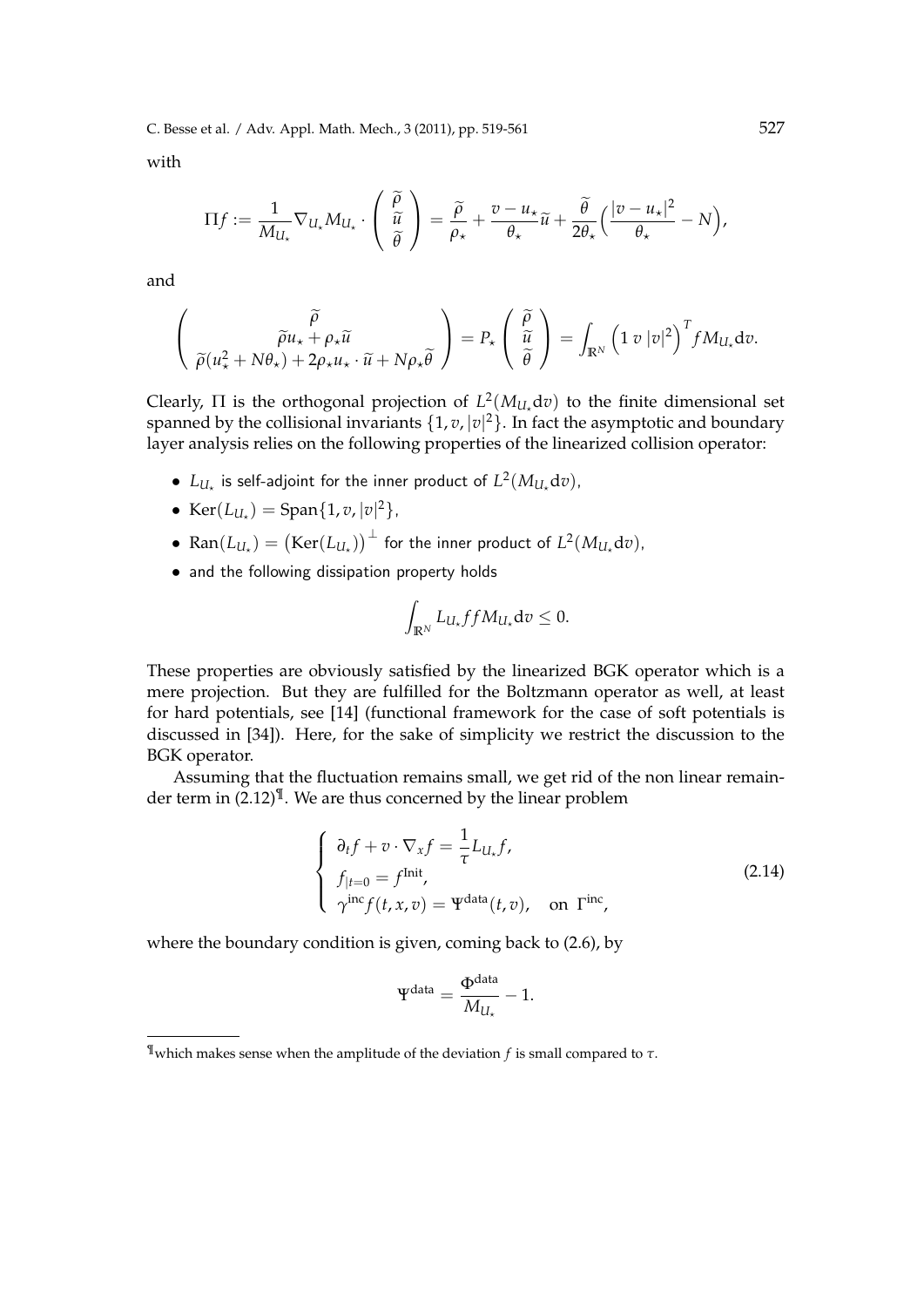with

$$\Pi f := \frac{1}{M_{U_\star}} \nabla_{U_\star} M_{U_\star} \cdot \begin{pmatrix} \widetilde{\rho} \\ \widetilde{u} \\ \widetilde{\theta} \end{pmatrix} = \frac{\widetilde{\rho}}{\rho_\star} + \frac{v - u_\star}{\theta_\star} \widetilde{u} + \frac{\widetilde{\theta}}{2\theta_\star} \Big( \frac{|v - u_\star|^2}{\theta_\star} - N \Big),$$

and

$$\begin{pmatrix} \widetilde{\rho} \\ \widetilde{\rho} u_\star + \rho_\star \widetilde{u} \\ \widetilde{\rho}(u_\star^2 + N\theta_\star) + 2\rho_\star u_\star \cdot \widetilde{u} + N \rho_\star \widetilde{\theta} \end{pmatrix} = P_\star \begin{pmatrix} \widetilde{\rho} \\ \widetilde{u} \\ \widetilde{\theta} \end{pmatrix} = \int_{\mathbb{R}^N} \Big( 1 \; v \; |v|^2 \Big)^T f M_{U_\star} \mathrm{d}v.$$

Clearly, $\Pi$ is the orthogonal projection of $L^2(M_{U_\star} \mathrm{d}v)$ to the finite dimensional set spanned by the collisional invariants $\{1, v, |v|^2\}$. In fact the asymptotic and boundary layer analysis relies on the following properties of the linearized collision operator:

- $L_{U_\star}$ is self-adjoint for the inner product of $L^2(M_{U_\star} \mathrm{d}v)$,
- $\mathrm{Ker}(L_{U_\star}) = \mathrm{Span}\{1, v, |v|^2\}$,
- $\mathrm{Ran}(L_{U_\star}) = \big(\mathrm{Ker}(L_{U_\star})\big)^\perp$ for the inner product of $L^2(M_{U_\star} \mathrm{d}v)$,
- and the following dissipation property holds

$$\int_{\mathbb{R}^N} L_{U_\star} f f M_{U_\star} \mathrm{d}v \leq 0.$$

These properties are obviously satisfied by the linearized BGK operator which is a mere projection. But they are fulfilled for the Boltzmann operator as well, at least for hard potentials, see [14] (functional framework for the case of soft potentials is discussed in [34]). Here, for the sake of simplicity we restrict the discussion to the BGK operator.

Assuming that the fluctuation remains small, we get rid of the non linear remainder term in (2.12)[¶]. We are thus concerned by the linear problem

$$\left\{ \begin{array}{l} \partial_t f + v \cdot \nabla_x f = \dfrac{1}{\tau} L_{U_\star} f, \\ f_{|t=0} = f^{\mathrm{Init}}, \\ \gamma^{\mathrm{inc}} f(t, x, v) = \Psi^{\mathrm{data}}(t, v), \quad \text{on } \Gamma^{\mathrm{inc}}, \end{array} \right. \tag{2.14}$$

where the boundary condition is given, coming back to (2.6), by

$$\Psi^{\mathrm{data}} = \frac{\Phi^{\mathrm{data}}}{M_{U_\star}} - 1.$$

[¶]which makes sense when the amplitude of the deviation $f$ is small compared to $\tau$.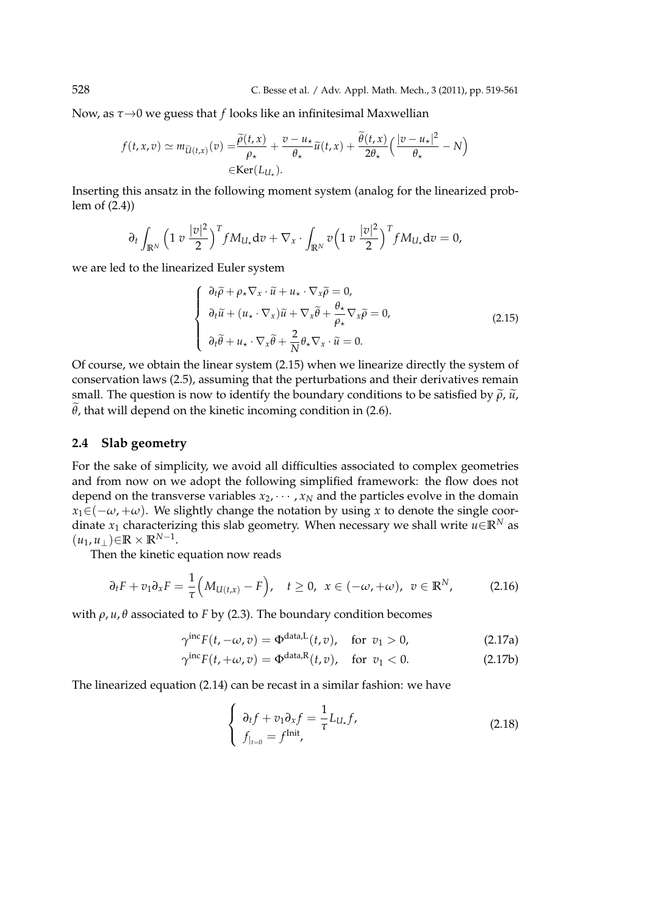Now, as $\tau \to 0$ we guess that $f$ looks like an infinitesimal Maxwellian

$$f(t,x,v) \simeq m_{\widetilde{U}(t,x)}(v) = \frac{\widetilde{\rho}(t,x)}{\rho_\star} + \frac{v-u_\star}{\theta_\star}\widetilde{u}(t,x) + \frac{\widetilde{\theta}(t,x)}{2\theta_\star}\Big(\frac{|v-u_\star|^2}{\theta_\star} - N\Big) \\ \in \mathrm{Ker}(L_{U_\star}).$$

Inserting this ansatz in the following moment system (analog for the linearized problem of (2.4))

$$\partial_t \int_{\mathbb{R}^N} \Big(1 \; v \; \frac{|v|^2}{2}\Big)^T f M_{U_\star} \mathrm{d}v + \nabla_x \cdot \int_{\mathbb{R}^N} v \Big(1 \; v \; \frac{|v|^2}{2}\Big)^T f M_{U_\star} \mathrm{d}v = 0,$$

we are led to the linearized Euler system

$$\left\{ \begin{array}{l} \partial_t \widetilde{\rho} + \rho_\star \nabla_x \cdot \widetilde{u} + u_\star \cdot \nabla_x \widetilde{\rho} = 0, \\ \partial_t \widetilde{u} + (u_\star \cdot \nabla_x)\widetilde{u} + \nabla_x \widetilde{\theta} + \dfrac{\theta_\star}{\rho_\star} \nabla_x \widetilde{\rho} = 0, \\ \partial_t \widetilde{\theta} + u_\star \cdot \nabla_x \widetilde{\theta} + \dfrac{2}{N} \theta_\star \nabla_x \cdot \widetilde{u} = 0. \end{array} \right. \tag{2.15}$$

Of course, we obtain the linear system (2.15) when we linearize directly the system of conservation laws (2.5), assuming that the perturbations and their derivatives remain small. The question is now to identify the boundary conditions to be satisfied by $\widetilde{\rho}$, $\widetilde{u}$, $\widetilde{\theta}$, that will depend on the kinetic incoming condition in (2.6).

## 2.4 Slab geometry

For the sake of simplicity, we avoid all difficulties associated to complex geometries and from now on we adopt the following simplified framework: the flow does not depend on the transverse variables $x_2, \cdots, x_N$ and the particles evolve in the domain $x_1 \in (-\omega, +\omega)$. We slightly change the notation by using $x$ to denote the single coordinate $x_1$ characterizing this slab geometry. When necessary we shall write $u \in \mathbb{R}^N$ as $(u_1, u_\perp) \in \mathbb{R} \times \mathbb{R}^{N-1}$.

Then the kinetic equation now reads

$$\partial_t F + v_1 \partial_x F = \frac{1}{\tau}\Big(M_{U(t,x)} - F\Big), \quad t \geq 0, \;\; x \in (-\omega, +\omega), \;\; v \in \mathbb{R}^N, \tag{2.16}$$

with $\rho, u, \theta$ associated to $F$ by (2.3). The boundary condition becomes

$$\gamma^{\mathrm{inc}} F(t, -\omega, v) = \Phi^{\mathrm{data,L}}(t,v), \quad \text{for } \; v_1 > 0, \tag{2.17a}$$

$$\gamma^{\mathrm{inc}} F(t, +\omega, v) = \Phi^{\mathrm{data,R}}(t,v), \quad \text{for } \; v_1 < 0. \tag{2.17b}$$

The linearized equation (2.14) can be recast in a similar fashion: we have

$$\left\{ \begin{array}{l} \partial_t f + v_1 \partial_x f = \dfrac{1}{\tau} L_{U_\star} f, \\ f_{|_{t=0}} = f^{\mathrm{Init}}, \end{array} \right. \tag{2.18}$$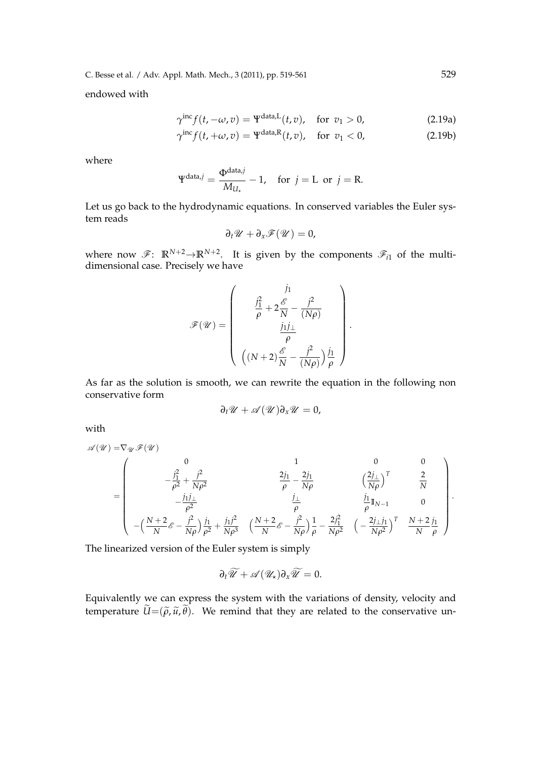endowed with

$$\gamma^{\rm inc} f(t, -\omega, v) = \Psi^{\rm data,L}(t, v), \quad \text{for } v_1 > 0, \tag{2.19a}$$

$$\gamma^{\rm inc} f(t, +\omega, v) = \Psi^{\rm data,R}(t, v), \quad \text{for } v_1 < 0, \tag{2.19b}$$

where

$$\Psi^{\rm data,\textit{j}} = \frac{\Phi^{\rm data,\textit{j}}}{M_{U_\star}} - 1, \quad \text{for } j = \mathrm{L} \text{ or } j = \mathrm{R}.$$

Let us go back to the hydrodynamic equations. In conserved variables the Euler system reads

$$\partial_t \mathscr{U} + \partial_x \mathscr{F}(\mathscr{U}) = 0,$$

where now $\mathscr{F}$: $\mathbb{R}^{N+2} \to \mathbb{R}^{N+2}$. It is given by the components $\mathscr{F}_{i1}$ of the multi-dimensional case. Precisely we have

$$\mathscr{F}(\mathscr{U}) = \begin{pmatrix} j_1 \\ \dfrac{j_1^2}{\rho} + 2\dfrac{\mathscr{E}}{N} - \dfrac{j^2}{(N\rho)} \\ \dfrac{j_1 j_\perp}{\rho} \\ \Big((N+2)\dfrac{\mathscr{E}}{N} - \dfrac{j^2}{(N\rho)}\Big)\dfrac{j_1}{\rho} \end{pmatrix}.$$

As far as the solution is smooth, we can rewrite the equation in the following non conservative form

$$\partial_t \mathscr{U} + \mathscr{A}(\mathscr{U})\partial_x \mathscr{U} = 0,$$

with

$$\mathscr{A}(\mathscr{U}) = \nabla_{\mathscr{U}} \mathscr{F}(\mathscr{U}) = \begin{pmatrix} 0 & 1 & 0 & 0 \\ -\dfrac{j_1^2}{\rho^2} + \dfrac{j^2}{N\rho^2} & \dfrac{2j_1}{\rho} - \dfrac{2j_1}{N\rho} & \Big(\dfrac{2j_\perp}{N\rho}\Big)^T & \dfrac{2}{N} \\ -\dfrac{j_1 j_\perp}{\rho^2} & \dfrac{j_\perp}{\rho} & \dfrac{j_1}{\rho}\mathbb{I}_{N-1} & 0 \\ -\Big(\dfrac{N+2}{N}\mathscr{E} - \dfrac{j^2}{N\rho}\Big)\dfrac{j_1}{\rho^2} + \dfrac{j_1 j^2}{N\rho^3} & \Big(\dfrac{N+2}{N}\mathscr{E} - \dfrac{j^2}{N\rho}\Big)\dfrac{1}{\rho} - \dfrac{2j_1^2}{N\rho^2} & \Big(-\dfrac{2j_\perp j_1}{N\rho^2}\Big)^T & \dfrac{N+2}{N}\dfrac{j_1}{\rho} \end{pmatrix}.$$

The linearized version of the Euler system is simply

$$\partial_t \widetilde{\mathscr{U}} + \mathscr{A}(\mathscr{U}_\star)\partial_x \widetilde{\mathscr{U}} = 0.$$

Equivalently we can express the system with the variations of density, velocity and temperature $\widetilde{U} = (\widetilde{\rho}, \widetilde{u}, \widetilde{\theta})$. We remind that they are related to the conservative un-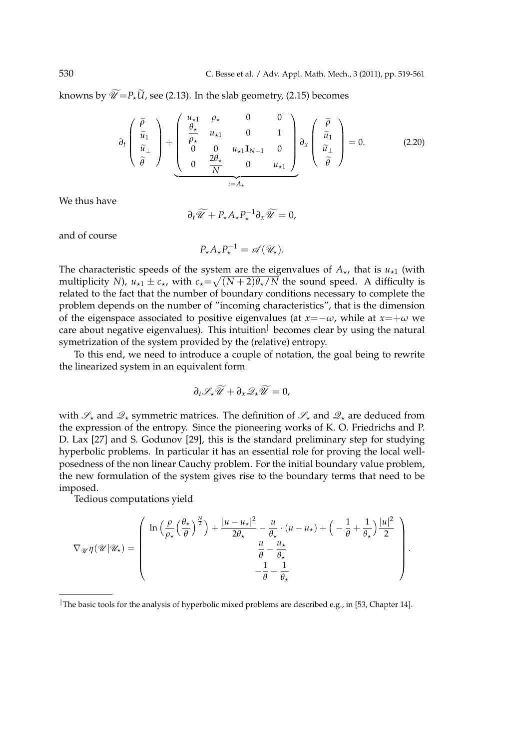knowns by $\widetilde{\mathscr{U}}=P_\star\widetilde{U}$, see (2.13). In the slab geometry, (2.15) becomes

$$\partial_t \begin{pmatrix} \widetilde{\rho} \\ \widetilde{u}_1 \\ \widetilde{u}_\perp \\ \widetilde{\theta} \end{pmatrix} + \underbrace{\begin{pmatrix} u_{\star 1} & \rho_\star & 0 & 0 \\ \dfrac{\theta_\star}{\rho_\star} & u_{\star 1} & 0 & 1 \\ 0 & 0 & u_{\star 1}\mathbb{I}_{N-1} & 0 \\ 0 & \dfrac{2\theta_\star}{N} & 0 & u_{\star 1} \end{pmatrix}}_{:=A_\star} \partial_x \begin{pmatrix} \widetilde{\rho} \\ \widetilde{u}_1 \\ \widetilde{u}_\perp \\ \widetilde{\theta} \end{pmatrix} = 0. \tag{2.20}$$

We thus have

$$\partial_t \widetilde{\mathscr{U}} + P_\star A_\star P_\star^{-1} \partial_x \widetilde{\mathscr{U}} = 0,$$

and of course

$$P_\star A_\star P_\star^{-1} = \mathscr{A}(\mathscr{U}_\star).$$

The characteristic speeds of the system are the eigenvalues of $A_\star$, that is $u_{\star 1}$ (with multiplicity $N$), $u_{\star 1} \pm c_\star$, with $c_\star=\sqrt{(N+2)\theta_\star/N}$ the sound speed. A difficulty is related to the fact that the number of boundary conditions necessary to complete the problem depends on the number of "incoming characteristics", that is the dimension of the eigenspace associated to positive eigenvalues (at $x=-\omega$, while at $x=+\omega$ we care about negative eigenvalues). This intuition[‖] becomes clear by using the natural symetrization of the system provided by the (relative) entropy.

To this end, we need to introduce a couple of notation, the goal being to rewrite the linearized system in an equivalent form

$$\partial_t \mathscr{S}_\star \widetilde{\mathscr{U}} + \partial_x \mathscr{Q}_\star \widetilde{\mathscr{U}} = 0,$$

with $\mathscr{S}_\star$ and $\mathscr{Q}_\star$ symmetric matrices. The definition of $\mathscr{S}_\star$ and $\mathscr{Q}_\star$ are deduced from the expression of the entropy. Since the pioneering works of K. O. Friedrichs and P. D. Lax [27] and S. Godunov [29], this is the standard preliminary step for studying hyperbolic problems. In particular it has an essential role for proving the local well-posedness of the non linear Cauchy problem. For the initial boundary value problem, the new formulation of the system gives rise to the boundary terms that need to be imposed.

Tedious computations yield

$$\nabla_{\mathscr{U}} \eta(\mathscr{U}|\mathscr{U}_\star) = \begin{pmatrix} \ln\Big(\dfrac{\rho}{\rho_\star}\Big(\dfrac{\theta_\star}{\theta}\Big)^{\frac{N}{2}}\Big) + \dfrac{|u-u_\star|^2}{2\theta_\star} - \dfrac{u}{\theta_\star}\cdot(u-u_\star) + \Big(-\dfrac{1}{\theta}+\dfrac{1}{\theta_\star}\Big)\dfrac{|u|^2}{2} \\ \dfrac{u}{\theta} - \dfrac{u_\star}{\theta_\star} \\ -\dfrac{1}{\theta} + \dfrac{1}{\theta_\star} \end{pmatrix}.$$

[‖] The basic tools for the analysis of hyperbolic mixed problems are described e.g., in [53, Chapter 14].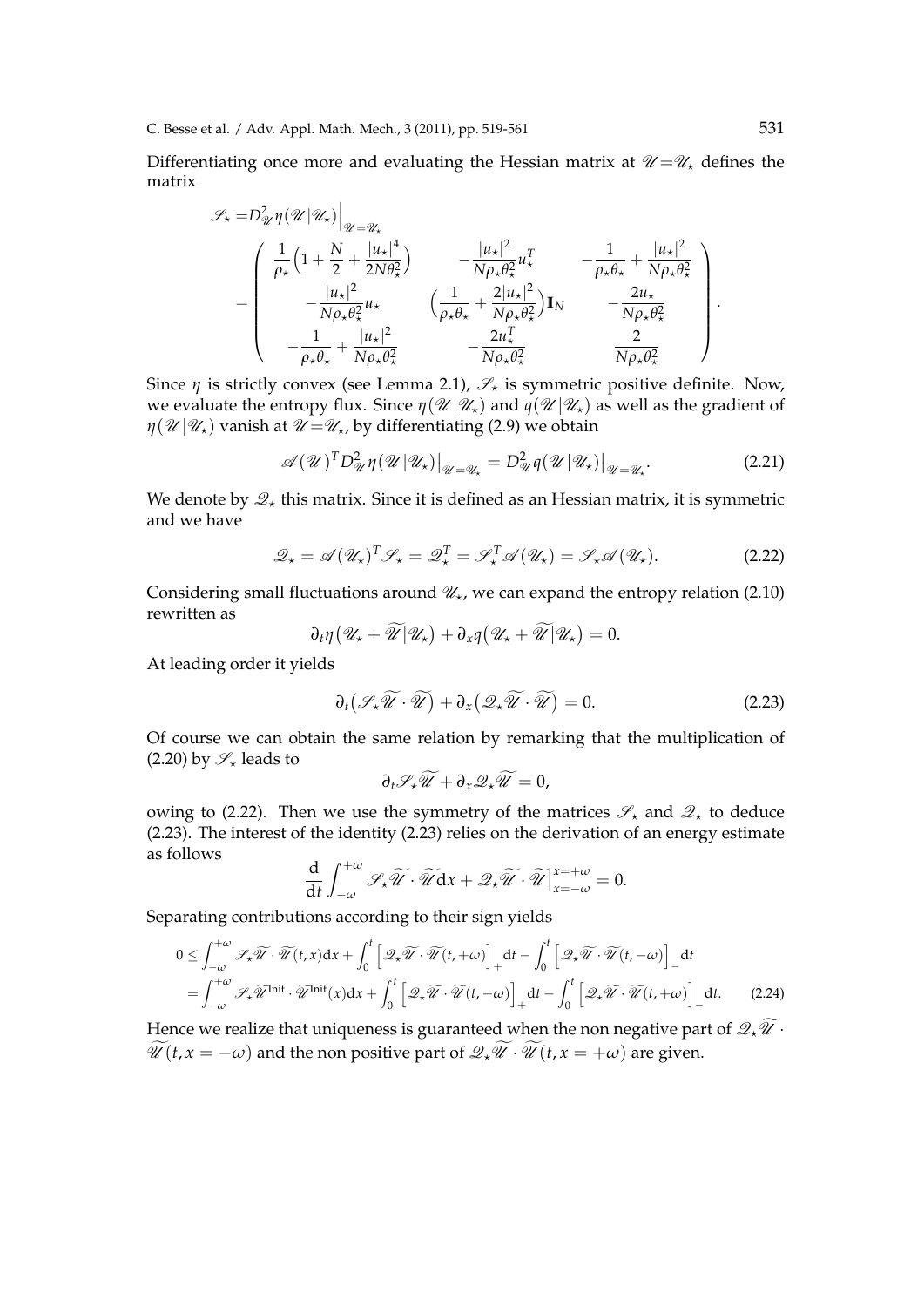Differentiating once more and evaluating the Hessian matrix at $\mathscr{U}=\mathscr{U}_\star$ defines the matrix

$$
\begin{aligned}
\mathscr{S}_\star &= D^2_{\mathscr{U}} \eta(\mathscr{U}|\mathscr{U}_\star)\Big|_{\mathscr{U}=\mathscr{U}_\star} \\
&= \begin{pmatrix}
\dfrac{1}{\rho_\star}\Big(1+\dfrac{N}{2}+\dfrac{|u_\star|^4}{2N\theta_\star^2}\Big) & -\dfrac{|u_\star|^2}{N\rho_\star\theta_\star^2}u_\star^T & -\dfrac{1}{\rho_\star\theta_\star}+\dfrac{|u_\star|^2}{N\rho_\star\theta_\star^2} \\
-\dfrac{|u_\star|^2}{N\rho_\star\theta_\star^2}u_\star & \Big(\dfrac{1}{\rho_\star\theta_\star}+\dfrac{2|u_\star|^2}{N\rho_\star\theta_\star^2}\Big)\mathbb{I}_N & -\dfrac{2u_\star}{N\rho_\star\theta_\star^2} \\
-\dfrac{1}{\rho_\star\theta_\star}+\dfrac{|u_\star|^2}{N\rho_\star\theta_\star^2} & -\dfrac{2u_\star^T}{N\rho_\star\theta_\star^2} & \dfrac{2}{N\rho_\star\theta_\star^2}
\end{pmatrix}.
\end{aligned}
$$

Since $\eta$ is strictly convex (see Lemma 2.1), $\mathscr{S}_\star$ is symmetric positive definite. Now, we evaluate the entropy flux. Since $\eta(\mathscr{U}|\mathscr{U}_\star)$ and $q(\mathscr{U}|\mathscr{U}_\star)$ as well as the gradient of $\eta(\mathscr{U}|\mathscr{U}_\star)$ vanish at $\mathscr{U}=\mathscr{U}_\star$, by differentiating (2.9) we obtain

$$
\mathscr{A}(\mathscr{U})^T D^2_{\mathscr{U}}\eta(\mathscr{U}|\mathscr{U}_\star)\big|_{\mathscr{U}=\mathscr{U}_\star} = D^2_{\mathscr{U}} q(\mathscr{U}|\mathscr{U}_\star)\big|_{\mathscr{U}=\mathscr{U}_\star}. \tag{2.21}
$$

We denote by $\mathscr{Q}_\star$ this matrix. Since it is defined as an Hessian matrix, it is symmetric and we have

$$
\mathscr{Q}_\star = \mathscr{A}(\mathscr{U}_\star)^T\mathscr{S}_\star = \mathscr{Q}_\star^T = \mathscr{S}_\star^T\mathscr{A}(\mathscr{U}_\star) = \mathscr{S}_\star\mathscr{A}(\mathscr{U}_\star). \tag{2.22}
$$

Considering small fluctuations around $\mathscr{U}_\star$, we can expand the entropy relation (2.10) rewritten as

$$
\partial_t\eta\big(\mathscr{U}_\star+\widetilde{\mathscr{U}}|\mathscr{U}_\star\big)+\partial_x q\big(\mathscr{U}_\star+\widetilde{\mathscr{U}}|\mathscr{U}_\star\big)=0.
$$

At leading order it yields

$$
\partial_t\big(\mathscr{S}_\star\widetilde{\mathscr{U}}\cdot\widetilde{\mathscr{U}}\big)+\partial_x\big(\mathscr{Q}_\star\widetilde{\mathscr{U}}\cdot\widetilde{\mathscr{U}}\big)=0. \tag{2.23}
$$

Of course we can obtain the same relation by remarking that the multiplication of (2.20) by $\mathscr{S}_\star$ leads to

$$
\partial_t\mathscr{S}_\star\widetilde{\mathscr{U}}+\partial_x\mathscr{Q}_\star\widetilde{\mathscr{U}}=0,
$$

owing to (2.22). Then we use the symmetry of the matrices $\mathscr{S}_\star$ and $\mathscr{Q}_\star$ to deduce (2.23). The interest of the identity (2.23) relies on the derivation of an energy estimate as follows

$$
\frac{\mathrm{d}}{\mathrm{d}t}\int_{-\omega}^{+\omega}\mathscr{S}_\star\widetilde{\mathscr{U}}\cdot\widetilde{\mathscr{U}}\,\mathrm{d}x+\mathscr{Q}_\star\widetilde{\mathscr{U}}\cdot\widetilde{\mathscr{U}}\Big|_{x=-\omega}^{x=+\omega}=0.
$$

Separating contributions according to their sign yields

$$
\begin{aligned}
0 &\le \int_{-\omega}^{+\omega}\mathscr{S}_\star\widetilde{\mathscr{U}}\cdot\widetilde{\mathscr{U}}(t,x)\mathrm{d}x+\int_0^t\Big[\mathscr{Q}_\star\widetilde{\mathscr{U}}\cdot\widetilde{\mathscr{U}}(t,+\omega)\Big]_+\mathrm{d}t-\int_0^t\Big[\mathscr{Q}_\star\widetilde{\mathscr{U}}\cdot\widetilde{\mathscr{U}}(t,-\omega)\Big]_-\mathrm{d}t \\
&= \int_{-\omega}^{+\omega}\mathscr{S}_\star\widetilde{\mathscr{U}}^{\mathrm{Init}}\cdot\widetilde{\mathscr{U}}^{\mathrm{Init}}(x)\mathrm{d}x+\int_0^t\Big[\mathscr{Q}_\star\widetilde{\mathscr{U}}\cdot\widetilde{\mathscr{U}}(t,-\omega)\Big]_+\mathrm{d}t-\int_0^t\Big[\mathscr{Q}_\star\widetilde{\mathscr{U}}\cdot\widetilde{\mathscr{U}}(t,+\omega)\Big]_-\mathrm{d}t.
\end{aligned} \tag{2.24}
$$

Hence we realize that uniqueness is guaranteed when the non negative part of $\mathscr{Q}_\star\widetilde{\mathscr{U}}\cdot\widetilde{\mathscr{U}}(t,x=-\omega)$ and the non positive part of $\mathscr{Q}_\star\widetilde{\mathscr{U}}\cdot\widetilde{\mathscr{U}}(t,x=+\omega)$ are given.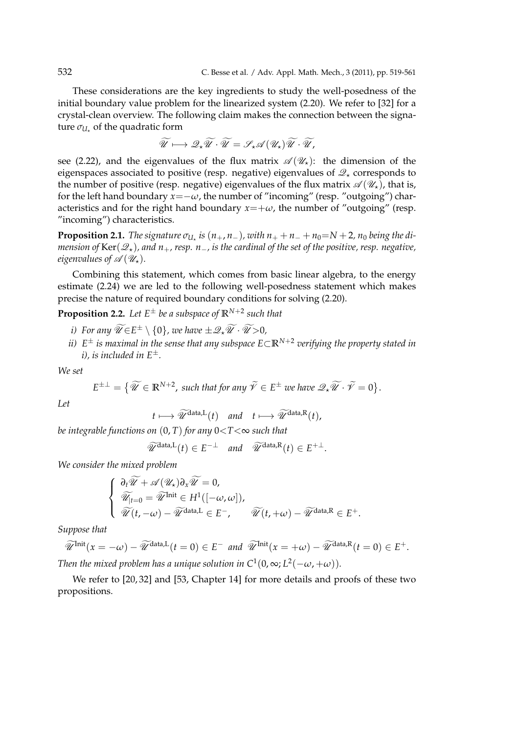These considerations are the key ingredients to study the well-posedness of the initial boundary value problem for the linearized system (2.20). We refer to [32] for a crystal-clean overview. The following claim makes the connection between the signature $\sigma_{U_\star}$ of the quadratic form

$$\widetilde{\mathscr{U}} \longmapsto \mathscr{Q}_\star \widetilde{\mathscr{U}} \cdot \widetilde{\mathscr{U}} = \mathscr{S}_\star \mathscr{A}(\mathscr{U}_\star) \widetilde{\mathscr{U}} \cdot \widetilde{\mathscr{U}},$$

see (2.22), and the eigenvalues of the flux matrix $\mathscr{A}(\mathscr{U}_\star)$: the dimension of the eigenspaces associated to positive (resp. negative) eigenvalues of $\mathscr{Q}_\star$ corresponds to the number of positive (resp. negative) eigenvalues of the flux matrix $\mathscr{A}(\mathscr{U}_\star)$, that is, for the left hand boundary $x=-\omega$, the number of "incoming" (resp. "outgoing") characteristics and for the right hand boundary $x=+\omega$, the number of "outgoing" (resp. "incoming") characteristics.

**Proposition 2.1.** *The signature $\sigma_{U_\star}$ is $(n_+, n_-)$, with $n_+ + n_- + n_0 = N+2$, $n_0$ being the dimension of $\mathrm{Ker}(\mathscr{Q}_\star)$, and $n_+$, resp. $n_-$, is the cardinal of the set of the positive, resp. negative, eigenvalues of $\mathscr{A}(\mathscr{U}_\star)$.*

Combining this statement, which comes from basic linear algebra, to the energy estimate (2.24) we are led to the following well-posedness statement which makes precise the nature of required boundary conditions for solving (2.20).

**Proposition 2.2.** *Let $E^\pm$ be a subspace of $\mathbb{R}^{N+2}$ such that*

- *i) For any $\widetilde{\mathscr{U}} \in E^\pm \setminus \{0\}$, we have $\pm \mathscr{Q}_\star \widetilde{\mathscr{U}} \cdot \widetilde{\mathscr{U}} > 0$,*
- *ii) $E^\pm$ is maximal in the sense that any subspace $E \subset \mathbb{R}^{N+2}$ verifying the property stated in i), is included in $E^\pm$.*

*We set*

$$E^{\pm\perp} = \big\{ \widetilde{\mathscr{U}} \in \mathbb{R}^{N+2}, \text{ such that for any } \widetilde{\mathscr{V}} \in E^\pm \text{ we have } \mathscr{Q}_\star \widetilde{\mathscr{U}} \cdot \widetilde{\mathscr{V}} = 0 \big\}.$$

*Let*

$$t \longmapsto \widetilde{\mathscr{U}}^{\mathrm{data,L}}(t) \quad \text{and} \quad t \longmapsto \widetilde{\mathscr{U}}^{\mathrm{data,R}}(t),$$

*be integrable functions on $(0,T)$ for any $0<T<\infty$ such that*

$$\widetilde{\mathscr{U}}^{\mathrm{data,L}}(t) \in E^{-\perp} \quad \text{and} \quad \widetilde{\mathscr{U}}^{\mathrm{data,R}}(t) \in E^{+\perp}.$$

*We consider the mixed problem*

$$\begin{cases} \partial_t \widetilde{\mathscr{U}} + \mathscr{A}(\mathscr{U}_\star) \partial_x \widetilde{\mathscr{U}} = 0, \\ \widetilde{\mathscr{U}}_{|t=0} = \widetilde{\mathscr{U}}^{\mathrm{Init}} \in H^1([-\omega, \omega]), \\ \widetilde{\mathscr{U}}(t,-\omega) - \widetilde{\mathscr{U}}^{\mathrm{data,L}} \in E^-, \qquad \widetilde{\mathscr{U}}(t,+\omega) - \widetilde{\mathscr{U}}^{\mathrm{data,R}} \in E^+. \end{cases}$$

*Suppose that*

$$\widetilde{\mathscr{U}}^{\mathrm{Init}}(x=-\omega) - \widetilde{\mathscr{U}}^{\mathrm{data,L}}(t=0) \in E^- \text{ and } \widetilde{\mathscr{U}}^{\mathrm{Init}}(x=+\omega) - \widetilde{\mathscr{U}}^{\mathrm{data,R}}(t=0) \in E^+.$$

*Then the mixed problem has a unique solution in $C^1(0,\infty; L^2(-\omega,+\omega))$.*

We refer to [20, 32] and [53, Chapter 14] for more details and proofs of these two propositions.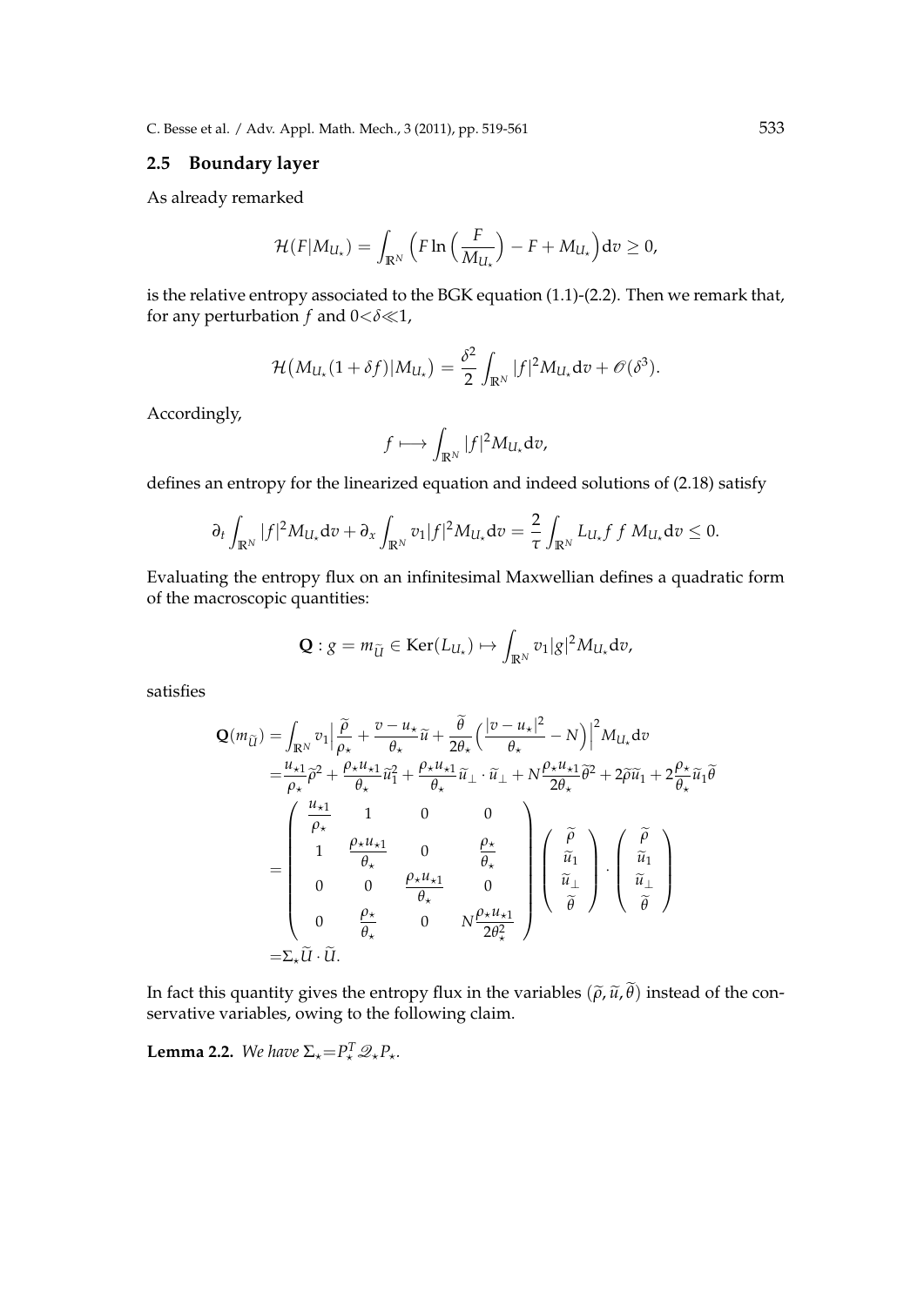## 2.5 Boundary layer

As already remarked

$$\mathcal{H}(F|M_{U_\star}) = \int_{\mathbb{R}^N} \Big( F \ln\Big(\frac{F}{M_{U_\star}}\Big) - F + M_{U_\star} \Big) \mathrm{d}v \geq 0,$$

is the relative entropy associated to the BGK equation (1.1)-(2.2). Then we remark that, for any perturbation $f$ and $0<\delta\ll 1$,

$$\mathcal{H}\big(M_{U_\star}(1+\delta f)|M_{U_\star}\big) = \frac{\delta^2}{2}\int_{\mathbb{R}^N} |f|^2 M_{U_\star} \mathrm{d}v + \mathscr{O}(\delta^3).$$

Accordingly,

$$f \longmapsto \int_{\mathbb{R}^N} |f|^2 M_{U_\star} \mathrm{d}v,$$

defines an entropy for the linearized equation and indeed solutions of (2.18) satisfy

$$\partial_t \int_{\mathbb{R}^N} |f|^2 M_{U_\star} \mathrm{d}v + \partial_x \int_{\mathbb{R}^N} v_1 |f|^2 M_{U_\star} \mathrm{d}v = \frac{2}{\tau}\int_{\mathbb{R}^N} L_{U_\star} f\, f\, M_{U_\star} \mathrm{d}v \leq 0.$$

Evaluating the entropy flux on an infinitesimal Maxwellian defines a quadratic form of the macroscopic quantities:

$$\mathbf{Q} : g = m_{\widetilde{U}} \in \mathrm{Ker}(L_{U_\star}) \mapsto \int_{\mathbb{R}^N} v_1 |g|^2 M_{U_\star} \mathrm{d}v,$$

satisfies

$$\begin{aligned}
\mathbf{Q}(m_{\widetilde{U}}) &= \int_{\mathbb{R}^N} v_1 \Big| \frac{\widetilde{\rho}}{\rho_\star} + \frac{v-u_\star}{\theta_\star}\widetilde{u} + \frac{\widetilde{\theta}}{2\theta_\star}\Big(\frac{|v-u_\star|^2}{\theta_\star} - N\Big)\Big|^2 M_{U_\star} \mathrm{d}v \\
&= \frac{u_{\star 1}}{\rho_\star}\widetilde{\rho}^2 + \frac{\rho_\star u_{\star 1}}{\theta_\star}\widetilde{u}_1^2 + \frac{\rho_\star u_{\star 1}}{\theta_\star}\widetilde{u}_\perp \cdot \widetilde{u}_\perp + N\frac{\rho_\star u_{\star 1}}{2\theta_\star}\widetilde{\theta}^2 + 2\widetilde{\rho}\widetilde{u}_1 + 2\frac{\rho_\star}{\theta_\star}\widetilde{u}_1\widetilde{\theta} \\
&= \begin{pmatrix} \frac{u_{\star 1}}{\rho_\star} & 1 & 0 & 0 \\ 1 & \frac{\rho_\star u_{\star 1}}{\theta_\star} & 0 & \frac{\rho_\star}{\theta_\star} \\ 0 & 0 & \frac{\rho_\star u_{\star 1}}{\theta_\star} & 0 \\ 0 & \frac{\rho_\star}{\theta_\star} & 0 & N\frac{\rho_\star u_{\star 1}}{2\theta_\star^2} \end{pmatrix} \begin{pmatrix} \widetilde{\rho} \\ \widetilde{u}_1 \\ \widetilde{u}_\perp \\ \widetilde{\theta} \end{pmatrix} \cdot \begin{pmatrix} \widetilde{\rho} \\ \widetilde{u}_1 \\ \widetilde{u}_\perp \\ \widetilde{\theta} \end{pmatrix} \\
&= \Sigma_\star \widetilde{U} \cdot \widetilde{U}.
\end{aligned}$$

In fact this quantity gives the entropy flux in the variables $(\widetilde{\rho}, \widetilde{u}, \widetilde{\theta})$ instead of the conservative variables, owing to the following claim.

**Lemma 2.2.** *We have* $\Sigma_\star = P_\star^T \mathscr{Q}_\star P_\star$.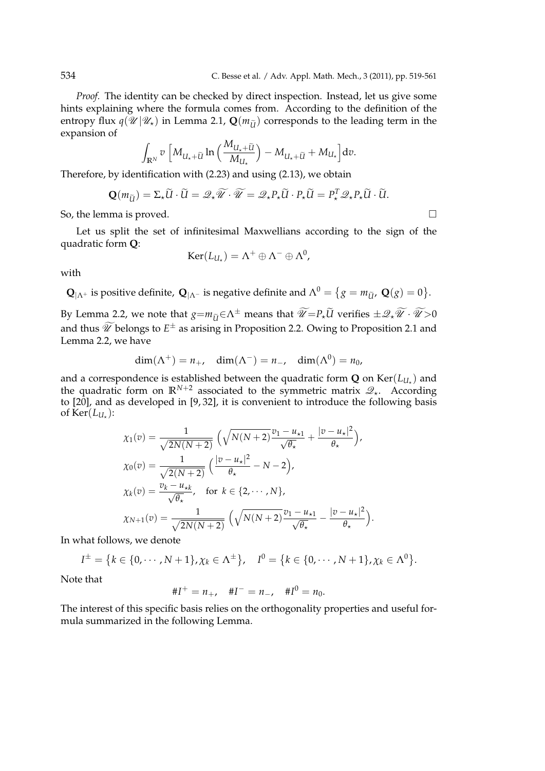*Proof.* The identity can be checked by direct inspection. Instead, let us give some hints explaining where the formula comes from. According to the definition of the entropy flux $q(\mathscr{U}|\mathscr{U}_\star)$ in Lemma 2.1, $\mathbf{Q}(m_{\widetilde{U}})$ corresponds to the leading term in the expansion of

$$\int_{\mathbb{R}^N} v\left[M_{U_\star+\widetilde{U}}\ln\Big(\frac{M_{U_\star+\widetilde{U}}}{M_{U_\star}}\Big)-M_{U_\star+\widetilde{U}}+M_{U_\star}\right]\mathrm{d}v.$$

Therefore, by identification with (2.23) and using (2.13), we obtain

$$\mathbf{Q}(m_{\widetilde{U}})=\Sigma_\star\widetilde{U}\cdot\widetilde{U}=\mathscr{Q}_\star\widetilde{\mathscr{U}}\cdot\widetilde{\mathscr{U}}=\mathscr{Q}_\star P_\star\widetilde{U}\cdot P_\star\widetilde{U}=P_\star^T\mathscr{Q}_\star P_\star\widetilde{U}\cdot\widetilde{U}.$$

So, the lemma is proved. $\square$

Let us split the set of infinitesimal Maxwellians according to the sign of the quadratic form $\mathbf{Q}$:

$$\mathrm{Ker}(L_{U_\star})=\Lambda^+\oplus\Lambda^-\oplus\Lambda^0,$$

with

$\mathbf{Q}_{|\Lambda^+}$ is positive definite, $\mathbf{Q}_{|\Lambda^-}$ is negative definite and $\Lambda^0=\big\{g=m_{\widetilde{U}},\ \mathbf{Q}(g)=0\big\}$.

By Lemma 2.2, we note that $g=m_{\widetilde{U}}\in\Lambda^\pm$ means that $\widetilde{\mathscr{U}}=P_\star\widetilde{U}$ verifies $\pm\mathscr{Q}_\star\widetilde{\mathscr{U}}\cdot\widetilde{\mathscr{U}}>0$ and thus $\widetilde{\mathscr{U}}$ belongs to $E^\pm$ as arising in Proposition 2.2. Owing to Proposition 2.1 and Lemma 2.2, we have

$$\dim(\Lambda^+)=n_+,\quad \dim(\Lambda^-)=n_-,\quad \dim(\Lambda^0)=n_0,$$

and a correspondence is established between the quadratic form $\mathbf{Q}$ on $\mathrm{Ker}(L_{U_\star})$ and the quadratic form on $\mathbb{R}^{N+2}$ associated to the symmetric matrix $\mathscr{Q}_\star$. According to [20], and as developed in [9, 32], it is convenient to introduce the following basis of $\mathrm{Ker}(L_{U_\star})$:

$$\begin{aligned}
\chi_1(v)&=\frac{1}{\sqrt{2N(N+2)}}\Big(\sqrt{N(N+2)}\frac{v_1-u_{\star1}}{\sqrt{\theta_\star}}+\frac{|v-u_\star|^2}{\theta_\star}\Big),\\
\chi_0(v)&=\frac{1}{\sqrt{2(N+2)}}\Big(\frac{|v-u_\star|^2}{\theta_\star}-N-2\Big),\\
\chi_k(v)&=\frac{v_k-u_{\star k}}{\sqrt{\theta_\star}},\quad \text{for } k\in\{2,\cdots,N\},\\
\chi_{N+1}(v)&=\frac{1}{\sqrt{2N(N+2)}}\Big(\sqrt{N(N+2)}\frac{v_1-u_{\star1}}{\sqrt{\theta_\star}}-\frac{|v-u_\star|^2}{\theta_\star}\Big).
\end{aligned}$$

In what follows, we denote

$$I^\pm=\big\{k\in\{0,\cdots,N+1\},\chi_k\in\Lambda^\pm\big\},\quad I^0=\big\{k\in\{0,\cdots,N+1\},\chi_k\in\Lambda^0\big\}.$$

Note that

$$\#I^+=n_+,\quad \#I^-=n_-,\quad \#I^0=n_0.$$

The interest of this specific basis relies on the orthogonality properties and useful formula summarized in the following Lemma.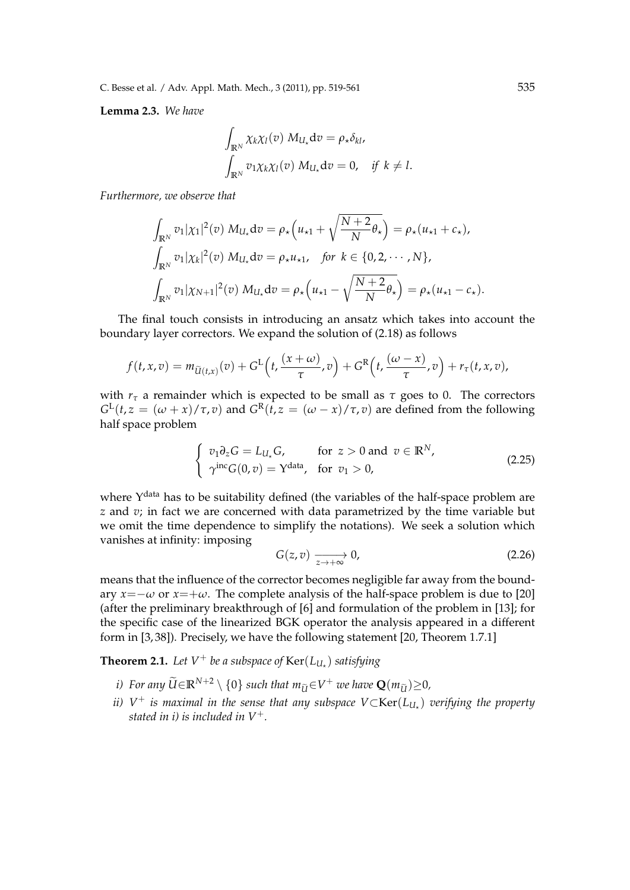**Lemma 2.3.** *We have*

$$\int_{\mathbb{R}^N} \chi_k \chi_l(v)\, M_{U_\star} \mathrm{d}v = \rho_\star \delta_{kl},$$

$$\int_{\mathbb{R}^N} v_1 \chi_k \chi_l(v)\, M_{U_\star} \mathrm{d}v = 0, \quad \textit{if } k \neq l.$$

*Furthermore, we observe that*

$$\int_{\mathbb{R}^N} v_1 |\chi_1|^2(v)\, M_{U_\star} \mathrm{d}v = \rho_\star \Big( u_{\star 1} + \sqrt{\frac{N+2}{N}\theta_\star} \Big) = \rho_\star (u_{\star 1} + c_\star),$$

$$\int_{\mathbb{R}^N} v_1 |\chi_k|^2(v)\, M_{U_\star} \mathrm{d}v = \rho_\star u_{\star 1}, \quad \textit{for } k \in \{0, 2, \cdots, N\},$$

$$\int_{\mathbb{R}^N} v_1 |\chi_{N+1}|^2(v)\, M_{U_\star} \mathrm{d}v = \rho_\star \Big( u_{\star 1} - \sqrt{\frac{N+2}{N}\theta_\star} \Big) = \rho_\star (u_{\star 1} - c_\star).$$

The final touch consists in introducing an ansatz which takes into account the boundary layer correctors. We expand the solution of (2.18) as follows

$$f(t,x,v) = m_{\widetilde{U}(t,x)}(v) + G^{\mathrm{L}}\Big(t, \frac{(x+\omega)}{\tau}, v\Big) + G^{\mathrm{R}}\Big(t, \frac{(\omega - x)}{\tau}, v\Big) + r_\tau(t,x,v),$$

with $r_\tau$ a remainder which is expected to be small as $\tau$ goes to 0. The correctors $G^{\mathrm{L}}(t, z = (\omega + x)/\tau, v)$ and $G^{\mathrm{R}}(t, z = (\omega - x)/\tau, v)$ are defined from the following half space problem

$$\begin{cases} v_1 \partial_z G = L_{U_\star} G, & \text{for } z > 0 \text{ and } v \in \mathbb{R}^N, \\ \gamma^{\mathrm{inc}} G(0, v) = \Upsilon^{\mathrm{data}}, & \text{for } v_1 > 0, \end{cases} \tag{2.25}$$

where $\Upsilon^{\mathrm{data}}$ has to be suitability defined (the variables of the half-space problem are $z$ and $v$; in fact we are concerned with data parametrized by the time variable but we omit the time dependence to simplify the notations). We seek a solution which vanishes at infinity: imposing

$$G(z,v) \xrightarrow[z \to +\infty]{} 0, \tag{2.26}$$

means that the influence of the corrector becomes negligible far away from the boundary $x = -\omega$ or $x = +\omega$. The complete analysis of the half-space problem is due to [20] (after the preliminary breakthrough of [6] and formulation of the problem in [13]; for the specific case of the linearized BGK operator the analysis appeared in a different form in [3, 38]). Precisely, we have the following statement [20, Theorem 1.7.1]

**Theorem 2.1.** *Let $V^+$ be a subspace of $\mathrm{Ker}(L_{U_\star})$ satisfying*

*i) For any $\widetilde{U} \in \mathbb{R}^{N+2} \setminus \{0\}$ such that $m_{\widetilde{U}} \in V^+$ we have $\mathbf{Q}(m_{\widetilde{U}}) \geq 0$,*

*ii) $V^+$ is maximal in the sense that any subspace $V \subset \mathrm{Ker}(L_{U_\star})$ verifying the property stated in i) is included in $V^+$.*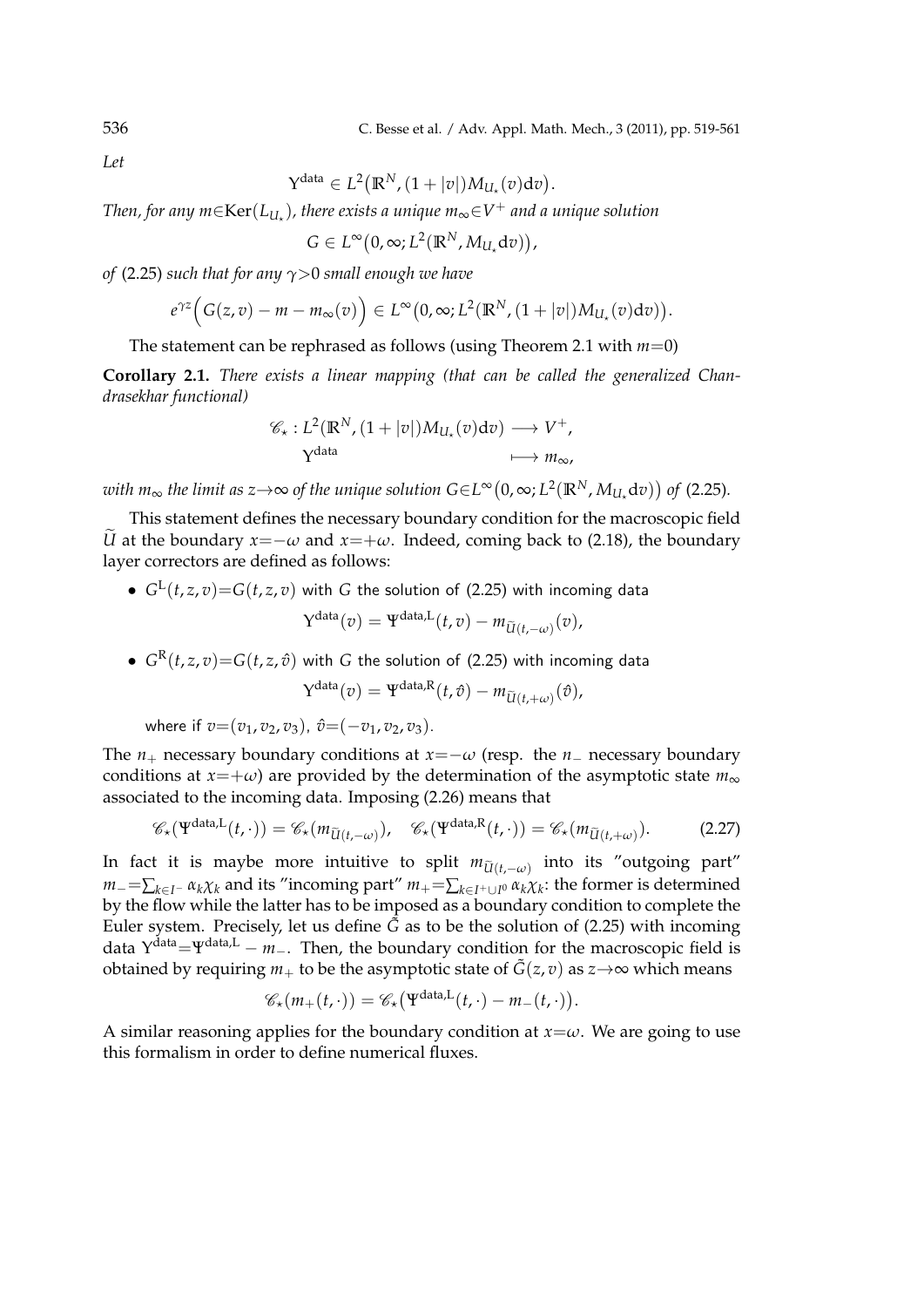*Let*

$$\Upsilon^{\rm data} \in L^2\big(\mathbb{R}^N, (1+|v|)M_{U_\star}(v){\rm d}v\big).$$

*Then, for any $m \in {\rm Ker}(L_{U_\star})$, there exists a unique $m_\infty \in V^+$ and a unique solution*

$$G \in L^\infty\big(0,\infty; L^2(\mathbb{R}^N, M_{U_\star}{\rm d}v)\big),$$

*of* (2.25) *such that for any $\gamma>0$ small enough we have*

$$e^{\gamma z}\Big(G(z,v) - m - m_\infty(v)\Big) \in L^\infty\big(0,\infty; L^2(\mathbb{R}^N, (1+|v|)M_{U_\star}(v){\rm d}v)\big).$$

The statement can be rephrased as follows (using Theorem 2.1 with $m=0$)

**Corollary 2.1.** *There exists a linear mapping (that can be called the generalized Chandrasekhar functional)*

$$\begin{aligned} \mathscr{C}_\star : L^2(\mathbb{R}^N, (1+|v|)M_{U_\star}(v){\rm d}v) &\longrightarrow V^+, \\ \Upsilon^{\rm data} &\longmapsto m_\infty, \end{aligned}$$

*with $m_\infty$ the limit as $z\to\infty$ of the unique solution $G \in L^\infty\big(0,\infty; L^2(\mathbb{R}^N, M_{U_\star}{\rm d}v)\big)$ of* (2.25).

This statement defines the necessary boundary condition for the macroscopic field $\widetilde{U}$ at the boundary $x=-\omega$ and $x=+\omega$. Indeed, coming back to (2.18), the boundary layer correctors are defined as follows:

- $G^{\rm L}(t,z,v)=G(t,z,v)$ with $G$ the solution of (2.25) with incoming data
$$\Upsilon^{\rm data}(v) = \Psi^{\rm data,L}(t,v) - m_{\widetilde{U}(t,-\omega)}(v),$$
- $G^{\rm R}(t,z,v)=G(t,z,\hat{v})$ with $G$ the solution of (2.25) with incoming data
$$\Upsilon^{\rm data}(v) = \Psi^{\rm data,R}(t,\hat{v}) - m_{\widetilde{U}(t,+\omega)}(\hat{v}),$$

  where if $v=(v_1,v_2,v_3)$, $\hat{v}=(-v_1,v_2,v_3)$.

The $n_+$ necessary boundary conditions at $x=-\omega$ (resp. the $n_-$ necessary boundary conditions at $x=+\omega$) are provided by the determination of the asymptotic state $m_\infty$ associated to the incoming data. Imposing (2.26) means that

$$\mathscr{C}_\star(\Psi^{\rm data,L}(t,\cdot)) = \mathscr{C}_\star(m_{\widetilde{U}(t,-\omega)}), \quad \mathscr{C}_\star(\Psi^{\rm data,R}(t,\cdot)) = \mathscr{C}_\star(m_{\widetilde{U}(t,+\omega)}). \tag{2.27}$$

In fact it is maybe more intuitive to split $m_{\widetilde{U}(t,-\omega)}$ into its "outgoing part" $m_- = \sum_{k\in I^-}\alpha_k\chi_k$ and its "incoming part" $m_+=\sum_{k\in I^+\cup I^0}\alpha_k\chi_k$: the former is determined by the flow while the latter has to be imposed as a boundary condition to complete the Euler system. Precisely, let us define $\tilde{G}$ as to be the solution of (2.25) with incoming data $\Upsilon^{\rm data}=\Psi^{\rm data,L} - m_-$. Then, the boundary condition for the macroscopic field is obtained by requiring $m_+$ to be the asymptotic state of $\tilde{G}(z,v)$ as $z\to\infty$ which means

$$\mathscr{C}_\star(m_+(t,\cdot)) = \mathscr{C}_\star\big(\Psi^{\rm data,L}(t,\cdot) - m_-(t,\cdot)\big).$$

A similar reasoning applies for the boundary condition at $x=\omega$. We are going to use this formalism in order to define numerical fluxes.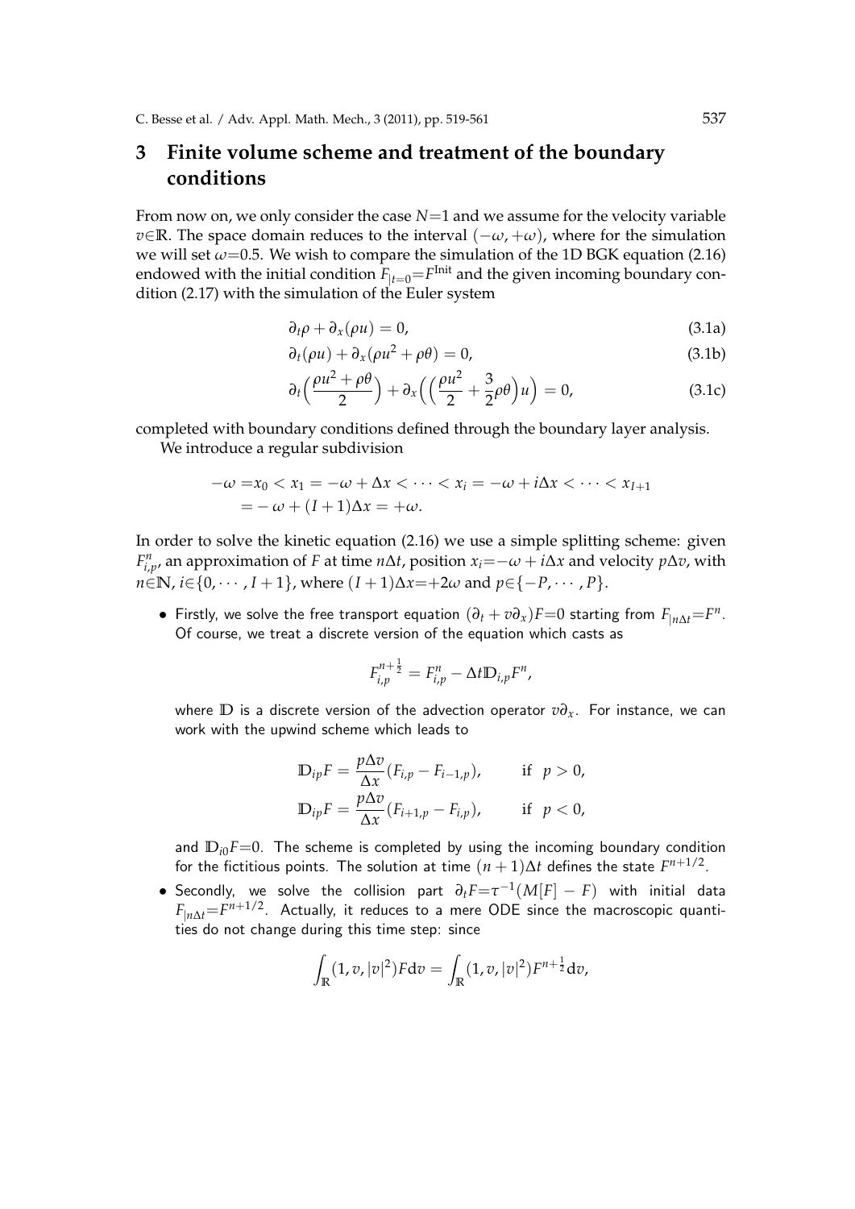## 3 Finite volume scheme and treatment of the boundary conditions

From now on, we only consider the case $N=1$ and we assume for the velocity variable $v\in\mathbb{R}$. The space domain reduces to the interval $(-\omega,+\omega)$, where for the simulation we will set $\omega=0.5$. We wish to compare the simulation of the 1D BGK equation (2.16) endowed with the initial condition $F_{|t=0}=F^{\text{Init}}$ and the given incoming boundary condition (2.17) with the simulation of the Euler system

$$\partial_t\rho+\partial_x(\rho u)=0, \tag{3.1a}$$

$$\partial_t(\rho u)+\partial_x(\rho u^2+\rho\theta)=0, \tag{3.1b}$$

$$\partial_t\Big(\frac{\rho u^2+\rho\theta}{2}\Big)+\partial_x\Big(\Big(\frac{\rho u^2}{2}+\frac{3}{2}\rho\theta\Big)u\Big)=0, \tag{3.1c}$$

completed with boundary conditions defined through the boundary layer analysis.

We introduce a regular subdivision

$$\begin{aligned}-\omega =&x_0<x_1=-\omega+\Delta x<\cdots<x_i=-\omega+i\Delta x<\cdots<x_{I+1}\\ =&-\omega+(I+1)\Delta x=+\omega.\end{aligned}$$

In order to solve the kinetic equation (2.16) we use a simple splitting scheme: given $F^n_{i,p}$, an approximation of $F$ at time $n\Delta t$, position $x_i=-\omega+i\Delta x$ and velocity $p\Delta v$, with $n\in\mathbb{N}$, $i\in\{0,\cdots,I+1\}$, where $(I+1)\Delta x=+2\omega$ and $p\in\{-P,\cdots,P\}$.

- Firstly, we solve the free transport equation $(\partial_t+v\partial_x)F=0$ starting from $F_{|n\Delta t}=F^n$. Of course, we treat a discrete version of the equation which casts as

$$F^{n+\frac{1}{2}}_{i,p}=F^n_{i,p}-\Delta t\mathbb{D}_{i,p}F^n,$$

where $\mathbb{D}$ is a discrete version of the advection operator $v\partial_x$. For instance, we can work with the upwind scheme which leads to

$$\begin{aligned}\mathbb{D}_{ip}F&=\frac{p\Delta v}{\Delta x}(F_{i,p}-F_{i-1,p}), &&\text{if } \ p>0,\\ \mathbb{D}_{ip}F&=\frac{p\Delta v}{\Delta x}(F_{i+1,p}-F_{i,p}), &&\text{if } \ p<0,\end{aligned}$$

and $\mathbb{D}_{i0}F=0$. The scheme is completed by using the incoming boundary condition for the fictitious points. The solution at time $(n+1)\Delta t$ defines the state $F^{n+1/2}$.

- Secondly, we solve the collision part $\partial_t F=\tau^{-1}(M[F]-F)$ with initial data $F_{|n\Delta t}=F^{n+1/2}$. Actually, it reduces to a mere ODE since the macroscopic quantities do not change during this time step: since

$$\int_{\mathbb{R}}(1,v,|v|^2)F\mathrm{d}v=\int_{\mathbb{R}}(1,v,|v|^2)F^{n+\frac{1}{2}}\mathrm{d}v,$$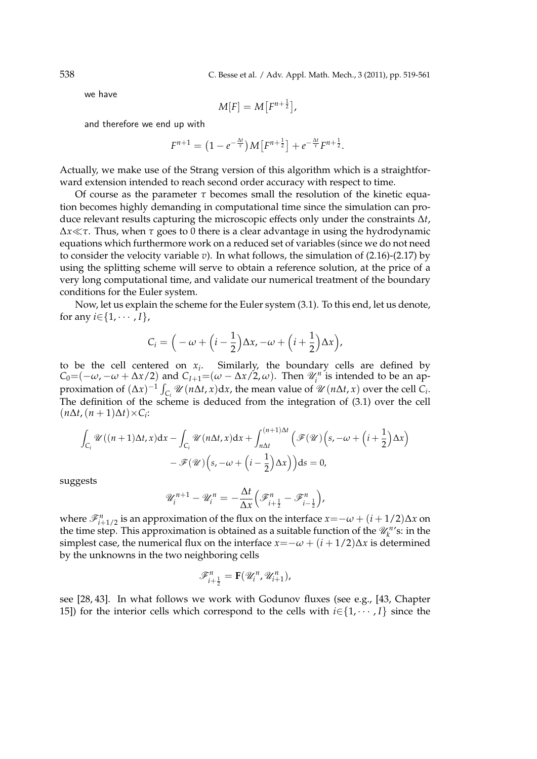we have

$$M[F] = M\big[F^{n+\frac{1}{2}}\big],$$

and therefore we end up with

$$F^{n+1} = \big(1 - e^{-\frac{\Delta t}{\tau}}\big) M\big[F^{n+\frac{1}{2}}\big] + e^{-\frac{\Delta t}{\tau}} F^{n+\frac{1}{2}}.$$

Actually, we make use of the Strang version of this algorithm which is a straightforward extension intended to reach second order accuracy with respect to time.

Of course as the parameter $\tau$ becomes small the resolution of the kinetic equation becomes highly demanding in computational time since the simulation can produce relevant results capturing the microscopic effects only under the constraints $\Delta t$, $\Delta x \ll \tau$. Thus, when $\tau$ goes to 0 there is a clear advantage in using the hydrodynamic equations which furthermore work on a reduced set of variables (since we do not need to consider the velocity variable $v$). In what follows, the simulation of (2.16)-(2.17) by using the splitting scheme will serve to obtain a reference solution, at the price of a very long computational time, and validate our numerical treatment of the boundary conditions for the Euler system.

Now, let us explain the scheme for the Euler system (3.1). To this end, let us denote, for any $i \in \{1, \cdots, I\}$,

$$C_i = \Big(-\omega + \Big(i - \frac{1}{2}\Big)\Delta x, -\omega + \Big(i + \frac{1}{2}\Big)\Delta x\Big),$$

to be the cell centered on $x_i$. Similarly, the boundary cells are defined by $C_0 = (-\omega, -\omega + \Delta x/2)$ and $C_{I+1} = (\omega - \Delta x/2, \omega)$. Then $\mathscr{U}_i^{\,n}$ is intended to be an approximation of $(\Delta x)^{-1} \int_{C_i} \mathscr{U}(n\Delta t, x)\mathrm{d}x$, the mean value of $\mathscr{U}(n\Delta t, x)$ over the cell $C_i$. The definition of the scheme is deduced from the integration of (3.1) over the cell $(n\Delta t, (n+1)\Delta t) \times C_i$:

$$\begin{aligned}\int_{C_i} \mathscr{U}((n+1)\Delta t, x)\mathrm{d}x - \int_{C_i} \mathscr{U}(n\Delta t, x)\mathrm{d}x + \int_{n\Delta t}^{(n+1)\Delta t} \Big(\mathscr{F}(\mathscr{U})\Big(s, -\omega + \Big(i + \frac{1}{2}\Big)\Delta x\Big) \\ - \mathscr{F}(\mathscr{U})\Big(s, -\omega + \Big(i - \frac{1}{2}\Big)\Delta x\Big)\Big)\mathrm{d}s = 0,\end{aligned}$$

suggests

$$\mathscr{U}_i^{\,n+1} - \mathscr{U}_i^{\,n} = -\frac{\Delta t}{\Delta x}\Big(\mathscr{F}_{i+\frac{1}{2}}^n - \mathscr{F}_{i-\frac{1}{2}}^n\Big),$$

where $\mathscr{F}_{i+1/2}^n$ is an approximation of the flux on the interface $x = -\omega + (i + 1/2)\Delta x$ on the time step. This approximation is obtained as a suitable function of the $\mathscr{U}_k^{\,n}$'s: in the simplest case, the numerical flux on the interface $x = -\omega + (i + 1/2)\Delta x$ is determined by the unknowns in the two neighboring cells

$$\mathscr{F}_{i+\frac{1}{2}}^n = \mathbf{F}(\mathscr{U}_i^{\,n}, \mathscr{U}_{i+1}^{\,n}),$$

see [28, 43]. In what follows we work with Godunov fluxes (see e.g., [43, Chapter 15]) for the interior cells which correspond to the cells with $i \in \{1, \cdots, I\}$ since the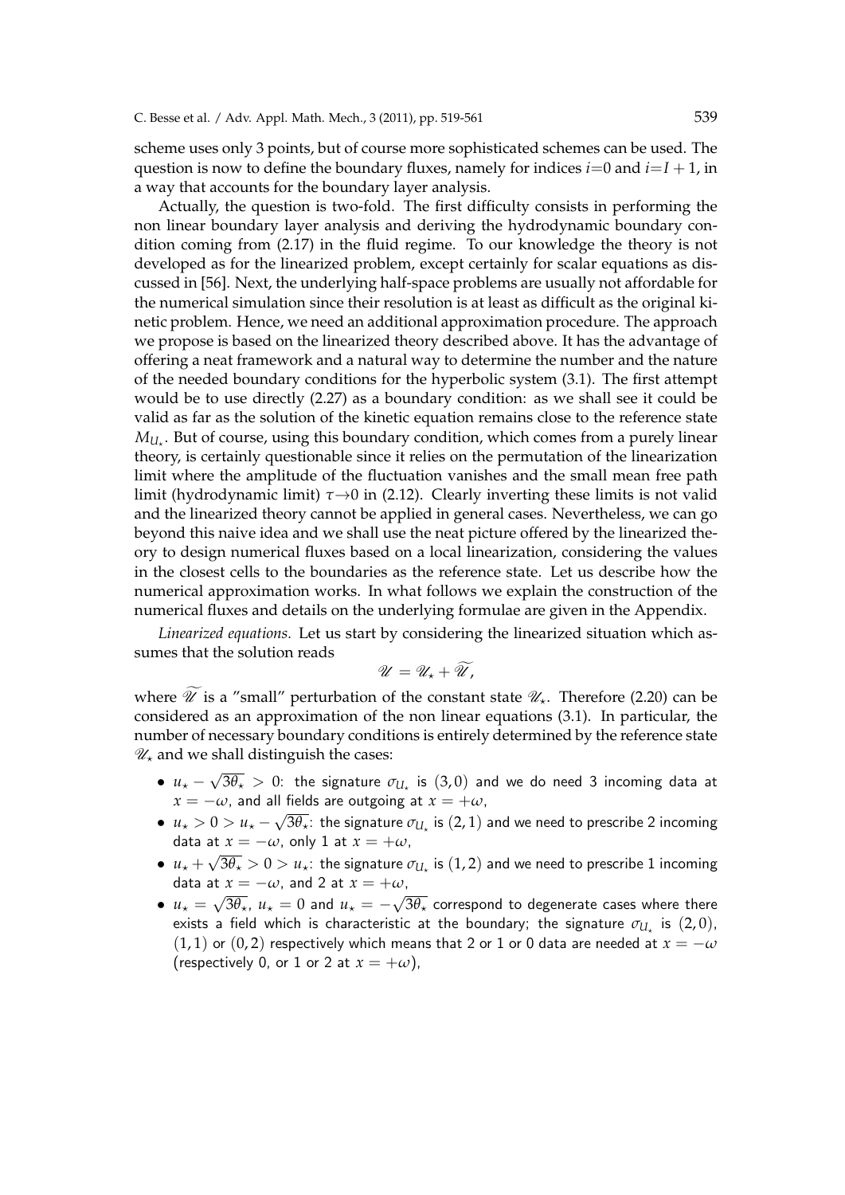scheme uses only 3 points, but of course more sophisticated schemes can be used. The question is now to define the boundary fluxes, namely for indices $i=0$ and $i=I+1$, in a way that accounts for the boundary layer analysis.

Actually, the question is two-fold. The first difficulty consists in performing the non linear boundary layer analysis and deriving the hydrodynamic boundary condition coming from (2.17) in the fluid regime. To our knowledge the theory is not developed as for the linearized problem, except certainly for scalar equations as discussed in [56]. Next, the underlying half-space problems are usually not affordable for the numerical simulation since their resolution is at least as difficult as the original kinetic problem. Hence, we need an additional approximation procedure. The approach we propose is based on the linearized theory described above. It has the advantage of offering a neat framework and a natural way to determine the number and the nature of the needed boundary conditions for the hyperbolic system (3.1). The first attempt would be to use directly (2.27) as a boundary condition: as we shall see it could be valid as far as the solution of the kinetic equation remains close to the reference state $M_{U_\star}$. But of course, using this boundary condition, which comes from a purely linear theory, is certainly questionable since it relies on the permutation of the linearization limit where the amplitude of the fluctuation vanishes and the small mean free path limit (hydrodynamic limit) $\tau \to 0$ in (2.12). Clearly inverting these limits is not valid and the linearized theory cannot be applied in general cases. Nevertheless, we can go beyond this naive idea and we shall use the neat picture offered by the linearized theory to design numerical fluxes based on a local linearization, considering the values in the closest cells to the boundaries as the reference state. Let us describe how the numerical approximation works. In what follows we explain the construction of the numerical fluxes and details on the underlying formulae are given in the Appendix.

*Linearized equations.* Let us start by considering the linearized situation which assumes that the solution reads

$$\mathscr{U} = \mathscr{U}_\star + \widetilde{\mathscr{U}},$$

where $\widetilde{\mathscr{U}}$ is a "small" perturbation of the constant state $\mathscr{U}_\star$. Therefore (2.20) can be considered as an approximation of the non linear equations (3.1). In particular, the number of necessary boundary conditions is entirely determined by the reference state $\mathscr{U}_\star$ and we shall distinguish the cases:

- $u_\star - \sqrt{3\theta_\star} > 0$: the signature $\sigma_{U_\star}$ is $(3,0)$ and we do need 3 incoming data at $x = -\omega$, and all fields are outgoing at $x = +\omega$,
- $u_\star > 0 > u_\star - \sqrt{3\theta_\star}$: the signature $\sigma_{U_\star}$ is $(2,1)$ and we need to prescribe 2 incoming data at $x = -\omega$, only 1 at $x = +\omega$,
- $u_\star + \sqrt{3\theta_\star} > 0 > u_\star$: the signature $\sigma_{U_\star}$ is $(1,2)$ and we need to prescribe 1 incoming data at $x = -\omega$, and 2 at $x = +\omega$,
- $u_\star = \sqrt{3\theta_\star}$, $u_\star = 0$ and $u_\star = -\sqrt{3\theta_\star}$ correspond to degenerate cases where there exists a field which is characteristic at the boundary; the signature $\sigma_{U_\star}$ is $(2,0)$, $(1,1)$ or $(0,2)$ respectively which means that 2 or 1 or 0 data are needed at $x = -\omega$ (respectively 0, or 1 or 2 at $x = +\omega$),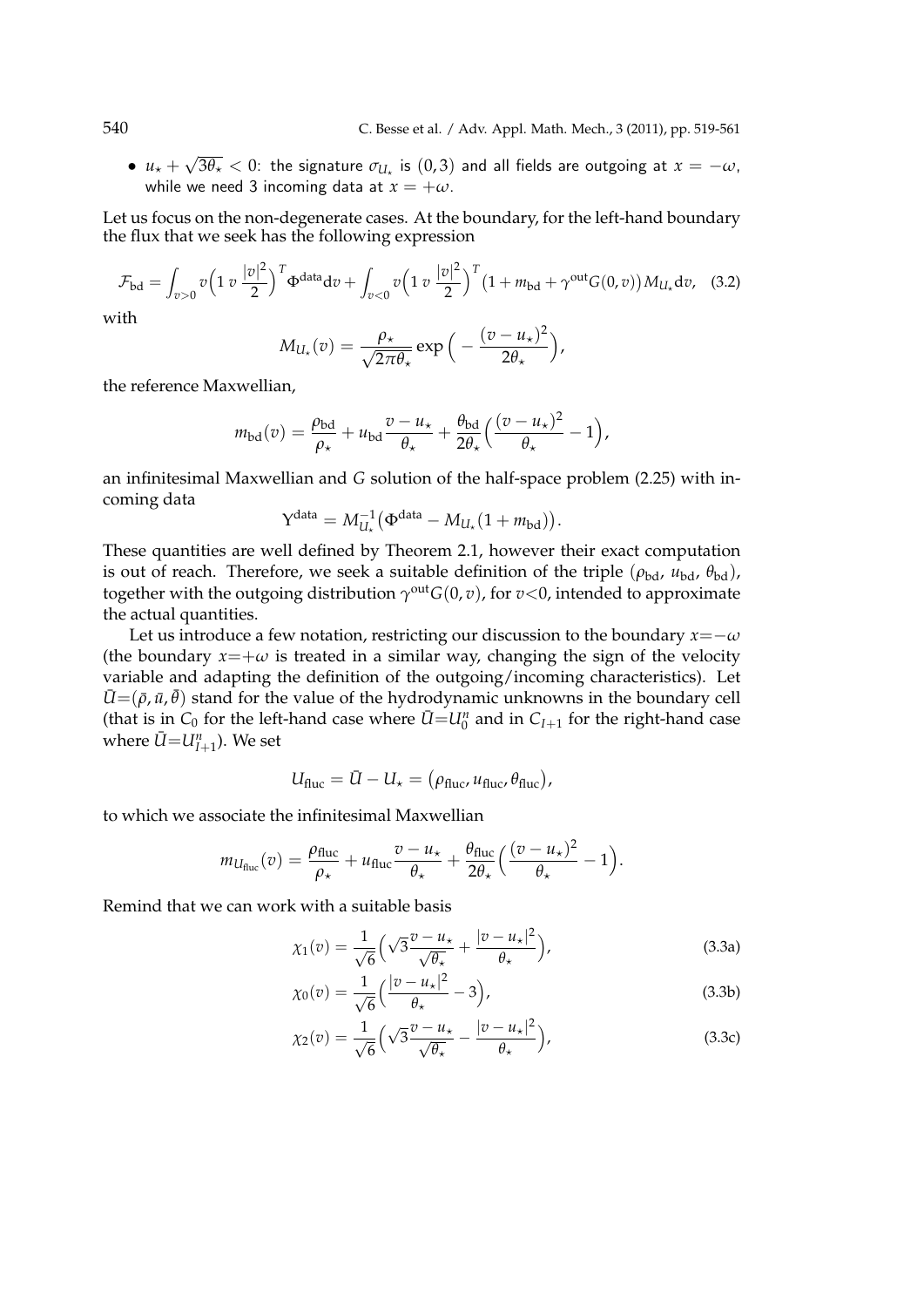- $u_\star + \sqrt{3\theta_\star} < 0$: the signature $\sigma_{U_\star}$ is $(0,3)$ and all fields are outgoing at $x = -\omega$, while we need 3 incoming data at $x = +\omega$.

Let us focus on the non-degenerate cases. At the boundary, for the left-hand boundary the flux that we seek has the following expression

$$\mathcal{F}_{\rm bd} = \int_{v>0} v\Big(1\ v\ \frac{|v|^2}{2}\Big)^T \Phi^{\rm data} {\rm d}v + \int_{v<0} v\Big(1\ v\ \frac{|v|^2}{2}\Big)^T \big(1 + m_{\rm bd} + \gamma^{\rm out} G(0,v)\big) M_{U_\star} {\rm d}v, \quad (3.2)$$

with

$$M_{U_\star}(v) = \frac{\rho_\star}{\sqrt{2\pi\theta_\star}} \exp\Big(-\frac{(v-u_\star)^2}{2\theta_\star}\Big),$$

the reference Maxwellian,

$$m_{\rm bd}(v) = \frac{\rho_{\rm bd}}{\rho_\star} + u_{\rm bd}\frac{v-u_\star}{\theta_\star} + \frac{\theta_{\rm bd}}{2\theta_\star}\Big(\frac{(v-u_\star)^2}{\theta_\star} - 1\Big),$$

an infinitesimal Maxwellian and $G$ solution of the half-space problem (2.25) with incoming data

$$\Upsilon^{\rm data} = M_{U_\star}^{-1}\big(\Phi^{\rm data} - M_{U_\star}(1 + m_{\rm bd})\big).$$

These quantities are well defined by Theorem 2.1, however their exact computation is out of reach. Therefore, we seek a suitable definition of the triple $(\rho_{\rm bd},\ u_{\rm bd},\ \theta_{\rm bd})$, together with the outgoing distribution $\gamma^{\rm out}G(0,v)$, for $v<0$, intended to approximate the actual quantities.

Let us introduce a few notation, restricting our discussion to the boundary $x=-\omega$ (the boundary $x=+\omega$ is treated in a similar way, changing the sign of the velocity variable and adapting the definition of the outgoing/incoming characteristics). Let $\bar{U}=(\bar\rho,\bar u,\bar\theta)$ stand for the value of the hydrodynamic unknowns in the boundary cell (that is in $C_0$ for the left-hand case where $\bar U = U_0^n$ and in $C_{I+1}$ for the right-hand case where $\bar U = U_{I+1}^n$). We set

$$U_{\rm fluc} = \bar U - U_\star = (\rho_{\rm fluc}, u_{\rm fluc}, \theta_{\rm fluc}),$$

to which we associate the infinitesimal Maxwellian

$$m_{U_{\rm fluc}}(v) = \frac{\rho_{\rm fluc}}{\rho_\star} + u_{\rm fluc}\frac{v-u_\star}{\theta_\star} + \frac{\theta_{\rm fluc}}{2\theta_\star}\Big(\frac{(v-u_\star)^2}{\theta_\star} - 1\Big).$$

Remind that we can work with a suitable basis

$$\chi_1(v) = \frac{1}{\sqrt{6}}\Big(\sqrt{3}\frac{v-u_\star}{\sqrt{\theta_\star}} + \frac{|v-u_\star|^2}{\theta_\star}\Big), \quad (3.3a)$$

$$\chi_0(v) = \frac{1}{\sqrt{6}}\Big(\frac{|v-u_\star|^2}{\theta_\star} - 3\Big), \quad (3.3b)$$

$$\chi_2(v) = \frac{1}{\sqrt{6}}\Big(\sqrt{3}\frac{v-u_\star}{\sqrt{\theta_\star}} - \frac{|v-u_\star|^2}{\theta_\star}\Big), \quad (3.3c)$$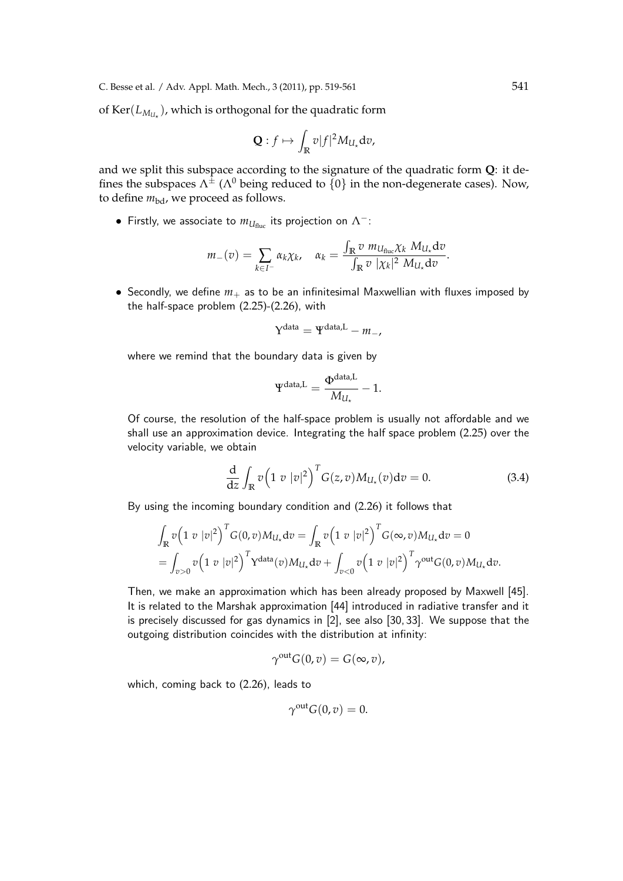of $\text{Ker}(L_{M_{U_\star}})$, which is orthogonal for the quadratic form

$$\mathbf{Q} : f \mapsto \int_{\mathbb{R}} v|f|^2 M_{U_\star} \mathrm{d}v,$$

and we split this subspace according to the signature of the quadratic form $\mathbf{Q}$: it defines the subspaces $\Lambda^{\pm}$ ($\Lambda^0$ being reduced to $\{0\}$ in the non-degenerate cases). Now, to define $m_{\text{bd}}$, we proceed as follows.

- Firstly, we associate to $m_{U_{\text{fluc}}}$ its projection on $\Lambda^-$:

$$m_-(v) = \sum_{k \in I^-} \alpha_k \chi_k, \quad \alpha_k = \frac{\int_{\mathbb{R}} v \; m_{U_{\text{fluc}}} \chi_k \; M_{U_\star} \mathrm{d}v}{\int_{\mathbb{R}} v \; |\chi_k|^2 \; M_{U_\star} \mathrm{d}v}.$$

- Secondly, we define $m_+$ as to be an infinitesimal Maxwellian with fluxes imposed by the half-space problem (2.25)-(2.26), with

$$\Upsilon^{\text{data}} = \Psi^{\text{data,L}} - m_-,$$

where we remind that the boundary data is given by

$$\Psi^{\text{data,L}} = \frac{\Phi^{\text{data,L}}}{M_{U_\star}} - 1.$$

Of course, the resolution of the half-space problem is usually not affordable and we shall use an approximation device. Integrating the half space problem (2.25) over the velocity variable, we obtain

$$\frac{\mathrm{d}}{\mathrm{d}z} \int_{\mathbb{R}} v \Big(1 \;\, v \;\, |v|^2\Big)^T G(z,v) M_{U_\star}(v) \mathrm{d}v = 0. \tag{3.4}$$

By using the incoming boundary condition and (2.26) it follows that

$$\begin{aligned}
&\int_{\mathbb{R}} v \Big(1 \;\, v \;\, |v|^2\Big)^T G(0,v) M_{U_\star} \mathrm{d}v = \int_{\mathbb{R}} v \Big(1 \;\, v \;\, |v|^2\Big)^T G(\infty,v) M_{U_\star} \mathrm{d}v = 0 \\
&= \int_{v>0} v \Big(1 \;\, v \;\, |v|^2\Big)^T \Upsilon^{\text{data}}(v) M_{U_\star} \mathrm{d}v + \int_{v<0} v \Big(1 \;\, v \;\, |v|^2\Big)^T \gamma^{\text{out}} G(0,v) M_{U_\star} \mathrm{d}v.
\end{aligned}$$

Then, we make an approximation which has been already proposed by Maxwell [45]. It is related to the Marshak approximation [44] introduced in radiative transfer and it is precisely discussed for gas dynamics in [2], see also [30, 33]. We suppose that the outgoing distribution coincides with the distribution at infinity:

$$\gamma^{\text{out}} G(0,v) = G(\infty, v),$$

which, coming back to (2.26), leads to

$$\gamma^{\text{out}} G(0,v) = 0.$$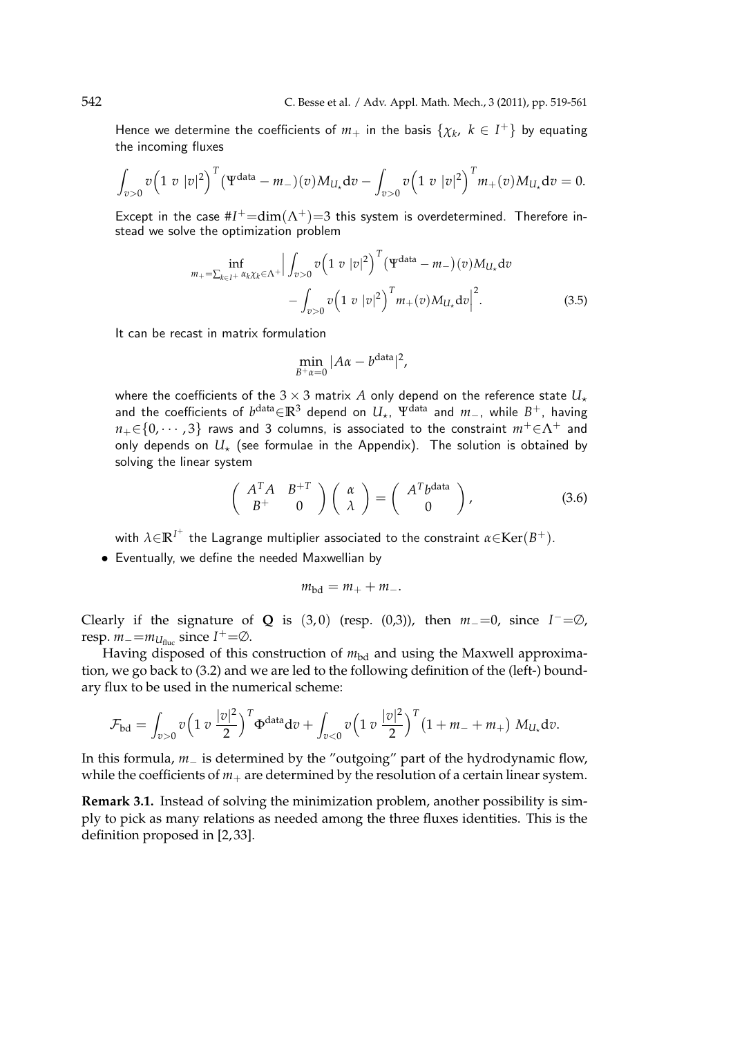Hence we determine the coefficients of $m_+$ in the basis $\{\chi_k,\ k \in I^+\}$ by equating the incoming fluxes

$$\int_{v>0} v\Big(1\ v\ |v|^2\Big)^T (\Psi^{\text{data}} - m_-)(v) M_{U_\star} \mathrm{d}v - \int_{v>0} v\Big(1\ v\ |v|^2\Big)^T m_+(v) M_{U_\star} \mathrm{d}v = 0.$$

Except in the case $\#I^+ = \dim(\Lambda^+) = 3$ this system is overdetermined. Therefore instead we solve the optimization problem

$$\inf_{m_+ = \sum_{k\in I^+} \alpha_k \chi_k \in \Lambda^+} \Big| \int_{v>0} v\Big(1\ v\ |v|^2\Big)^T (\Psi^{\text{data}} - m_-)(v) M_{U_\star} \mathrm{d}v - \int_{v>0} v\Big(1\ v\ |v|^2\Big)^T m_+(v) M_{U_\star} \mathrm{d}v \Big|^2. \tag{3.5}$$

It can be recast in matrix formulation

$$\min_{B^+\alpha = 0} |A\alpha - b^{\text{data}}|^2,$$

where the coefficients of the $3 \times 3$ matrix $A$ only depend on the reference state $U_\star$ and the coefficients of $b^{\text{data}} \in \mathbb{R}^3$ depend on $U_\star$, $\Psi^{\text{data}}$ and $m_-$, while $B^+$, having $n_+ \in \{0, \cdots, 3\}$ raws and 3 columns, is associated to the constraint $m^+ \in \Lambda^+$ and only depends on $U_\star$ (see formulae in the Appendix). The solution is obtained by solving the linear system

$$\begin{pmatrix} A^T A & B^{+T} \\ B^+ & 0 \end{pmatrix} \begin{pmatrix} \alpha \\ \lambda \end{pmatrix} = \begin{pmatrix} A^T b^{\text{data}} \\ 0 \end{pmatrix}, \tag{3.6}$$

with $\lambda \in \mathbb{R}^{I^+}$ the Lagrange multiplier associated to the constraint $\alpha \in \text{Ker}(B^+)$.

- Eventually, we define the needed Maxwellian by

$$m_{\text{bd}} = m_+ + m_-.$$

Clearly if the signature of $\mathbf{Q}$ is $(3,0)$ (resp. (0,3)), then $m_- = 0$, since $I^- = \emptyset$, resp. $m_- = m_{U_{\text{fluc}}}$ since $I^+ = \emptyset$.

Having disposed of this construction of $m_{\text{bd}}$ and using the Maxwell approximation, we go back to (3.2) and we are led to the following definition of the (left-) boundary flux to be used in the numerical scheme:

$$\mathcal{F}_{\text{bd}} = \int_{v>0} v\Big(1\ v\ \frac{|v|^2}{2}\Big)^T \Phi^{\text{data}} \mathrm{d}v + \int_{v<0} v\Big(1\ v\ \frac{|v|^2}{2}\Big)^T \big(1 + m_- + m_+\big)\ M_{U_\star} \mathrm{d}v.$$

In this formula, $m_-$ is determined by the "outgoing" part of the hydrodynamic flow, while the coefficients of $m_+$ are determined by the resolution of a certain linear system.

**Remark 3.1.** Instead of solving the minimization problem, another possibility is simply to pick as many relations as needed among the three fluxes identities. This is the definition proposed in [2, 33].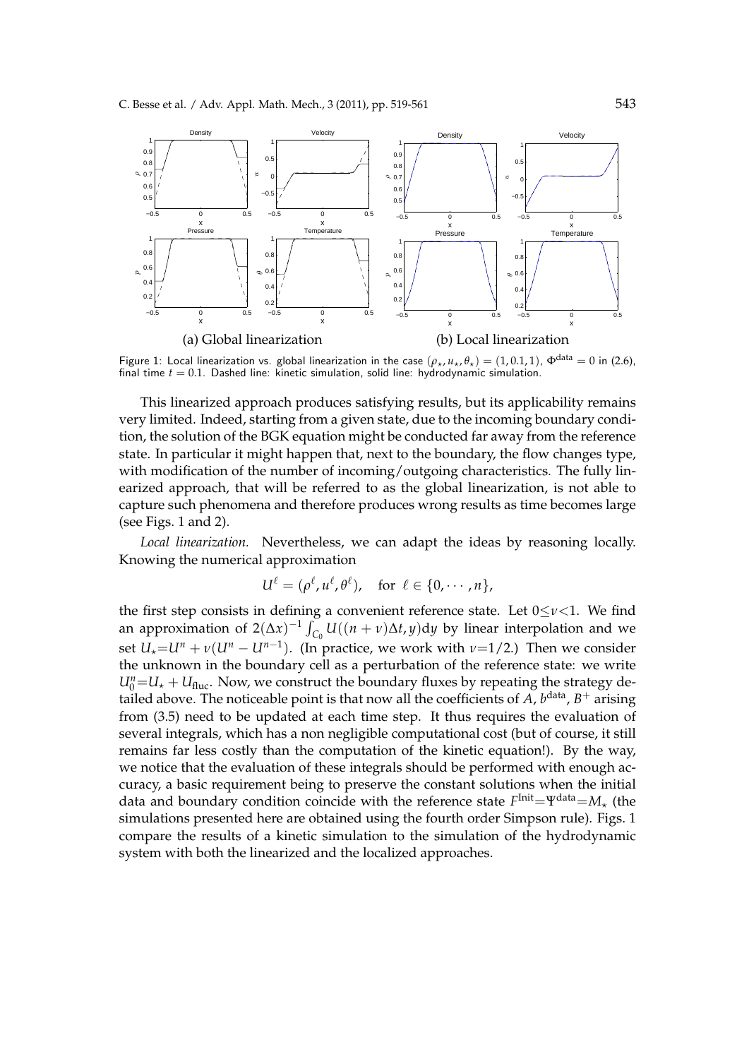(a) Global linearization (b) Local linearization

Figure 1: Local linearization vs. global linearization in the case $(\rho_\star, u_\star, \theta_\star) = (1, 0.1, 1)$, $\Phi^{\text{data}} = 0$ in (2.6), final time $t = 0.1$. Dashed line: kinetic simulation, solid line: hydrodynamic simulation.

This linearized approach produces satisfying results, but its applicability remains very limited. Indeed, starting from a given state, due to the incoming boundary condition, the solution of the BGK equation might be conducted far away from the reference state. In particular it might happen that, next to the boundary, the flow changes type, with modification of the number of incoming/outgoing characteristics. The fully linearized approach, that will be referred to as the global linearization, is not able to capture such phenomena and therefore produces wrong results as time becomes large (see Figs. 1 and 2).

*Local linearization.* Nevertheless, we can adapt the ideas by reasoning locally. Knowing the numerical approximation

$$U^\ell = (\rho^\ell, u^\ell, \theta^\ell), \quad \text{for } \ell \in \{0, \cdots, n\},$$

the first step consists in defining a convenient reference state. Let $0 \leq \nu < 1$. We find an approximation of $2(\Delta x)^{-1} \int_{C_0} U((n+\nu)\Delta t, y)\mathrm{d}y$ by linear interpolation and we set $U_\star = U^n + \nu(U^n - U^{n-1})$. (In practice, we work with $\nu = 1/2$.) Then we consider the unknown in the boundary cell as a perturbation of the reference state: we write $U_0^n = U_\star + U_{\text{fluc}}$. Now, we construct the boundary fluxes by repeating the strategy detailed above. The noticeable point is that now all the coefficients of $A$, $b^{\text{data}}$, $B^+$ arising from (3.5) need to be updated at each time step. It thus requires the evaluation of several integrals, which has a non negligible computational cost (but of course, it still remains far less costly than the computation of the kinetic equation!). By the way, we notice that the evaluation of these integrals should be performed with enough accuracy, a basic requirement being to preserve the constant solutions when the initial data and boundary condition coincide with the reference state $F^{\text{Init}} = \Psi^{\text{data}} = M_\star$ (the simulations presented here are obtained using the fourth order Simpson rule). Figs. 1 compare the results of a kinetic simulation to the simulation of the hydrodynamic system with both the linearized and the localized approaches.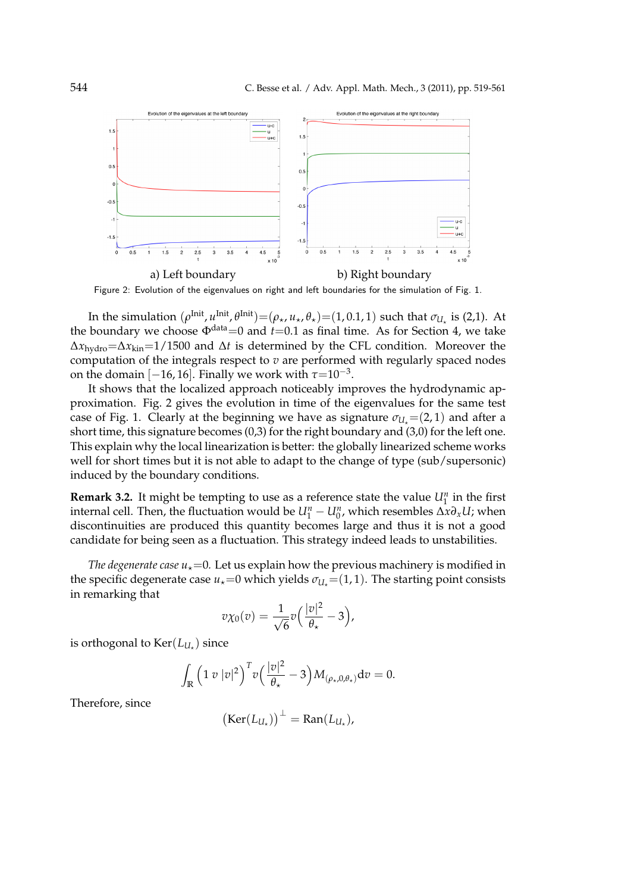a) Left boundary  b) Right boundary

Figure 2: Evolution of the eigenvalues on right and left boundaries for the simulation of Fig. 1.

In the simulation $(\rho^{\text{Init}}, u^{\text{Init}}, \theta^{\text{Init}}) = (\rho_\star, u_\star, \theta_\star) = (1, 0.1, 1)$ such that $\sigma_{U_\star}$ is (2,1). At the boundary we choose $\Phi^{\text{data}}=0$ and $t=0.1$ as final time. As for Section 4, we take $\Delta x_{\text{hydro}} = \Delta x_{\text{kin}} = 1/1500$ and $\Delta t$ is determined by the CFL condition. Moreover the computation of the integrals respect to $v$ are performed with regularly spaced nodes on the domain $[-16, 16]$. Finally we work with $\tau = 10^{-3}$.

It shows that the localized approach noticeably improves the hydrodynamic approximation. Fig. 2 gives the evolution in time of the eigenvalues for the same test case of Fig. 1. Clearly at the beginning we have as signature $\sigma_{U_\star} = (2, 1)$ and after a short time, this signature becomes (0,3) for the right boundary and (3,0) for the left one. This explain why the local linearization is better: the globally linearized scheme works well for short times but it is not able to adapt to the change of type (sub/supersonic) induced by the boundary conditions.

**Remark 3.2.** It might be tempting to use as a reference state the value $U_1^n$ in the first internal cell. Then, the fluctuation would be $U_1^n - U_0^n$, which resembles $\Delta x \partial_x U$; when discontinuities are produced this quantity becomes large and thus it is not a good candidate for being seen as a fluctuation. This strategy indeed leads to unstabilities.

*The degenerate case* $u_\star = 0$. Let us explain how the previous machinery is modified in the specific degenerate case $u_\star = 0$ which yields $\sigma_{U_\star} = (1, 1)$. The starting point consists in remarking that

$$v\chi_0(v) = \frac{1}{\sqrt{6}} v\Big(\frac{|v|^2}{\theta_\star} - 3\Big),$$

is orthogonal to $\text{Ker}(L_{U_\star})$ since

$$\int_{\mathbb{R}} \Big(1 \; v \; |v|^2\Big)^T v\Big(\frac{|v|^2}{\theta_\star} - 3\Big) M_{(\rho_\star, 0, \theta_\star)} \mathrm{d}v = 0.$$

Therefore, since

$$\big(\text{Ker}(L_{U_\star})\big)^\perp = \text{Ran}(L_{U_\star}),$$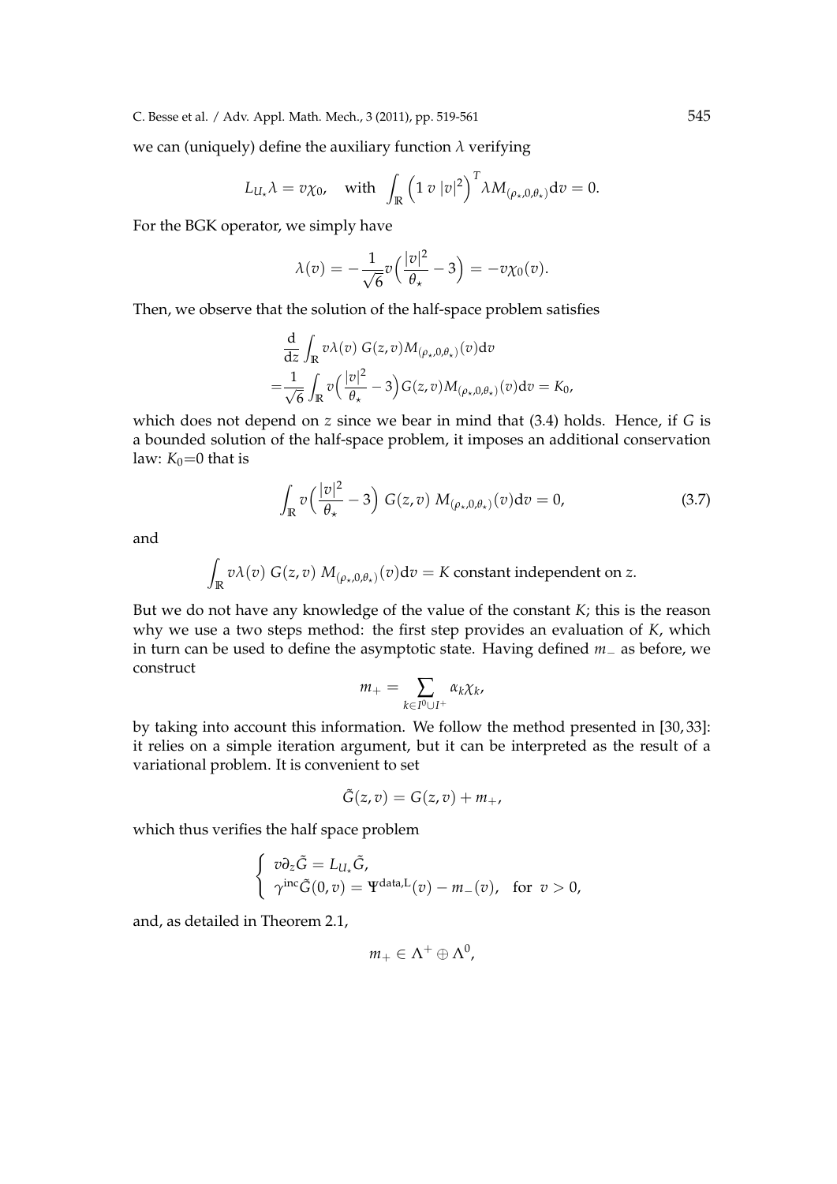we can (uniquely) define the auxiliary function $\lambda$ verifying

$$L_{U_\star}\lambda = v\chi_0, \quad \text{with } \int_{\mathbb{R}} \Big(1 \; v \; |v|^2\Big)^T \lambda M_{(\rho_\star,0,\theta_\star)} \mathrm{d}v = 0.$$

For the BGK operator, we simply have

$$\lambda(v) = -\frac{1}{\sqrt{6}} v\Big(\frac{|v|^2}{\theta_\star} - 3\Big) = -v\chi_0(v).$$

Then, we observe that the solution of the half-space problem satisfies

$$\begin{aligned}
&\frac{\mathrm{d}}{\mathrm{d}z}\int_{\mathbb{R}} v\lambda(v)\, G(z,v) M_{(\rho_\star,0,\theta_\star)}(v)\mathrm{d}v \\
=&\frac{1}{\sqrt{6}}\int_{\mathbb{R}} v\Big(\frac{|v|^2}{\theta_\star} - 3\Big) G(z,v) M_{(\rho_\star,0,\theta_\star)}(v)\mathrm{d}v = K_0,
\end{aligned}$$

which does not depend on $z$ since we bear in mind that (3.4) holds. Hence, if $G$ is a bounded solution of the half-space problem, it imposes an additional conservation law: $K_0$=0 that is

$$\int_{\mathbb{R}} v\Big(\frac{|v|^2}{\theta_\star} - 3\Big)\, G(z,v)\, M_{(\rho_\star,0,\theta_\star)}(v)\mathrm{d}v = 0, \tag{3.7}$$

and

$$\int_{\mathbb{R}} v\lambda(v)\, G(z,v)\, M_{(\rho_\star,0,\theta_\star)}(v)\mathrm{d}v = K \text{ constant independent on } z.$$

But we do not have any knowledge of the value of the constant $K$; this is the reason why we use a two steps method: the first step provides an evaluation of $K$, which in turn can be used to define the asymptotic state. Having defined $m_-$ as before, we construct

$$m_+ = \sum_{k \in I^0 \cup I^+} \alpha_k \chi_k,$$

by taking into account this information. We follow the method presented in [30, 33]: it relies on a simple iteration argument, but it can be interpreted as the result of a variational problem. It is convenient to set

$$\tilde{G}(z,v) = G(z,v) + m_+,$$

which thus verifies the half space problem

$$\begin{cases}
v\partial_z \tilde{G} = L_{U_\star}\tilde{G}, \\
\gamma^{\mathrm{inc}}\tilde{G}(0,v) = \Psi^{\mathrm{data,L}}(v) - m_-(v), \quad \text{for } v > 0,
\end{cases}$$

and, as detailed in Theorem 2.1,

$$m_+ \in \Lambda^+ \oplus \Lambda^0,$$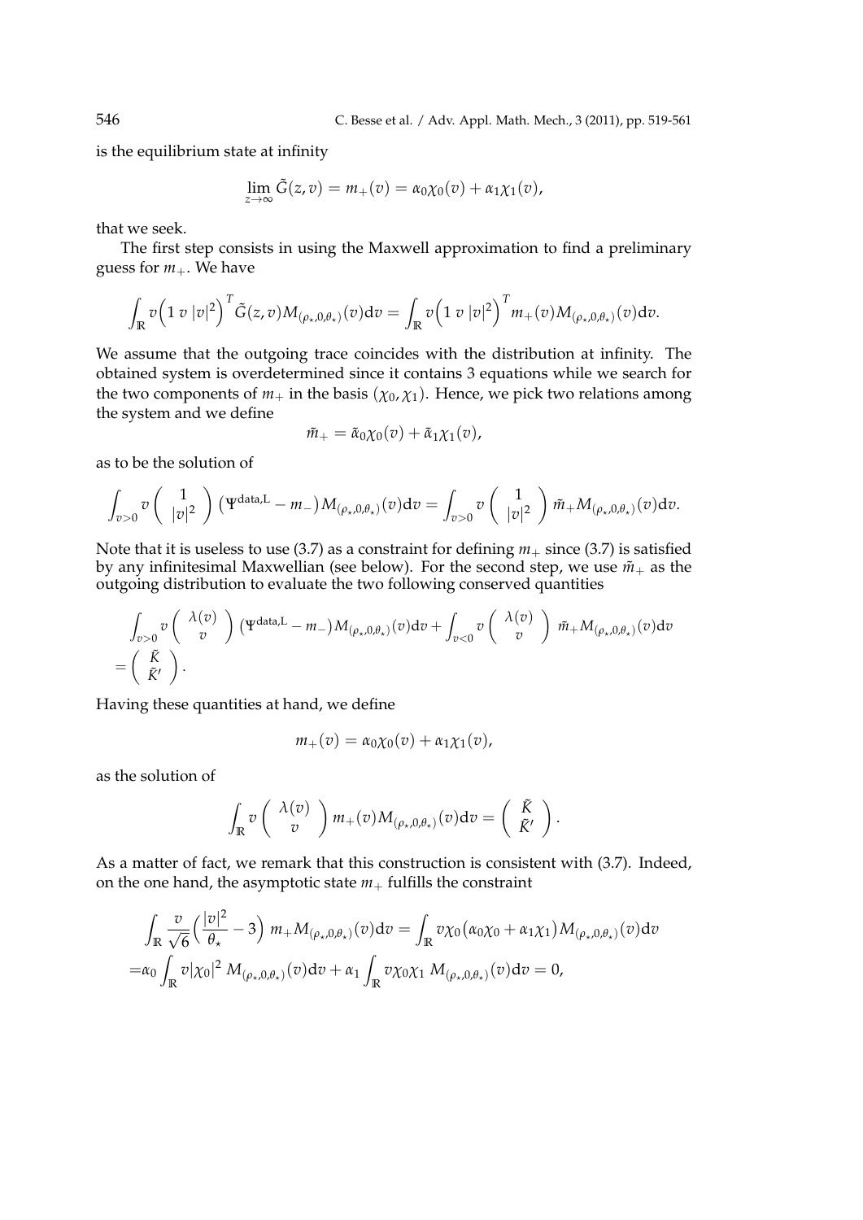is the equilibrium state at infinity

$$\lim_{z\to\infty} \tilde{G}(z,v) = m_+(v) = \alpha_0\chi_0(v) + \alpha_1\chi_1(v),$$

that we seek.

The first step consists in using the Maxwell approximation to find a preliminary guess for $m_+$. We have

$$\int_{\mathbb{R}} v\Big(1\ v\ |v|^2\Big)^T \tilde{G}(z,v) M_{(\rho_\star,0,\theta_\star)}(v)\mathrm{d}v = \int_{\mathbb{R}} v\Big(1\ v\ |v|^2\Big)^T m_+(v) M_{(\rho_\star,0,\theta_\star)}(v)\mathrm{d}v.$$

We assume that the outgoing trace coincides with the distribution at infinity. The obtained system is overdetermined since it contains 3 equations while we search for the two components of $m_+$ in the basis $(\chi_0,\chi_1)$. Hence, we pick two relations among the system and we define

$$\tilde{m}_+ = \tilde{\alpha}_0\chi_0(v) + \tilde{\alpha}_1\chi_1(v),$$

as to be the solution of

$$\int_{v>0} v \begin{pmatrix} 1 \\ |v|^2 \end{pmatrix} \big(\Psi^{\mathrm{data,L}} - m_-\big) M_{(\rho_\star,0,\theta_\star)}(v)\mathrm{d}v = \int_{v>0} v \begin{pmatrix} 1 \\ |v|^2 \end{pmatrix} \tilde{m}_+ M_{(\rho_\star,0,\theta_\star)}(v)\mathrm{d}v.$$

Note that it is useless to use (3.7) as a constraint for defining $m_+$ since (3.7) is satisfied by any infinitesimal Maxwellian (see below). For the second step, we use $\tilde{m}_+$ as the outgoing distribution to evaluate the two following conserved quantities

$$\begin{aligned}
&\int_{v>0} v \begin{pmatrix} \lambda(v) \\ v \end{pmatrix} \big(\Psi^{\mathrm{data,L}} - m_-\big) M_{(\rho_\star,0,\theta_\star)}(v)\mathrm{d}v + \int_{v<0} v \begin{pmatrix} \lambda(v) \\ v \end{pmatrix}\ \tilde{m}_+ M_{(\rho_\star,0,\theta_\star)}(v)\mathrm{d}v \\
=& \begin{pmatrix} \tilde{K} \\ \tilde{K}' \end{pmatrix}.
\end{aligned}$$

Having these quantities at hand, we define

$$m_+(v) = \alpha_0\chi_0(v) + \alpha_1\chi_1(v),$$

as the solution of

$$\int_{\mathbb{R}} v \begin{pmatrix} \lambda(v) \\ v \end{pmatrix} m_+(v) M_{(\rho_\star,0,\theta_\star)}(v)\mathrm{d}v = \begin{pmatrix} \tilde{K} \\ \tilde{K}' \end{pmatrix}.$$

As a matter of fact, we remark that this construction is consistent with (3.7). Indeed, on the one hand, the asymptotic state $m_+$ fulfills the constraint

$$\begin{aligned}
&\int_{\mathbb{R}} \frac{v}{\sqrt{6}}\Big(\frac{|v|^2}{\theta_\star} - 3\Big)\ m_+ M_{(\rho_\star,0,\theta_\star)}(v)\mathrm{d}v = \int_{\mathbb{R}} v\chi_0\big(\alpha_0\chi_0 + \alpha_1\chi_1\big) M_{(\rho_\star,0,\theta_\star)}(v)\mathrm{d}v \\
=&\alpha_0 \int_{\mathbb{R}} v|\chi_0|^2\ M_{(\rho_\star,0,\theta_\star)}(v)\mathrm{d}v + \alpha_1 \int_{\mathbb{R}} v\chi_0\chi_1\ M_{(\rho_\star,0,\theta_\star)}(v)\mathrm{d}v = 0,
\end{aligned}$$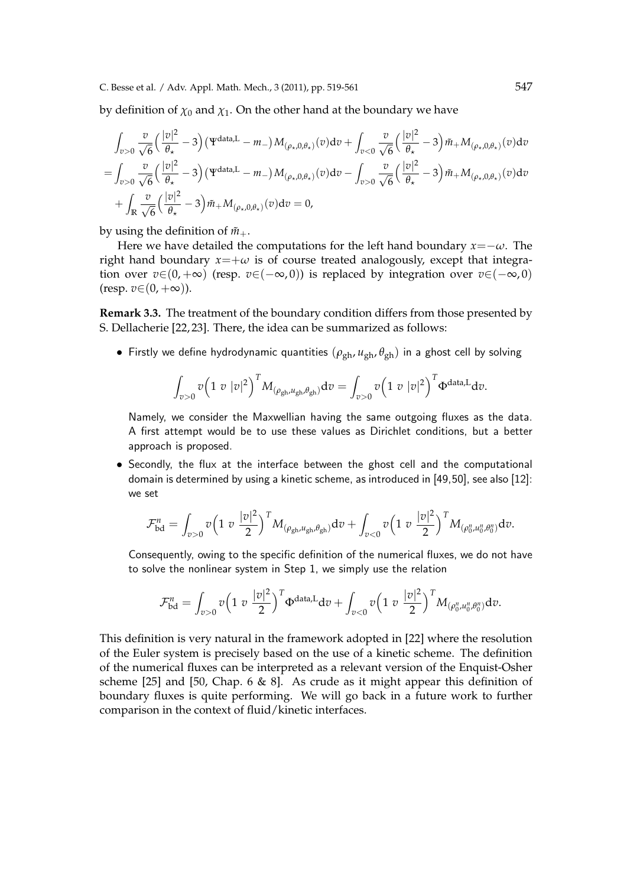by definition of $\chi_0$ and $\chi_1$. On the other hand at the boundary we have

$$
\begin{aligned}
&\int_{v>0} \frac{v}{\sqrt{6}}\Big(\frac{|v|^2}{\theta_\star}-3\Big)\big(\Psi^{\text{data,L}}-m_-\big)M_{(\rho_\star,0,\theta_\star)}(v)\text{d}v+\int_{v<0} \frac{v}{\sqrt{6}}\Big(\frac{|v|^2}{\theta_\star}-3\Big)\tilde{m}_+M_{(\rho_\star,0,\theta_\star)}(v)\text{d}v\\
=&\int_{v>0} \frac{v}{\sqrt{6}}\Big(\frac{|v|^2}{\theta_\star}-3\Big)\big(\Psi^{\text{data,L}}-m_-\big)M_{(\rho_\star,0,\theta_\star)}(v)\text{d}v-\int_{v>0} \frac{v}{\sqrt{6}}\Big(\frac{|v|^2}{\theta_\star}-3\Big)\tilde{m}_+M_{(\rho_\star,0,\theta_\star)}(v)\text{d}v\\
&+\int_{\mathbb{R}} \frac{v}{\sqrt{6}}\Big(\frac{|v|^2}{\theta_\star}-3\Big)\tilde{m}_+M_{(\rho_\star,0,\theta_\star)}(v)\text{d}v=0,
\end{aligned}
$$

by using the definition of $\tilde{m}_+$.

Here we have detailed the computations for the left hand boundary $x=-\omega$. The right hand boundary $x=+\omega$ is of course treated analogously, except that integration over $v\in(0,+\infty)$ (resp. $v\in(-\infty,0)$) is replaced by integration over $v\in(-\infty,0)$ (resp. $v\in(0,+\infty)$).

**Remark 3.3.** The treatment of the boundary condition differs from those presented by S. Dellacherie [22,23]. There, the idea can be summarized as follows:

- Firstly we define hydrodynamic quantities $(\rho_{\text{gh}},u_{\text{gh}},\theta_{\text{gh}})$ in a ghost cell by solving

$$
\int_{v>0} v\Big(1\ v\ |v|^2\Big)^T M_{(\rho_{\text{gh}},u_{\text{gh}},\theta_{\text{gh}})}\text{d}v=\int_{v>0} v\Big(1\ v\ |v|^2\Big)^T \Phi^{\text{data,L}}\text{d}v.
$$

  Namely, we consider the Maxwellian having the same outgoing fluxes as the data. A first attempt would be to use these values as Dirichlet conditions, but a better approach is proposed.

- Secondly, the flux at the interface between the ghost cell and the computational domain is determined by using a kinetic scheme, as introduced in [49,50], see also [12]: we set

$$
\mathcal{F}^n_{\text{bd}}=\int_{v>0} v\Big(1\ v\ \frac{|v|^2}{2}\Big)^T M_{(\rho_{\text{gh}},u_{\text{gh}},\theta_{\text{gh}})}\text{d}v+\int_{v<0} v\Big(1\ v\ \frac{|v|^2}{2}\Big)^T M_{(\rho^n_0,u^n_0,\theta^n_0)}\text{d}v.
$$

  Consequently, owing to the specific definition of the numerical fluxes, we do not have to solve the nonlinear system in Step 1, we simply use the relation

$$
\mathcal{F}^n_{\text{bd}}=\int_{v>0} v\Big(1\ v\ \frac{|v|^2}{2}\Big)^T \Phi^{\text{data,L}}\text{d}v+\int_{v<0} v\Big(1\ v\ \frac{|v|^2}{2}\Big)^T M_{(\rho^n_0,u^n_0,\theta^n_0)}\text{d}v.
$$

This definition is very natural in the framework adopted in [22] where the resolution of the Euler system is precisely based on the use of a kinetic scheme. The definition of the numerical fluxes can be interpreted as a relevant version of the Enquist-Osher scheme [25] and [50, Chap. 6 & 8]. As crude as it might appear this definition of boundary fluxes is quite performing. We will go back in a future work to further comparison in the context of fluid/kinetic interfaces.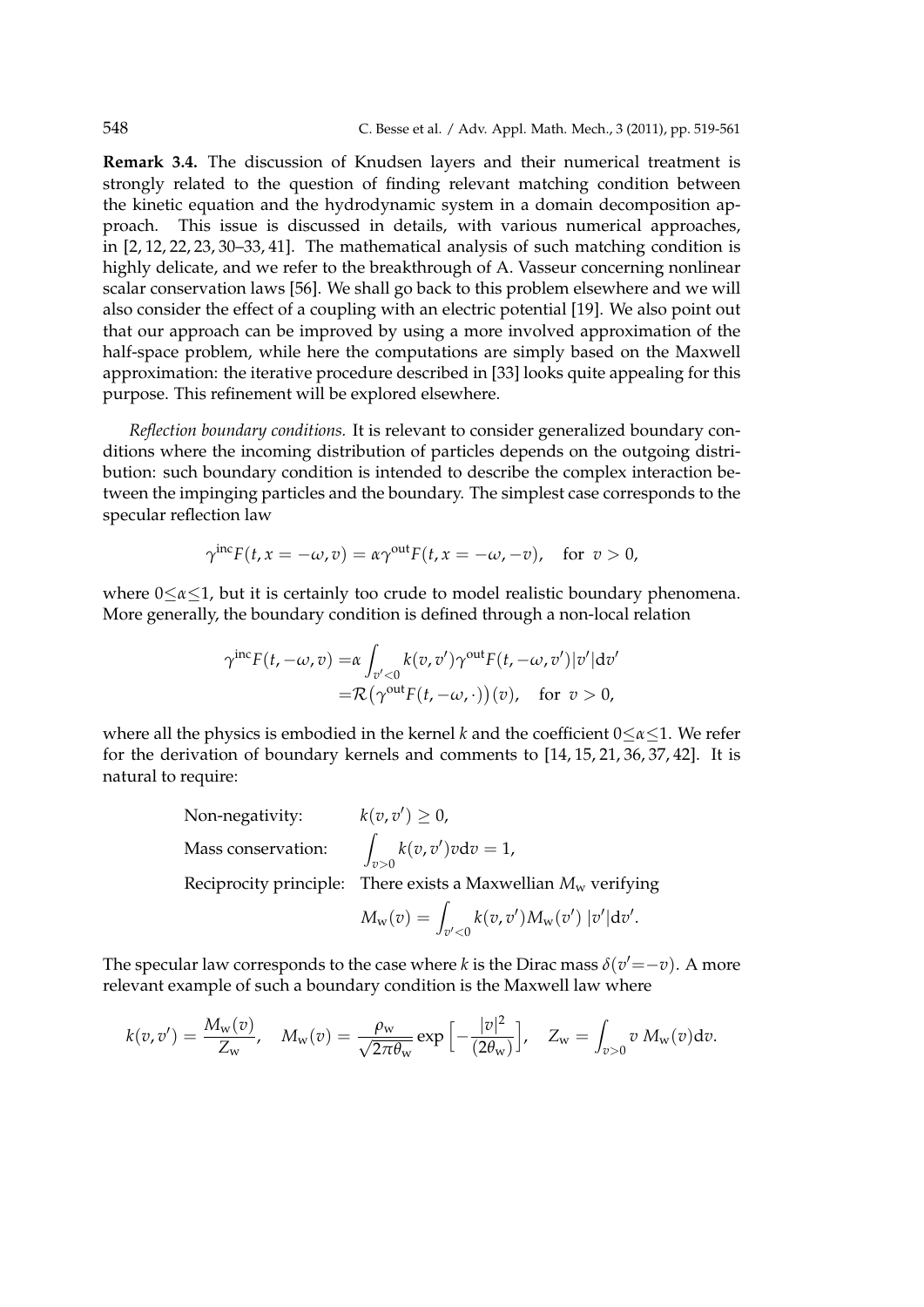**Remark 3.4.** The discussion of Knudsen layers and their numerical treatment is strongly related to the question of finding relevant matching condition between the kinetic equation and the hydrodynamic system in a domain decomposition approach. This issue is discussed in details, with various numerical approaches, in [2, 12, 22, 23, 30–33, 41]. The mathematical analysis of such matching condition is highly delicate, and we refer to the breakthrough of A. Vasseur concerning nonlinear scalar conservation laws [56]. We shall go back to this problem elsewhere and we will also consider the effect of a coupling with an electric potential [19]. We also point out that our approach can be improved by using a more involved approximation of the half-space problem, while here the computations are simply based on the Maxwell approximation: the iterative procedure described in [33] looks quite appealing for this purpose. This refinement will be explored elsewhere.

*Reflection boundary conditions.* It is relevant to consider generalized boundary conditions where the incoming distribution of particles depends on the outgoing distribution: such boundary condition is intended to describe the complex interaction between the impinging particles and the boundary. The simplest case corresponds to the specular reflection law

$$\gamma^{\text{inc}}F(t, x=-\omega, v) = \alpha\gamma^{\text{out}}F(t, x=-\omega, -v), \quad \text{for } v>0,$$

where $0 \le \alpha \le 1$, but it is certainly too crude to model realistic boundary phenomena. More generally, the boundary condition is defined through a non-local relation

$$\begin{aligned}\gamma^{\text{inc}}F(t,-\omega,v) &= \alpha\int_{v'<0} k(v,v')\gamma^{\text{out}}F(t,-\omega,v')|v'|\mathrm{d}v' \\ &= \mathcal{R}\big(\gamma^{\text{out}}F(t,-\omega,\cdot)\big)(v), \quad \text{for } v>0,\end{aligned}$$

where all the physics is embodied in the kernel $k$ and the coefficient $0 \le \alpha \le 1$. We refer for the derivation of boundary kernels and comments to [14, 15, 21, 36, 37, 42]. It is natural to require:

- Non-negativity: $k(v,v') \ge 0$,
- Mass conservation: $\displaystyle\int_{v>0} k(v,v')v\,\mathrm{d}v = 1$,
- Reciprocity principle: There exists a Maxwellian $M_{\text{w}}$ verifying
$$M_{\text{w}}(v) = \int_{v'<0} k(v,v')M_{\text{w}}(v')\,|v'|\mathrm{d}v'.$$

The specular law corresponds to the case where $k$ is the Dirac mass $\delta(v'=-v)$. A more relevant example of such a boundary condition is the Maxwell law where

$$k(v,v') = \frac{M_{\text{w}}(v)}{Z_{\text{w}}}, \quad M_{\text{w}}(v) = \frac{\rho_{\text{w}}}{\sqrt{2\pi\theta_{\text{w}}}}\exp\Big[-\frac{|v|^2}{(2\theta_{\text{w}})}\Big], \quad Z_{\text{w}} = \int_{v>0} v\, M_{\text{w}}(v)\mathrm{d}v.$$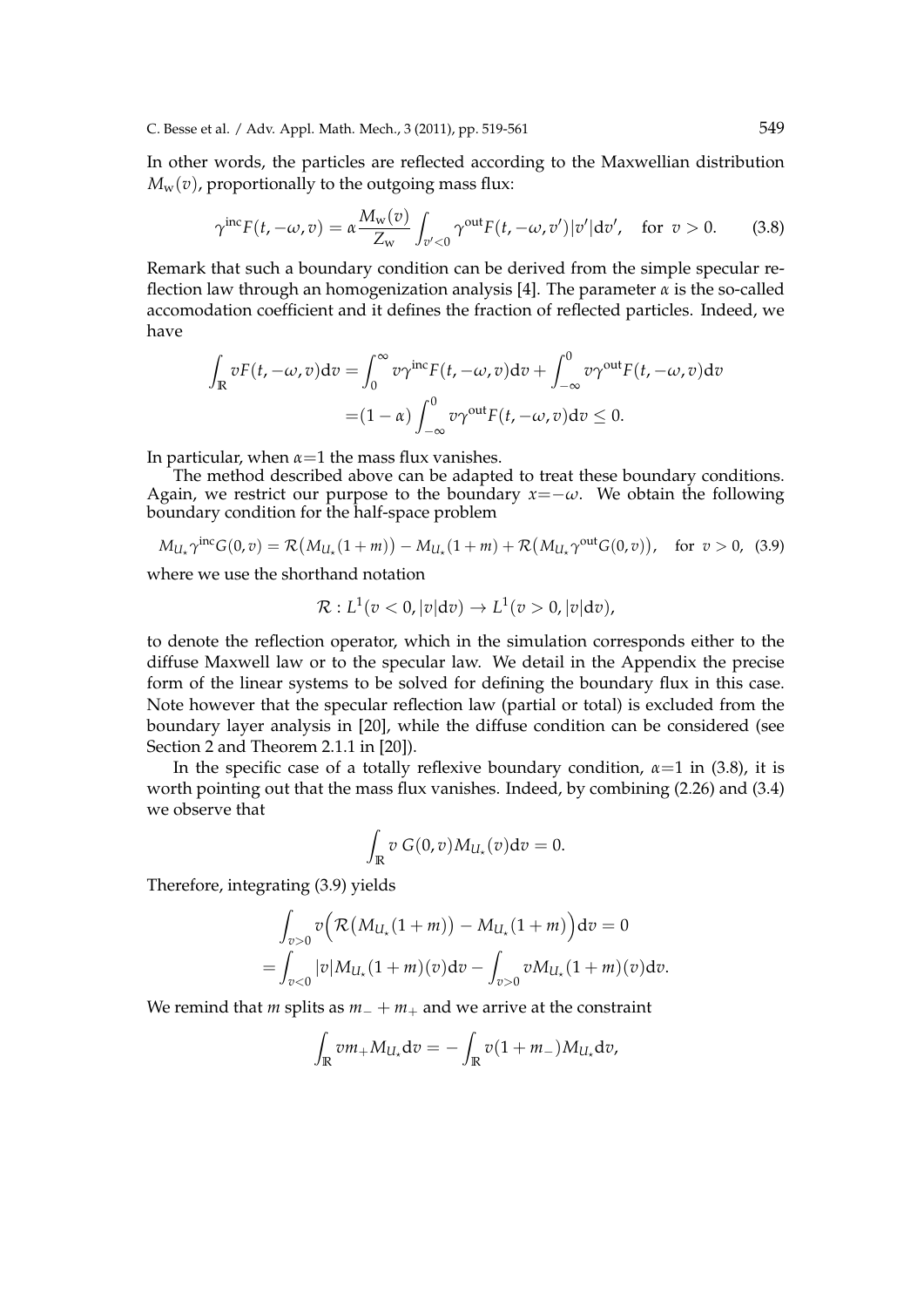In other words, the particles are reflected according to the Maxwellian distribution $M_{\rm w}(v)$, proportionally to the outgoing mass flux:

$$\gamma^{\rm inc}F(t,-\omega,v) = \alpha \frac{M_{\rm w}(v)}{Z_{\rm w}} \int_{v'<0} \gamma^{\rm out}F(t,-\omega,v')|v'|{\rm d}v', \quad \text{for } v>0. \tag{3.8}$$

Remark that such a boundary condition can be derived from the simple specular reflection law through an homogenization analysis [4]. The parameter $\alpha$ is the so-called accomodation coefficient and it defines the fraction of reflected particles. Indeed, we have

$$\begin{aligned}\int_{\mathbb{R}} vF(t,-\omega,v){\rm d}v &= \int_0^\infty v\gamma^{\rm inc}F(t,-\omega,v){\rm d}v + \int_{-\infty}^0 v\gamma^{\rm out}F(t,-\omega,v){\rm d}v \\ &= (1-\alpha)\int_{-\infty}^0 v\gamma^{\rm out}F(t,-\omega,v){\rm d}v \le 0.\end{aligned}$$

In particular, when $\alpha$=1 the mass flux vanishes.

The method described above can be adapted to treat these boundary conditions. Again, we restrict our purpose to the boundary $x$=$-\omega$. We obtain the following boundary condition for the half-space problem

$$M_{U_\star}\gamma^{\rm inc}G(0,v) = \mathcal{R}\big(M_{U_\star}(1+m)\big) - M_{U_\star}(1+m) + \mathcal{R}\big(M_{U_\star}\gamma^{\rm out}G(0,v)\big), \quad \text{for } v>0, \tag{3.9}$$

where we use the shorthand notation

$$\mathcal{R}: L^1(v<0,|v|{\rm d}v) \to L^1(v>0,|v|{\rm d}v),$$

to denote the reflection operator, which in the simulation corresponds either to the diffuse Maxwell law or to the specular law. We detail in the Appendix the precise form of the linear systems to be solved for defining the boundary flux in this case. Note however that the specular reflection law (partial or total) is excluded from the boundary layer analysis in [20], while the diffuse condition can be considered (see Section 2 and Theorem 2.1.1 in [20]).

In the specific case of a totally reflexive boundary condition, $\alpha$=1 in (3.8), it is worth pointing out that the mass flux vanishes. Indeed, by combining (2.26) and (3.4) we observe that

$$\int_{\mathbb{R}} v\, G(0,v) M_{U_\star}(v){\rm d}v = 0.$$

Therefore, integrating (3.9) yields

$$\begin{aligned}&\int_{v>0} v\Big(\mathcal{R}\big(M_{U_\star}(1+m)\big) - M_{U_\star}(1+m)\Big){\rm d}v = 0 \\ =&\int_{v<0}|v|M_{U_\star}(1+m)(v){\rm d}v - \int_{v>0} vM_{U_\star}(1+m)(v){\rm d}v.\end{aligned}$$

We remind that $m$ splits as $m_- + m_+$ and we arrive at the constraint

$$\int_{\mathbb{R}} vm_+M_{U_\star}{\rm d}v = -\int_{\mathbb{R}} v(1+m_-)M_{U_\star}{\rm d}v,$$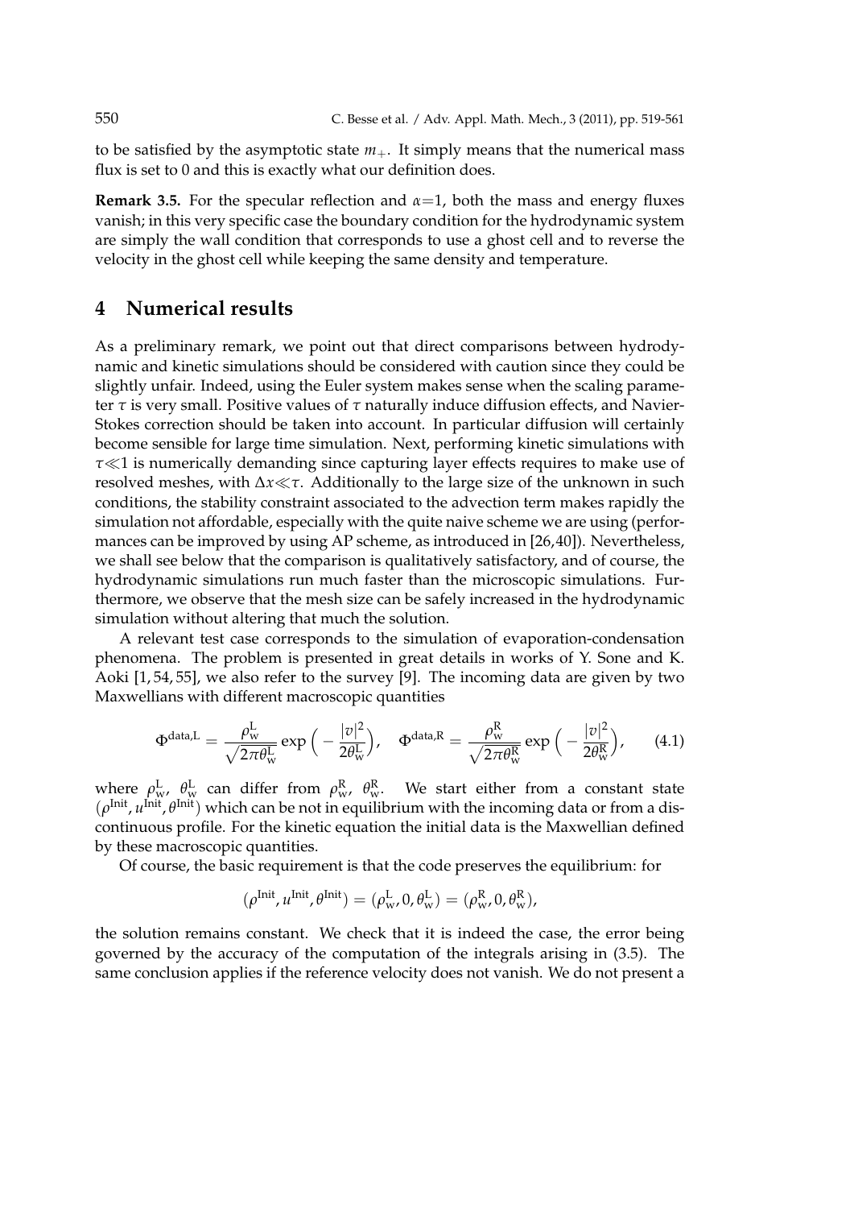to be satisfied by the asymptotic state $m_+$. It simply means that the numerical mass flux is set to 0 and this is exactly what our definition does.

**Remark 3.5.** For the specular reflection and $\alpha=1$, both the mass and energy fluxes vanish; in this very specific case the boundary condition for the hydrodynamic system are simply the wall condition that corresponds to use a ghost cell and to reverse the velocity in the ghost cell while keeping the same density and temperature.

# 4 Numerical results

As a preliminary remark, we point out that direct comparisons between hydrodynamic and kinetic simulations should be considered with caution since they could be slightly unfair. Indeed, using the Euler system makes sense when the scaling parameter $\tau$ is very small. Positive values of $\tau$ naturally induce diffusion effects, and Navier-Stokes correction should be taken into account. In particular diffusion will certainly become sensible for large time simulation. Next, performing kinetic simulations with $\tau \ll 1$ is numerically demanding since capturing layer effects requires to make use of resolved meshes, with $\Delta x \ll \tau$. Additionally to the large size of the unknown in such conditions, the stability constraint associated to the advection term makes rapidly the simulation not affordable, especially with the quite naive scheme we are using (performances can be improved by using AP scheme, as introduced in [26,40]). Nevertheless, we shall see below that the comparison is qualitatively satisfactory, and of course, the hydrodynamic simulations run much faster than the microscopic simulations. Furthermore, we observe that the mesh size can be safely increased in the hydrodynamic simulation without altering that much the solution.

A relevant test case corresponds to the simulation of evaporation-condensation phenomena. The problem is presented in great details in works of Y. Sone and K. Aoki [1, 54, 55], we also refer to the survey [9]. The incoming data are given by two Maxwellians with different macroscopic quantities

$$\Phi^{\mathrm{data,L}} = \frac{\rho_{\mathrm{w}}^{\mathrm{L}}}{\sqrt{2\pi\theta_{\mathrm{w}}^{\mathrm{L}}}} \exp\Big(-\frac{|v|^2}{2\theta_{\mathrm{w}}^{\mathrm{L}}}\Big), \quad \Phi^{\mathrm{data,R}} = \frac{\rho_{\mathrm{w}}^{\mathrm{R}}}{\sqrt{2\pi\theta_{\mathrm{w}}^{\mathrm{R}}}} \exp\Big(-\frac{|v|^2}{2\theta_{\mathrm{w}}^{\mathrm{R}}}\Big), \tag{4.1}$$

where $\rho_{\mathrm{w}}^{\mathrm{L}}$, $\theta_{\mathrm{w}}^{\mathrm{L}}$ can differ from $\rho_{\mathrm{w}}^{\mathrm{R}}$, $\theta_{\mathrm{w}}^{\mathrm{R}}$. We start either from a constant state $(\rho^{\mathrm{Init}}, u^{\mathrm{Init}}, \theta^{\mathrm{Init}})$ which can be not in equilibrium with the incoming data or from a discontinuous profile. For the kinetic equation the initial data is the Maxwellian defined by these macroscopic quantities.

Of course, the basic requirement is that the code preserves the equilibrium: for

$$(\rho^{\mathrm{Init}}, u^{\mathrm{Init}}, \theta^{\mathrm{Init}}) = (\rho_{\mathrm{w}}^{\mathrm{L}}, 0, \theta_{\mathrm{w}}^{\mathrm{L}}) = (\rho_{\mathrm{w}}^{\mathrm{R}}, 0, \theta_{\mathrm{w}}^{\mathrm{R}}),$$

the solution remains constant. We check that it is indeed the case, the error being governed by the accuracy of the computation of the integrals arising in (3.5). The same conclusion applies if the reference velocity does not vanish. We do not present a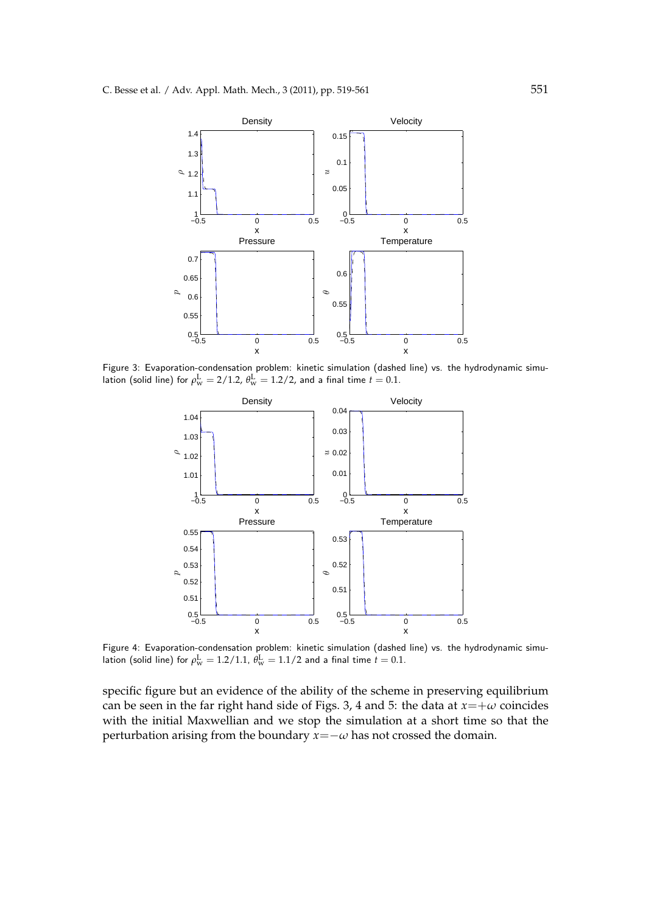Figure 3: Evaporation-condensation problem: kinetic simulation (dashed line) vs. the hydrodynamic simulation (solid line) for $\rho_w^L = 2/1.2$, $\theta_w^L = 1.2/2$, and a final time $t = 0.1$.

Figure 4: Evaporation-condensation problem: kinetic simulation (dashed line) vs. the hydrodynamic simulation (solid line) for $\rho_w^L = 1.2/1.1$, $\theta_w^L = 1.1/2$ and a final time $t = 0.1$.

specific figure but an evidence of the ability of the scheme in preserving equilibrium can be seen in the far right hand side of Figs. 3, 4 and 5: the data at $x=+\omega$ coincides with the initial Maxwellian and we stop the simulation at a short time so that the perturbation arising from the boundary $x=-\omega$ has not crossed the domain.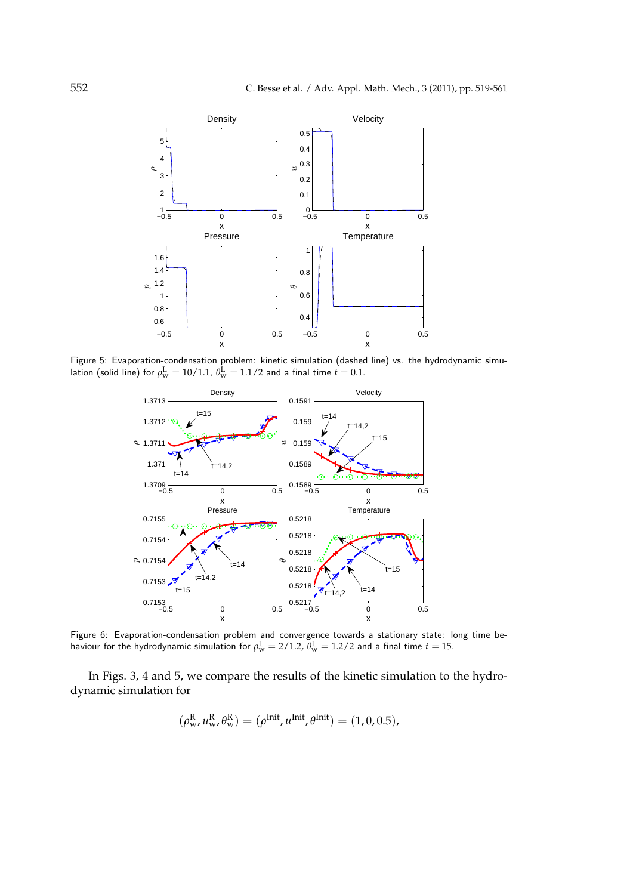Figure 5: Evaporation-condensation problem: kinetic simulation (dashed line) vs. the hydrodynamic simulation (solid line) for $\rho_w^L = 10/1.1$, $\theta_w^L = 1.1/2$ and a final time $t = 0.1$.

Figure 6: Evaporation-condensation problem and convergence towards a stationary state: long time behaviour for the hydrodynamic simulation for $\rho_w^L = 2/1.2$, $\theta_w^L = 1.2/2$ and a final time $t = 15$.

In Figs. 3, 4 and 5, we compare the results of the kinetic simulation to the hydrodynamic simulation for

$$(\rho_w^R, u_w^R, \theta_w^R) = (\rho^{\text{Init}}, u^{\text{Init}}, \theta^{\text{Init}}) = (1, 0, 0.5),$$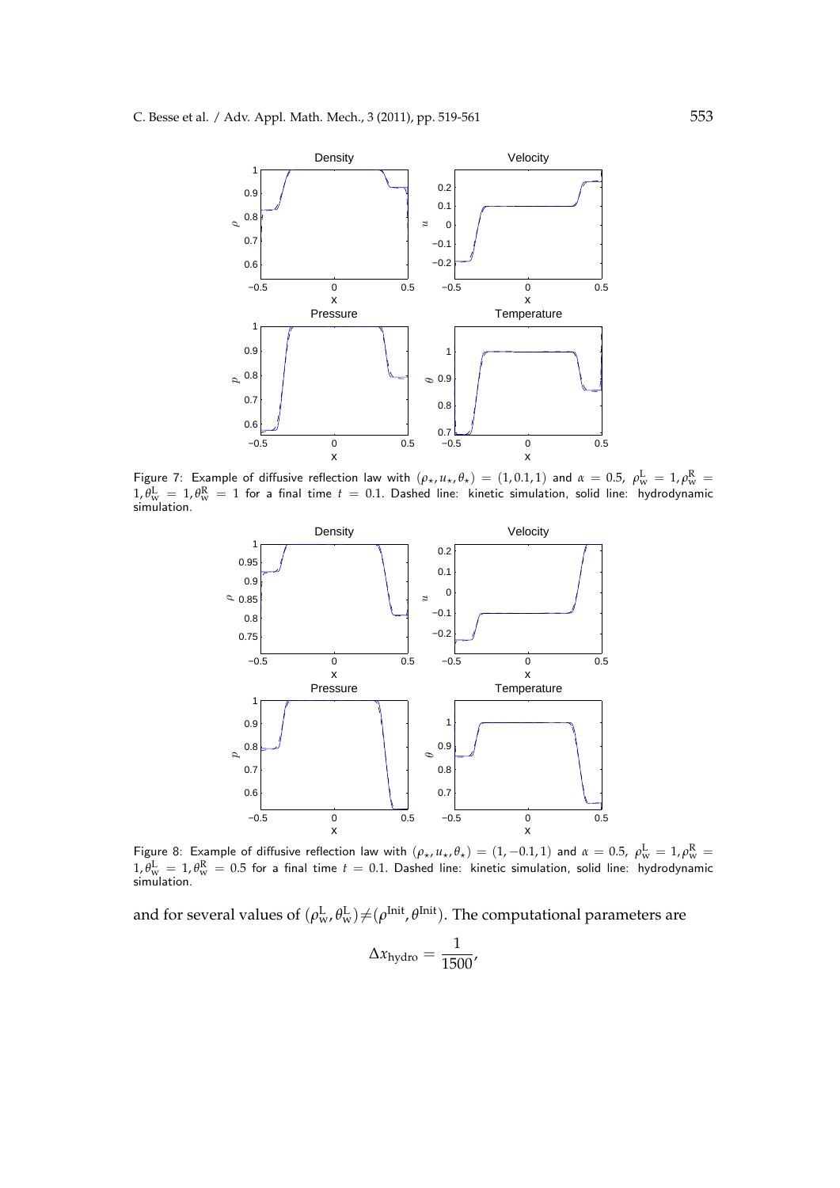Figure 7: Example of diffusive reflection law with $(\rho_\star, u_\star, \theta_\star) = (1, 0.1, 1)$ and $\alpha = 0.5$, $\rho_w^L = 1, \rho_w^R = 1, \theta_w^L = 1, \theta_w^R = 1$ for a final time $t = 0.1$. Dashed line: kinetic simulation, solid line: hydrodynamic simulation.

Figure 8: Example of diffusive reflection law with $(\rho_\star, u_\star, \theta_\star) = (1, -0.1, 1)$ and $\alpha = 0.5$, $\rho_w^L = 1, \rho_w^R = 1, \theta_w^L = 1, \theta_w^R = 0.5$ for a final time $t = 0.1$. Dashed line: kinetic simulation, solid line: hydrodynamic simulation.

and for several values of $(\rho_w^L, \theta_w^L) \neq (\rho^{\text{Init}}, \theta^{\text{Init}})$. The computational parameters are

$$\Delta x_{\text{hydro}} = \frac{1}{1500},$$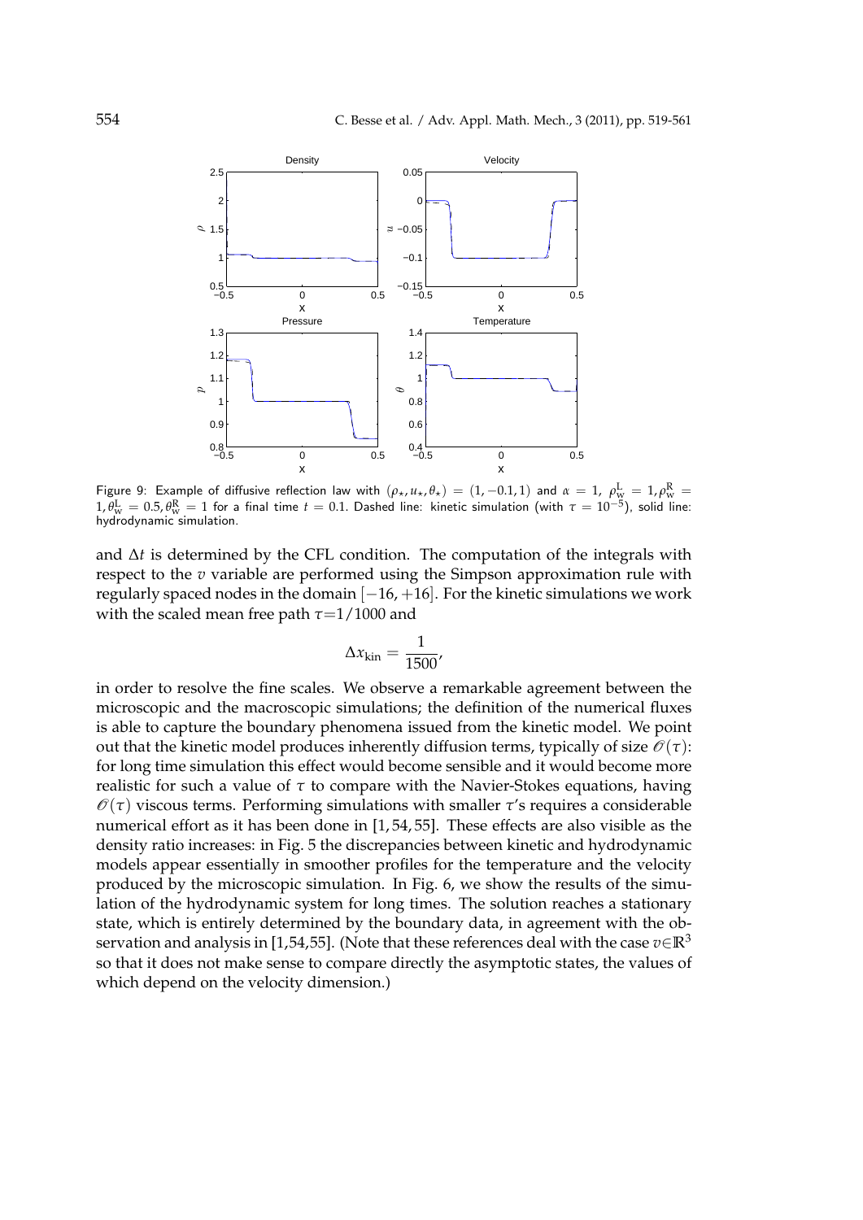Figure 9: Example of diffusive reflection law with $(\rho_\star, u_\star, \theta_\star) = (1, -0.1, 1)$ and $\alpha = 1$, $\rho_w^L = 1, \rho_w^R = 1, \theta_w^L = 0.5, \theta_w^R = 1$ for a final time $t = 0.1$. Dashed line: kinetic simulation (with $\tau = 10^{-5}$), solid line: hydrodynamic simulation.

and $\Delta t$ is determined by the CFL condition. The computation of the integrals with respect to the $v$ variable are performed using the Simpson approximation rule with regularly spaced nodes in the domain $[-16, +16]$. For the kinetic simulations we work with the scaled mean free path $\tau = 1/1000$ and

$$\Delta x_{\text{kin}} = \frac{1}{1500},$$

in order to resolve the fine scales. We observe a remarkable agreement between the microscopic and the macroscopic simulations; the definition of the numerical fluxes is able to capture the boundary phenomena issued from the kinetic model. We point out that the kinetic model produces inherently diffusion terms, typically of size $\mathcal{O}(\tau)$: for long time simulation this effect would become sensible and it would become more realistic for such a value of $\tau$ to compare with the Navier-Stokes equations, having $\mathcal{O}(\tau)$ viscous terms. Performing simulations with smaller $\tau$'s requires a considerable numerical effort as it has been done in [1, 54, 55]. These effects are also visible as the density ratio increases: in Fig. 5 the discrepancies between kinetic and hydrodynamic models appear essentially in smoother profiles for the temperature and the velocity produced by the microscopic simulation. In Fig. 6, we show the results of the simulation of the hydrodynamic system for long times. The solution reaches a stationary state, which is entirely determined by the boundary data, in agreement with the observation and analysis in [1,54,55]. (Note that these references deal with the case $v \in \mathbb{R}^3$ so that it does not make sense to compare directly the asymptotic states, the values of which depend on the velocity dimension.)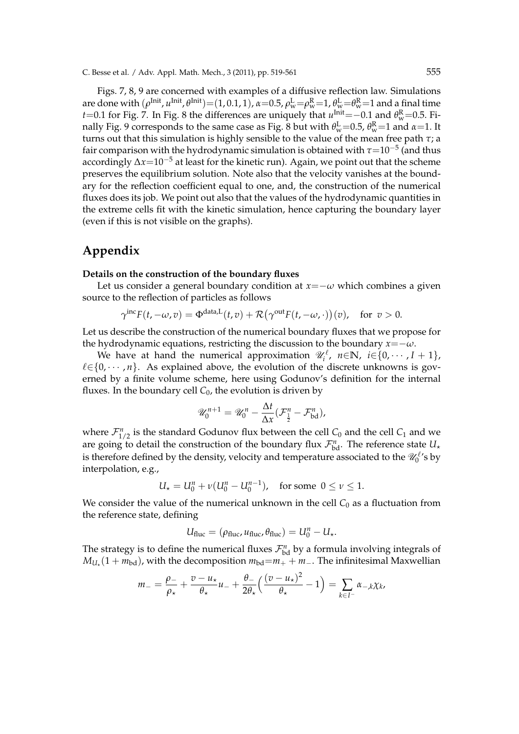Figs. 7, 8, 9 are concerned with examples of a diffusive reflection law. Simulations are done with $(\rho^{\rm Init}, u^{\rm Init}, \theta^{\rm Init})=(1, 0.1, 1)$, $\alpha=0.5$, $\rho_{\rm w}^{\rm L}=\rho_{\rm w}^{\rm R}=1$, $\theta_{\rm w}^{\rm L}=\theta_{\rm w}^{\rm R}=1$ and a final time $t=0.1$ for Fig. 7. In Fig. 8 the differences are uniquely that $u^{\rm Init}=-0.1$ and $\theta_{\rm w}^{\rm R}=0.5$. Finally Fig. 9 corresponds to the same case as Fig. 8 but with $\theta_{\rm w}^{\rm L}=0.5$, $\theta_{\rm w}^{\rm R}=1$ and $\alpha=1$. It turns out that this simulation is highly sensible to the value of the mean free path $\tau$; a fair comparison with the hydrodynamic simulation is obtained with $\tau=10^{-5}$ (and thus accordingly $\Delta x=10^{-5}$ at least for the kinetic run). Again, we point out that the scheme preserves the equilibrium solution. Note also that the velocity vanishes at the boundary for the reflection coefficient equal to one, and, the construction of the numerical fluxes does its job. We point out also that the values of the hydrodynamic quantities in the extreme cells fit with the kinetic simulation, hence capturing the boundary layer (even if this is not visible on the graphs).

## Appendix

**Details on the construction of the boundary fluxes**

Let us consider a general boundary condition at $x=-\omega$ which combines a given source to the reflection of particles as follows

$$\gamma^{\rm inc}F(t,-\omega,v) = \Phi^{\rm data,L}(t,v) + \mathcal{R}\big(\gamma^{\rm out}F(t,-\omega,\cdot)\big)(v), \quad \text{for } v>0.$$

Let us describe the construction of the numerical boundary fluxes that we propose for the hydrodynamic equations, restricting the discussion to the boundary $x=-\omega$.

We have at hand the numerical approximation $\mathscr{U}_i^{\ell}$, $n\in\mathbb{N}$, $i\in\{0,\cdots,I+1\}$, $\ell\in\{0,\cdots,n\}$. As explained above, the evolution of the discrete unknowns is governed by a finite volume scheme, here using Godunov's definition for the internal fluxes. In the boundary cell $C_0$, the evolution is driven by

$$\mathscr{U}_0^{n+1} = \mathscr{U}_0^{n} - \frac{\Delta t}{\Delta x}(\mathcal{F}^n_{\frac{1}{2}} - \mathcal{F}^n_{\rm bd}),$$

where $\mathcal{F}^n_{1/2}$ is the standard Godunov flux between the cell $C_0$ and the cell $C_1$ and we are going to detail the construction of the boundary flux $\mathcal{F}^n_{\rm bd}$. The reference state $U_\star$ is therefore defined by the density, velocity and temperature associated to the $\mathscr{U}_0^{\ell}$'s by interpolation, e.g.,

$$U_\star = U_0^n + \nu(U_0^n - U_0^{n-1}), \quad \text{for some } 0\le\nu\le 1.$$

We consider the value of the numerical unknown in the cell $C_0$ as a fluctuation from the reference state, defining

$$U_{\rm fluc} = (\rho_{\rm fluc}, u_{\rm fluc}, \theta_{\rm fluc}) = U_0^n - U_\star.$$

The strategy is to define the numerical fluxes $\mathcal{F}^n_{\rm bd}$ by a formula involving integrals of $M_{U_\star}(1+m_{\rm bd})$, with the decomposition $m_{\rm bd}=m_+ + m_-$. The infinitesimal Maxwellian

$$m_- = \frac{\rho_-}{\rho_\star} + \frac{v-u_\star}{\theta_\star}u_- + \frac{\theta_-}{2\theta_\star}\Big(\frac{(v-u_\star)^2}{\theta_\star} - 1\Big) = \sum_{k\in I^-}\alpha_{-,k}\chi_k,$$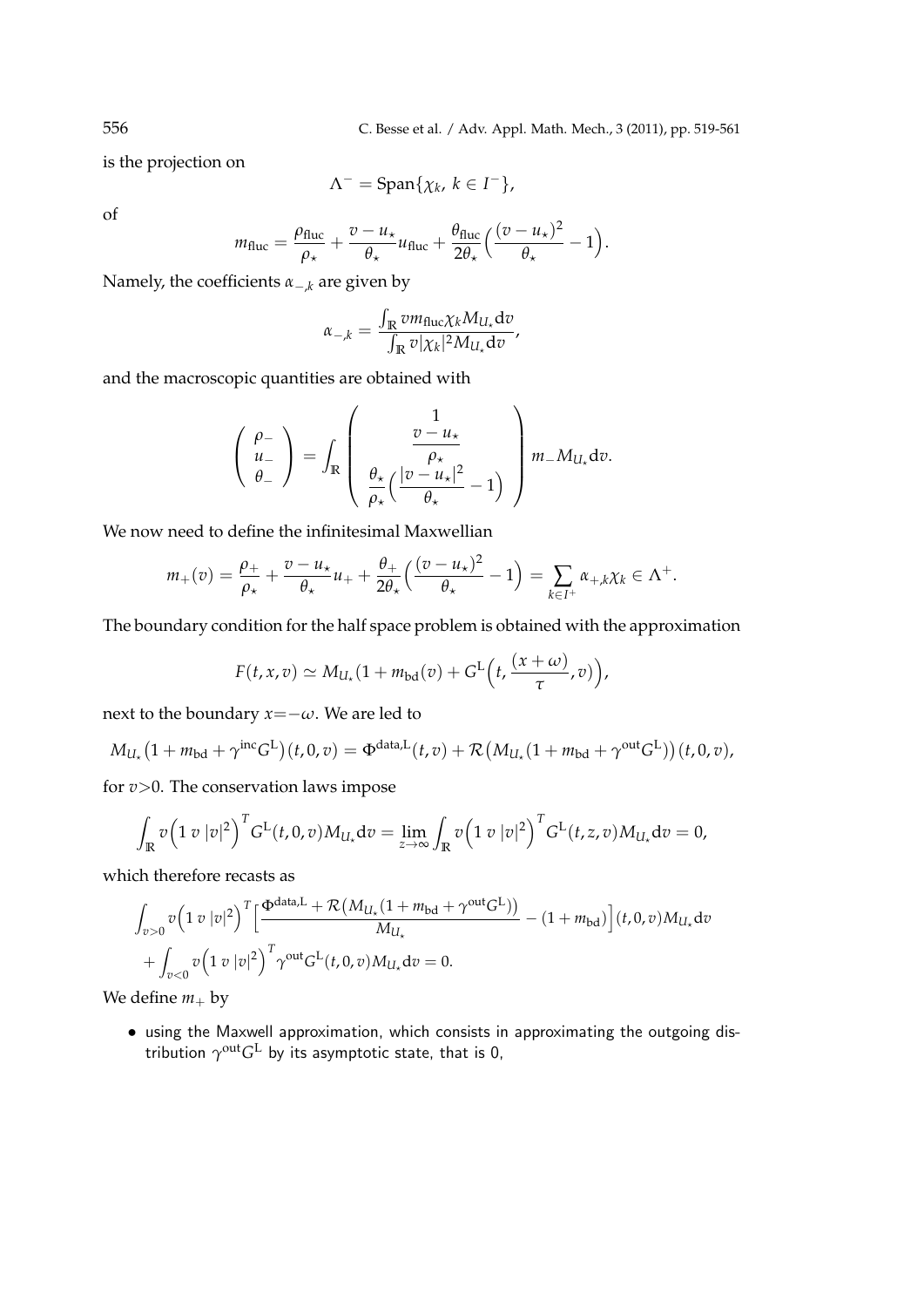is the projection on

$$\Lambda^- = \text{Span}\{\chi_k,\ k \in I^-\},$$

of

$$m_{\text{fluc}} = \frac{\rho_{\text{fluc}}}{\rho_\star} + \frac{v - u_\star}{\theta_\star} u_{\text{fluc}} + \frac{\theta_{\text{fluc}}}{2\theta_\star}\Big(\frac{(v-u_\star)^2}{\theta_\star} - 1\Big).$$

Namely, the coefficients $\alpha_{-,k}$ are given by

$$\alpha_{-,k} = \frac{\int_{\mathbb{R}} v m_{\text{fluc}} \chi_k M_{U_\star} \mathrm{d}v}{\int_{\mathbb{R}} v |\chi_k|^2 M_{U_\star} \mathrm{d}v},$$

and the macroscopic quantities are obtained with

$$\begin{pmatrix} \rho_- \\ u_- \\ \theta_- \end{pmatrix} = \int_{\mathbb{R}} \begin{pmatrix} 1 \\ \dfrac{v - u_\star}{\rho_\star} \\ \dfrac{\theta_\star}{\rho_\star}\Big(\dfrac{|v-u_\star|^2}{\theta_\star} - 1\Big) \end{pmatrix} m_- M_{U_\star} \mathrm{d}v.$$

We now need to define the infinitesimal Maxwellian

$$m_+(v) = \frac{\rho_+}{\rho_\star} + \frac{v-u_\star}{\theta_\star} u_+ + \frac{\theta_+}{2\theta_\star}\Big(\frac{(v-u_\star)^2}{\theta_\star} - 1\Big) = \sum_{k\in I^+} \alpha_{+,k}\chi_k \in \Lambda^+.$$

The boundary condition for the half space problem is obtained with the approximation

$$F(t,x,v) \simeq M_{U_\star}\big(1 + m_{\text{bd}}(v) + G^{\text{L}}\Big(t, \frac{(x+\omega)}{\tau}, v\Big)\Big),$$

next to the boundary $x=-\omega$. We are led to

$$M_{U_\star}\big(1 + m_{\text{bd}} + \gamma^{\text{inc}} G^{\text{L}}\big)(t,0,v) = \Phi^{\text{data,L}}(t,v) + \mathcal{R}\big(M_{U_\star}(1 + m_{\text{bd}} + \gamma^{\text{out}} G^{\text{L}})\big)(t,0,v),$$

for $v>0$. The conservation laws impose

$$\int_{\mathbb{R}} v\Big(1\ v\ |v|^2\Big)^T G^{\text{L}}(t,0,v) M_{U_\star} \mathrm{d}v = \lim_{z\to\infty} \int_{\mathbb{R}} v\Big(1\ v\ |v|^2\Big)^T G^{\text{L}}(t,z,v) M_{U_\star} \mathrm{d}v = 0,$$

which therefore recasts as

$$\begin{aligned}
&\int_{v>0} v\Big(1\ v\ |v|^2\Big)^T \Big[\frac{\Phi^{\text{data,L}} + \mathcal{R}\big(M_{U_\star}(1 + m_{\text{bd}} + \gamma^{\text{out}} G^{\text{L}})\big)}{M_{U_\star}} - (1 + m_{\text{bd}})\Big](t,0,v) M_{U_\star} \mathrm{d}v \\
&+ \int_{v<0} v\Big(1\ v\ |v|^2\Big)^T \gamma^{\text{out}} G^{\text{L}}(t,0,v) M_{U_\star} \mathrm{d}v = 0.
\end{aligned}$$

We define $m_+$ by

- using the Maxwell approximation, which consists in approximating the outgoing distribution $\gamma^{\text{out}} G^{\text{L}}$ by its asymptotic state, that is 0,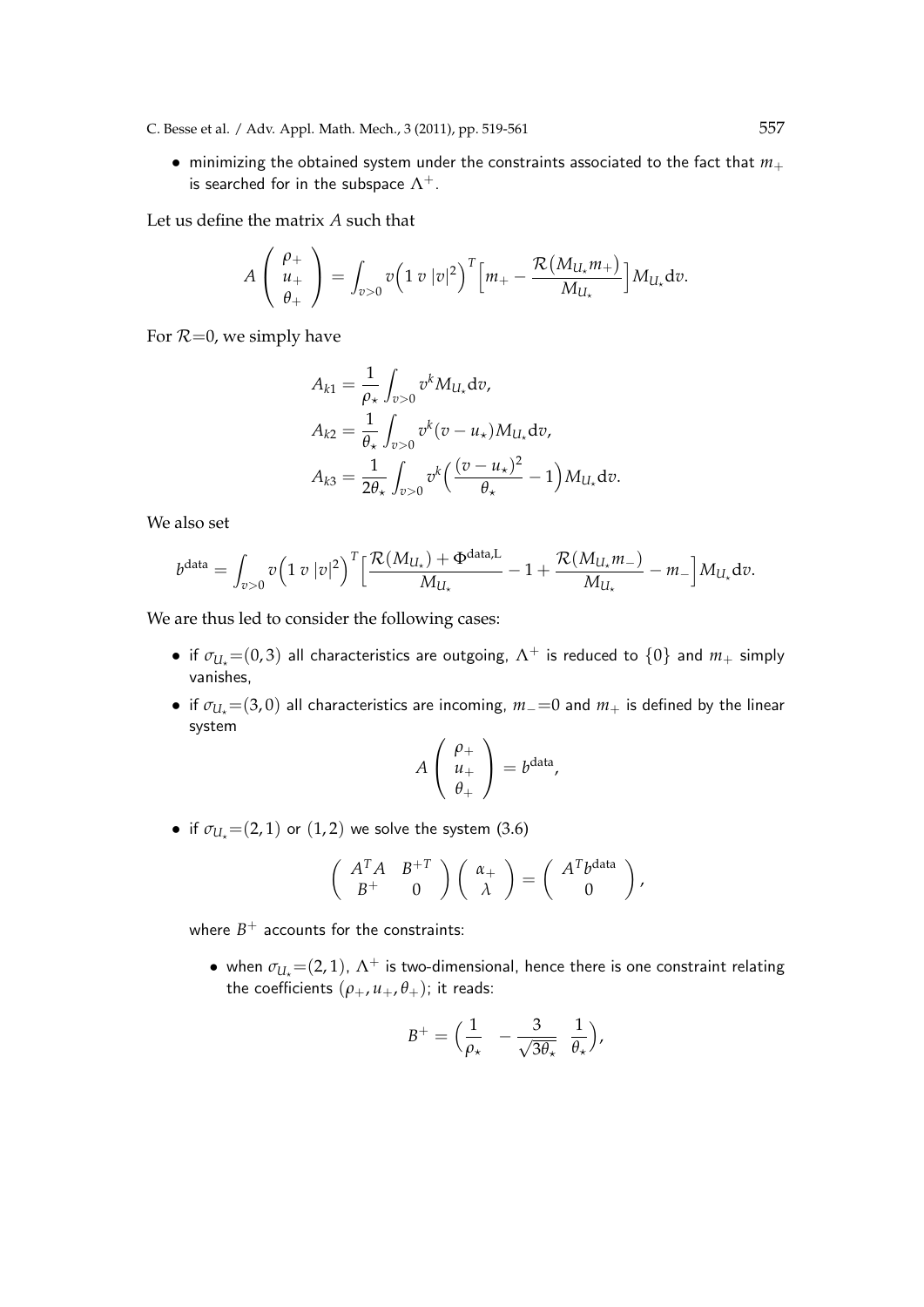- minimizing the obtained system under the constraints associated to the fact that $m_+$ is searched for in the subspace $\Lambda^+$.

Let us define the matrix $A$ such that

$$A \begin{pmatrix} \rho_+ \\ u_+ \\ \theta_+ \end{pmatrix} = \int_{v>0} v \Big(1 \ v \ |v|^2\Big)^T \Big[ m_+ - \frac{\mathcal{R}\big(M_{U_\star} m_+\big)}{M_{U_\star}} \Big] M_{U_\star} \mathrm{d}v.$$

For $\mathcal{R}$=0, we simply have

$$\begin{aligned} A_{k1} &= \frac{1}{\rho_\star} \int_{v>0} v^k M_{U_\star} \mathrm{d}v, \\ A_{k2} &= \frac{1}{\theta_\star} \int_{v>0} v^k (v - u_\star) M_{U_\star} \mathrm{d}v, \\ A_{k3} &= \frac{1}{2\theta_\star} \int_{v>0} v^k \Big( \frac{(v-u_\star)^2}{\theta_\star} - 1 \Big) M_{U_\star} \mathrm{d}v. \end{aligned}$$

We also set

$$b^{\text{data}} = \int_{v>0} v \Big(1 \ v \ |v|^2\Big)^T \Big[ \frac{\mathcal{R}(M_{U_\star}) + \Phi^{\text{data,L}}}{M_{U_\star}} - 1 + \frac{\mathcal{R}(M_{U_\star} m_-)}{M_{U_\star}} - m_- \Big] M_{U_\star} \mathrm{d}v.$$

We are thus led to consider the following cases:

- if $\sigma_{U_\star}$=$(0,3)$ all characteristics are outgoing, $\Lambda^+$ is reduced to $\{0\}$ and $m_+$ simply vanishes,
- if $\sigma_{U_\star}$=$(3,0)$ all characteristics are incoming, $m_-$=0 and $m_+$ is defined by the linear system

$$A \begin{pmatrix} \rho_+ \\ u_+ \\ \theta_+ \end{pmatrix} = b^{\text{data}},$$

- if $\sigma_{U_\star}$=$(2,1)$ or $(1,2)$ we solve the system (3.6)

$$\begin{pmatrix} A^T A & B^{+T} \\ B^+ & 0 \end{pmatrix} \begin{pmatrix} \alpha_+ \\ \lambda \end{pmatrix} = \begin{pmatrix} A^T b^{\text{data}} \\ 0 \end{pmatrix},$$

  where $B^+$ accounts for the constraints:

  - when $\sigma_{U_\star}$=$(2,1)$, $\Lambda^+$ is two-dimensional, hence there is one constraint relating the coefficients $(\rho_+, u_+, \theta_+)$; it reads:

$$B^+ = \Big( \frac{1}{\rho_\star} \quad -\frac{3}{\sqrt{3\theta_\star}} \quad \frac{1}{\theta_\star} \Big),$$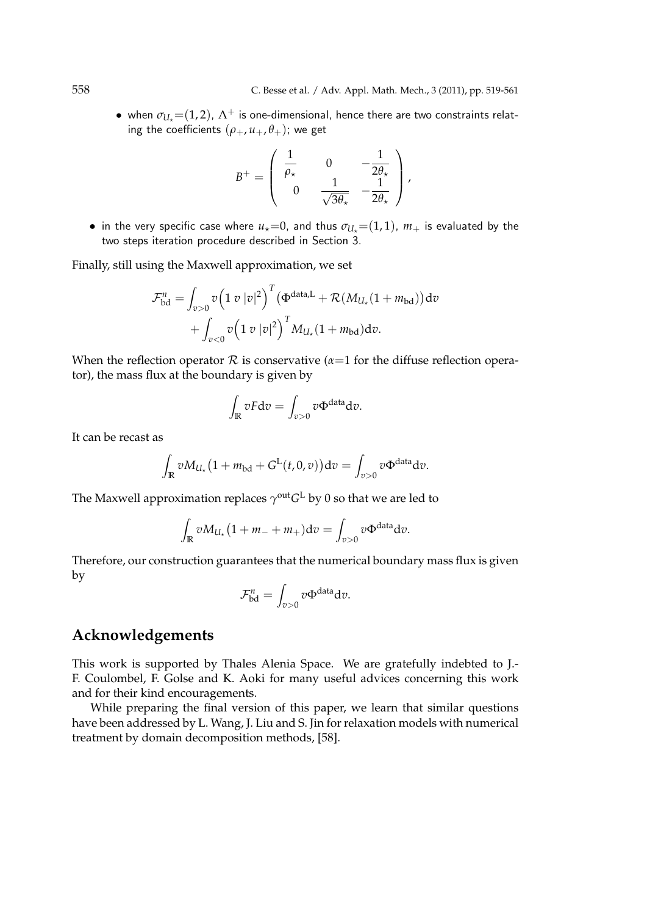- when $\sigma_{U_\star}=(1,2)$, $\Lambda^+$ is one-dimensional, hence there are two constraints relating the coefficients $(\rho_+, u_+, \theta_+)$; we get

$$B^+ = \begin{pmatrix} \dfrac{1}{\rho_\star} & 0 & -\dfrac{1}{2\theta_\star} \\ 0 & \dfrac{1}{\sqrt{3\theta_\star}} & -\dfrac{1}{2\theta_\star} \end{pmatrix},$$

- in the very specific case where $u_\star=0$, and thus $\sigma_{U_\star}=(1,1)$, $m_+$ is evaluated by the two steps iteration procedure described in Section 3.

Finally, still using the Maxwell approximation, we set

$$\begin{aligned}\mathcal{F}^n_{\text{bd}} =& \int_{v>0} v\Big(1\ v\ |v|^2\Big)^T \big(\Phi^{\text{data,L}} + \mathcal{R}(M_{U_\star}(1+m_{\text{bd}})\big)\text{d}v \\ &+ \int_{v<0} v\Big(1\ v\ |v|^2\Big)^T M_{U_\star}(1+m_{\text{bd}})\text{d}v.\end{aligned}$$

When the reflection operator $\mathcal{R}$ is conservative ($\alpha$=1 for the diffuse reflection operator), the mass flux at the boundary is given by

$$\int_{\mathbb{R}} vF\text{d}v = \int_{v>0} v\Phi^{\text{data}}\text{d}v.$$

It can be recast as

$$\int_{\mathbb{R}} vM_{U_\star}\big(1+m_{\text{bd}} + G^{\text{L}}(t,0,v)\big)\text{d}v = \int_{v>0} v\Phi^{\text{data}}\text{d}v.$$

The Maxwell approximation replaces $\gamma^{\text{out}}G^{\text{L}}$ by 0 so that we are led to

$$\int_{\mathbb{R}} vM_{U_\star}(1+m_- + m_+)\text{d}v = \int_{v>0} v\Phi^{\text{data}}\text{d}v.$$

Therefore, our construction guarantees that the numerical boundary mass flux is given by

$$\mathcal{F}^n_{\text{bd}} = \int_{v>0} v\Phi^{\text{data}}\text{d}v.$$

## Acknowledgements

This work is supported by Thales Alenia Space. We are gratefully indebted to J.-F. Coulombel, F. Golse and K. Aoki for many useful advices concerning this work and for their kind encouragements.

While preparing the final version of this paper, we learn that similar questions have been addressed by L. Wang, J. Liu and S. Jin for relaxation models with numerical treatment by domain decomposition methods, [58].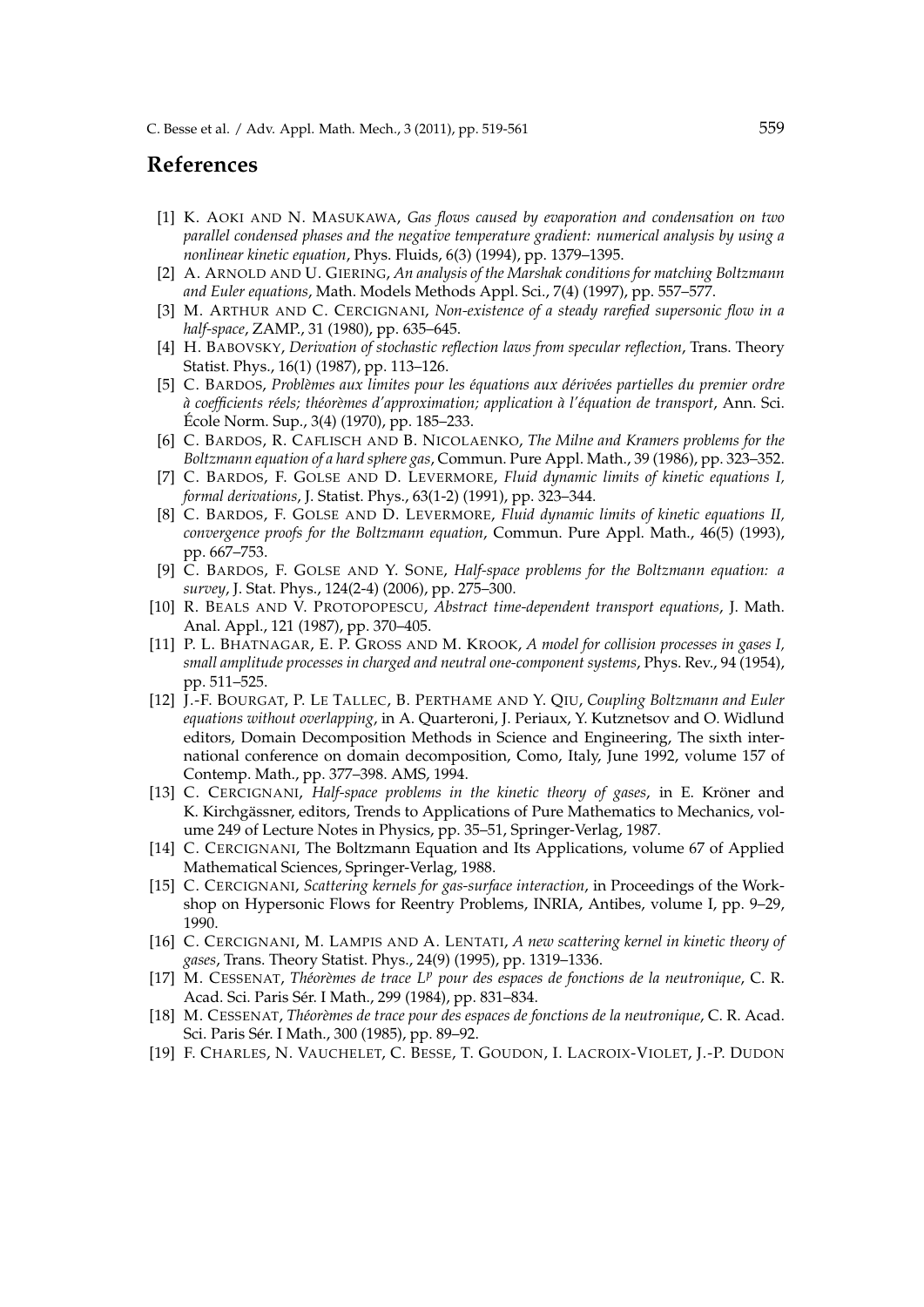## References

[1] K. Aoki and N. Masukawa, *Gas flows caused by evaporation and condensation on two parallel condensed phases and the negative temperature gradient: numerical analysis by using a nonlinear kinetic equation*, Phys. Fluids, 6(3) (1994), pp. 1379–1395.

[2] A. Arnold and U. Giering, *An analysis of the Marshak conditions for matching Boltzmann and Euler equations*, Math. Models Methods Appl. Sci., 7(4) (1997), pp. 557–577.

[3] M. Arthur and C. Cercignani, *Non-existence of a steady rarefied supersonic flow in a half-space*, ZAMP., 31 (1980), pp. 635–645.

[4] H. Babovsky, *Derivation of stochastic reflection laws from specular reflection*, Trans. Theory Statist. Phys., 16(1) (1987), pp. 113–126.

[5] C. Bardos, *Problèmes aux limites pour les équations aux dérivées partielles du premier ordre à coefficients réels; théorèmes d'approximation; application à l'équation de transport*, Ann. Sci. École Norm. Sup., 3(4) (1970), pp. 185–233.

[6] C. Bardos, R. Caflisch and B. Nicolaenko, *The Milne and Kramers problems for the Boltzmann equation of a hard sphere gas*, Commun. Pure Appl. Math., 39 (1986), pp. 323–352.

[7] C. Bardos, F. Golse and D. Levermore, *Fluid dynamic limits of kinetic equations I, formal derivations*, J. Statist. Phys., 63(1-2) (1991), pp. 323–344.

[8] C. Bardos, F. Golse and D. Levermore, *Fluid dynamic limits of kinetic equations II, convergence proofs for the Boltzmann equation*, Commun. Pure Appl. Math., 46(5) (1993), pp. 667–753.

[9] C. Bardos, F. Golse and Y. Sone, *Half-space problems for the Boltzmann equation: a survey*, J. Stat. Phys., 124(2-4) (2006), pp. 275–300.

[10] R. Beals and V. Protopopescu, *Abstract time-dependent transport equations*, J. Math. Anal. Appl., 121 (1987), pp. 370–405.

[11] P. L. Bhatnagar, E. P. Gross and M. Krook, *A model for collision processes in gases I, small amplitude processes in charged and neutral one-component systems*, Phys. Rev., 94 (1954), pp. 511–525.

[12] J.-F. Bourgat, P. Le Tallec, B. Perthame and Y. Qiu, *Coupling Boltzmann and Euler equations without overlapping*, in A. Quarteroni, J. Periaux, Y. Kutznetsov and O. Widlund editors, Domain Decomposition Methods in Science and Engineering, The sixth international conference on domain decomposition, Como, Italy, June 1992, volume 157 of Contemp. Math., pp. 377–398. AMS, 1994.

[13] C. Cercignani, *Half-space problems in the kinetic theory of gases*, in E. Kröner and K. Kirchgässner, editors, Trends to Applications of Pure Mathematics to Mechanics, volume 249 of Lecture Notes in Physics, pp. 35–51, Springer-Verlag, 1987.

[14] C. Cercignani, The Boltzmann Equation and Its Applications, volume 67 of Applied Mathematical Sciences, Springer-Verlag, 1988.

[15] C. Cercignani, *Scattering kernels for gas-surface interaction*, in Proceedings of the Workshop on Hypersonic Flows for Reentry Problems, INRIA, Antibes, volume I, pp. 9–29, 1990.

[16] C. Cercignani, M. Lampis and A. Lentati, *A new scattering kernel in kinetic theory of gases*, Trans. Theory Statist. Phys., 24(9) (1995), pp. 1319–1336.

[17] M. Cessenat, *Théorèmes de trace $L^p$ pour des espaces de fonctions de la neutronique*, C. R. Acad. Sci. Paris Sér. I Math., 299 (1984), pp. 831–834.

[18] M. Cessenat, *Théorèmes de trace pour des espaces de fonctions de la neutronique*, C. R. Acad. Sci. Paris Sér. I Math., 300 (1985), pp. 89–92.

[19] F. Charles, N. Vauchelet, C. Besse, T. Goudon, I. Lacroix-Violet, J.-P. Dudon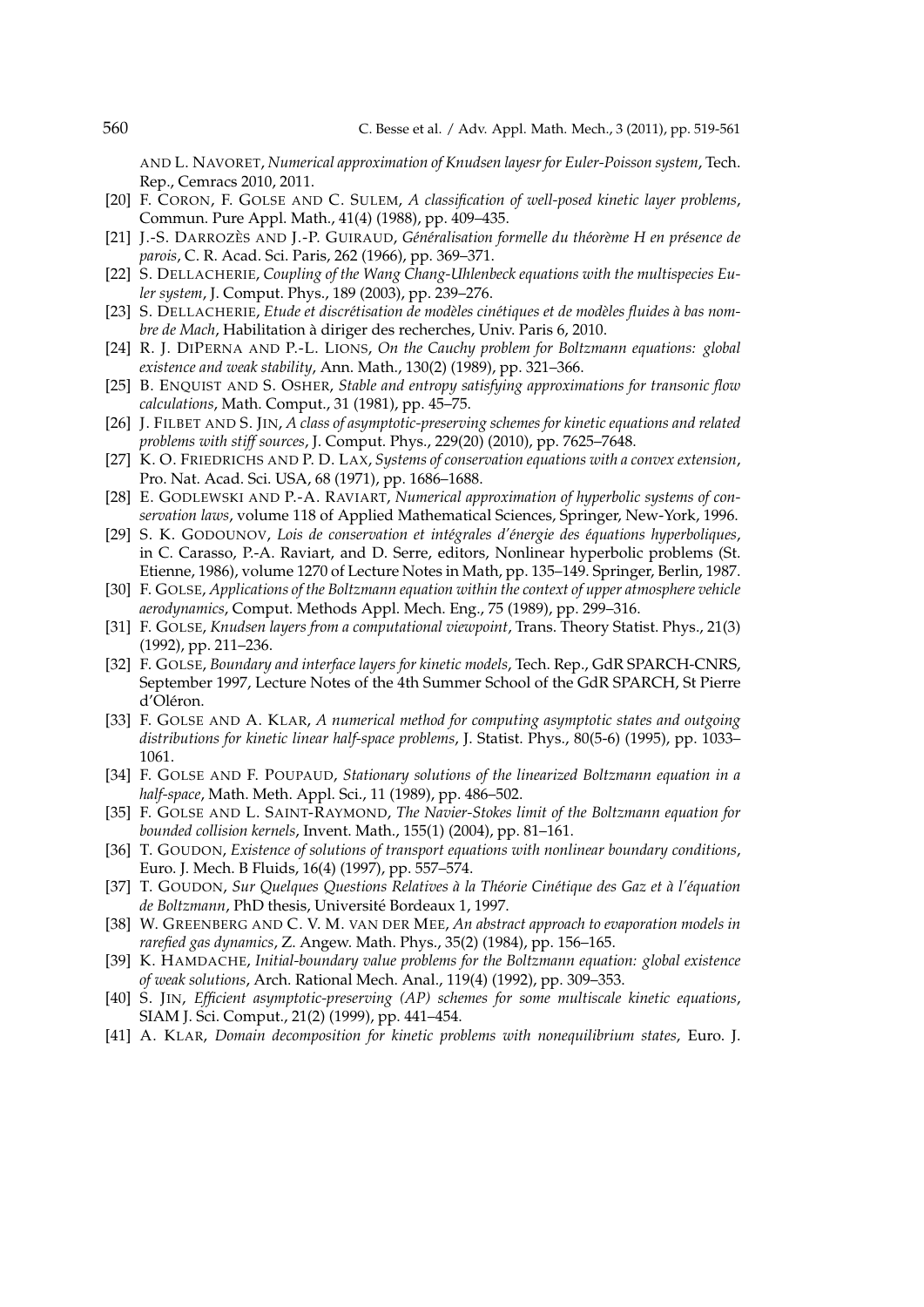AND L. NAVORET, *Numerical approximation of Knudsen layesr for Euler-Poisson system*, Tech. Rep., Cemracs 2010, 2011.

[20] F. CORON, F. GOLSE AND C. SULEM, *A classification of well-posed kinetic layer problems*, Commun. Pure Appl. Math., 41(4) (1988), pp. 409–435.

[21] J.-S. DARROZÈS AND J.-P. GUIRAUD, *Généralisation formelle du théorème H en présence de parois*, C. R. Acad. Sci. Paris, 262 (1966), pp. 369–371.

[22] S. DELLACHERIE, *Coupling of the Wang Chang-Uhlenbeck equations with the multispecies Euler system*, J. Comput. Phys., 189 (2003), pp. 239–276.

[23] S. DELLACHERIE, *Etude et discrétisation de modèles cinétiques et de modèles fluides à bas nombre de Mach*, Habilitation à diriger des recherches, Univ. Paris 6, 2010.

[24] R. J. DIPERNA AND P.-L. LIONS, *On the Cauchy problem for Boltzmann equations: global existence and weak stability*, Ann. Math., 130(2) (1989), pp. 321–366.

[25] B. ENQUIST AND S. OSHER, *Stable and entropy satisfying approximations for transonic flow calculations*, Math. Comput., 31 (1981), pp. 45–75.

[26] J. FILBET AND S. JIN, *A class of asymptotic-preserving schemes for kinetic equations and related problems with stiff sources*, J. Comput. Phys., 229(20) (2010), pp. 7625–7648.

[27] K. O. FRIEDRICHS AND P. D. LAX, *Systems of conservation equations with a convex extension*, Pro. Nat. Acad. Sci. USA, 68 (1971), pp. 1686–1688.

[28] E. GODLEWSKI AND P.-A. RAVIART, *Numerical approximation of hyperbolic systems of conservation laws*, volume 118 of Applied Mathematical Sciences, Springer, New-York, 1996.

[29] S. K. GODOUNOV, *Lois de conservation et intégrales d'énergie des équations hyperboliques*, in C. Carasso, P.-A. Raviart, and D. Serre, editors, Nonlinear hyperbolic problems (St. Etienne, 1986), volume 1270 of Lecture Notes in Math, pp. 135–149. Springer, Berlin, 1987.

[30] F. GOLSE, *Applications of the Boltzmann equation within the context of upper atmosphere vehicle aerodynamics*, Comput. Methods Appl. Mech. Eng., 75 (1989), pp. 299–316.

[31] F. GOLSE, *Knudsen layers from a computational viewpoint*, Trans. Theory Statist. Phys., 21(3) (1992), pp. 211–236.

[32] F. GOLSE, *Boundary and interface layers for kinetic models*, Tech. Rep., GdR SPARCH-CNRS, September 1997, Lecture Notes of the 4th Summer School of the GdR SPARCH, St Pierre d'Oléron.

[33] F. GOLSE AND A. KLAR, *A numerical method for computing asymptotic states and outgoing distributions for kinetic linear half-space problems*, J. Statist. Phys., 80(5-6) (1995), pp. 1033–1061.

[34] F. GOLSE AND F. POUPAUD, *Stationary solutions of the linearized Boltzmann equation in a half-space*, Math. Meth. Appl. Sci., 11 (1989), pp. 486–502.

[35] F. GOLSE AND L. SAINT-RAYMOND, *The Navier-Stokes limit of the Boltzmann equation for bounded collision kernels*, Invent. Math., 155(1) (2004), pp. 81–161.

[36] T. GOUDON, *Existence of solutions of transport equations with nonlinear boundary conditions*, Euro. J. Mech. B Fluids, 16(4) (1997), pp. 557–574.

[37] T. GOUDON, *Sur Quelques Questions Relatives à la Théorie Cinétique des Gaz et à l'équation de Boltzmann*, PhD thesis, Université Bordeaux 1, 1997.

[38] W. GREENBERG AND C. V. M. VAN DER MEE, *An abstract approach to evaporation models in rarefied gas dynamics*, Z. Angew. Math. Phys., 35(2) (1984), pp. 156–165.

[39] K. HAMDACHE, *Initial-boundary value problems for the Boltzmann equation: global existence of weak solutions*, Arch. Rational Mech. Anal., 119(4) (1992), pp. 309–353.

[40] S. JIN, *Efficient asymptotic-preserving (AP) schemes for some multiscale kinetic equations*, SIAM J. Sci. Comput., 21(2) (1999), pp. 441–454.

[41] A. KLAR, *Domain decomposition for kinetic problems with nonequilibrium states*, Euro. J.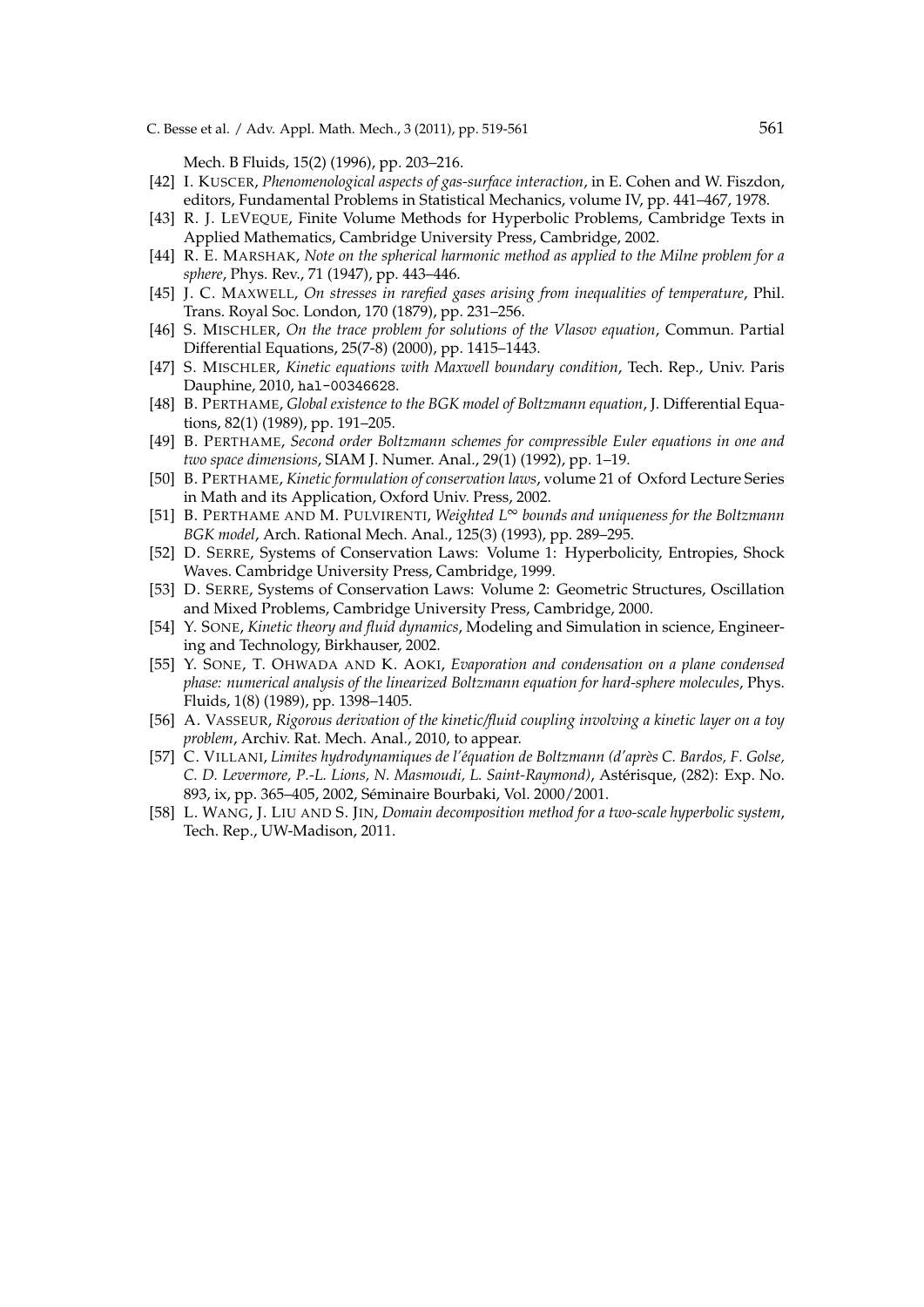Mech. B Fluids, 15(2) (1996), pp. 203–216.

[42] I. KUSCER, *Phenomenological aspects of gas-surface interaction*, in E. Cohen and W. Fiszdon, editors, Fundamental Problems in Statistical Mechanics, volume IV, pp. 441–467, 1978.

[43] R. J. LEVEQUE, Finite Volume Methods for Hyperbolic Problems, Cambridge Texts in Applied Mathematics, Cambridge University Press, Cambridge, 2002.

[44] R. E. MARSHAK, *Note on the spherical harmonic method as applied to the Milne problem for a sphere*, Phys. Rev., 71 (1947), pp. 443–446.

[45] J. C. MAXWELL, *On stresses in rarefied gases arising from inequalities of temperature*, Phil. Trans. Royal Soc. London, 170 (1879), pp. 231–256.

[46] S. MISCHLER, *On the trace problem for solutions of the Vlasov equation*, Commun. Partial Differential Equations, 25(7-8) (2000), pp. 1415–1443.

[47] S. MISCHLER, *Kinetic equations with Maxwell boundary condition*, Tech. Rep., Univ. Paris Dauphine, 2010, hal-00346628.

[48] B. PERTHAME, *Global existence to the BGK model of Boltzmann equation*, J. Differential Equations, 82(1) (1989), pp. 191–205.

[49] B. PERTHAME, *Second order Boltzmann schemes for compressible Euler equations in one and two space dimensions*, SIAM J. Numer. Anal., 29(1) (1992), pp. 1–19.

[50] B. PERTHAME, *Kinetic formulation of conservation laws*, volume 21 of Oxford Lecture Series in Math and its Application, Oxford Univ. Press, 2002.

[51] B. PERTHAME AND M. PULVIRENTI, *Weighted $L^\infty$ bounds and uniqueness for the Boltzmann BGK model*, Arch. Rational Mech. Anal., 125(3) (1993), pp. 289–295.

[52] D. SERRE, Systems of Conservation Laws: Volume 1: Hyperbolicity, Entropies, Shock Waves. Cambridge University Press, Cambridge, 1999.

[53] D. SERRE, Systems of Conservation Laws: Volume 2: Geometric Structures, Oscillation and Mixed Problems, Cambridge University Press, Cambridge, 2000.

[54] Y. SONE, *Kinetic theory and fluid dynamics*, Modeling and Simulation in science, Engineering and Technology, Birkhauser, 2002.

[55] Y. SONE, T. OHWADA AND K. AOKI, *Evaporation and condensation on a plane condensed phase: numerical analysis of the linearized Boltzmann equation for hard-sphere molecules*, Phys. Fluids, 1(8) (1989), pp. 1398–1405.

[56] A. VASSEUR, *Rigorous derivation of the kinetic/fluid coupling involving a kinetic layer on a toy problem*, Archiv. Rat. Mech. Anal., 2010, to appear.

[57] C. VILLANI, *Limites hydrodynamiques de l'équation de Boltzmann (d'après C. Bardos, F. Golse, C. D. Levermore, P.-L. Lions, N. Masmoudi, L. Saint-Raymond)*, Astérisque, (282): Exp. No. 893, ix, pp. 365–405, 2002, Séminaire Bourbaki, Vol. 2000/2001.

[58] L. WANG, J. LIU AND S. JIN, *Domain decomposition method for a two-scale hyperbolic system*, Tech. Rep., UW-Madison, 2011.